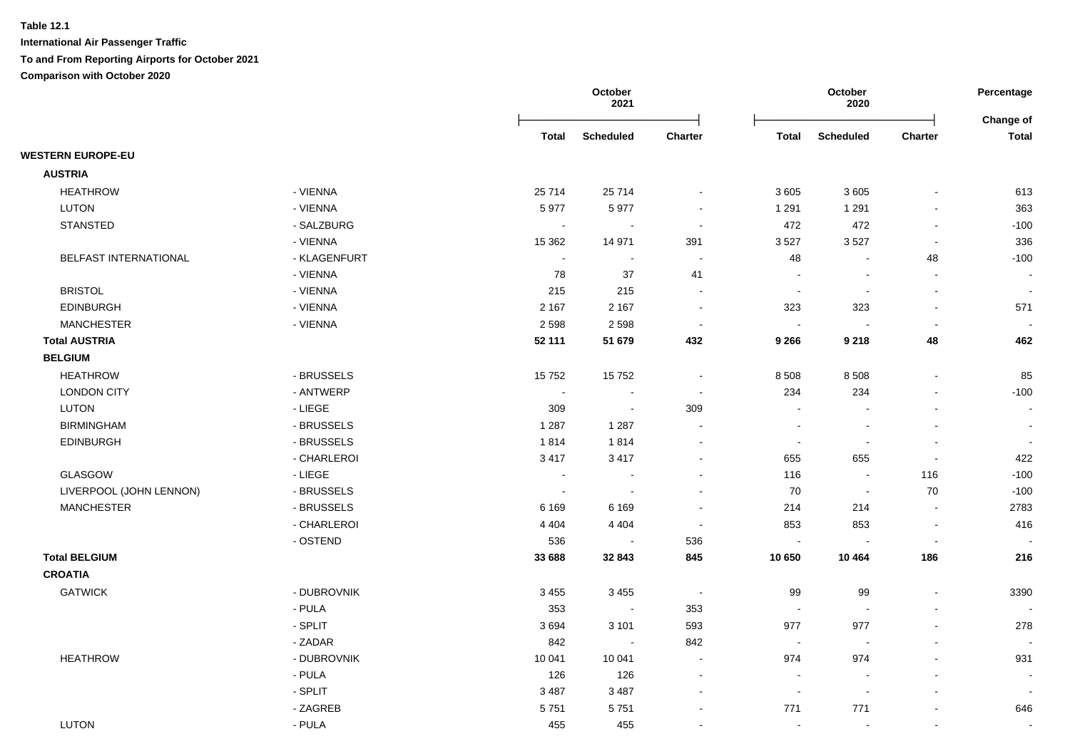**Table 12.1**

**International Air Passenger Traffic**

**To and From Reporting Airports for October 2021**

**Comparison with October 2020**

| | | October 2021 | | | October 2020 | | | Percentage Change of |
|---|---|---|---|---|---|---|---|---|
| | | **Total** | **Scheduled** | **Charter** | **Total** | **Scheduled** | **Charter** | **Total** |
| **WESTERN EUROPE-EU** | | | | | | | | |
| **AUSTRIA** | | | | | | | | |
| HEATHROW | - VIENNA | 25 714 | 25 714 | - | 3 605 | 3 605 | - | 613 |
| LUTON | - VIENNA | 5 977 | 5 977 | - | 1 291 | 1 291 | - | 363 |
| STANSTED | - SALZBURG | - | - | - | 472 | 472 | - | -100 |
| | - VIENNA | 15 362 | 14 971 | 391 | 3 527 | 3 527 | - | 336 |
| BELFAST INTERNATIONAL | - KLAGENFURT | - | - | - | 48 | - | 48 | -100 |
| | - VIENNA | 78 | 37 | 41 | - | - | - | - |
| BRISTOL | - VIENNA | 215 | 215 | - | - | - | - | - |
| EDINBURGH | - VIENNA | 2 167 | 2 167 | - | 323 | 323 | - | 571 |
| MANCHESTER | - VIENNA | 2 598 | 2 598 | - | - | - | - | - |
| **Total AUSTRIA** | | **52 111** | **51 679** | **432** | **9 266** | **9 218** | **48** | **462** |
| **BELGIUM** | | | | | | | | |
| HEATHROW | - BRUSSELS | 15 752 | 15 752 | - | 8 508 | 8 508 | - | 85 |
| LONDON CITY | - ANTWERP | - | - | - | 234 | 234 | - | -100 |
| LUTON | - LIEGE | 309 | - | 309 | - | - | - | - |
| BIRMINGHAM | - BRUSSELS | 1 287 | 1 287 | - | - | - | - | - |
| EDINBURGH | - BRUSSELS | 1 814 | 1 814 | - | - | - | - | - |
| | - CHARLEROI | 3 417 | 3 417 | - | 655 | 655 | - | 422 |
| GLASGOW | - LIEGE | - | - | - | 116 | - | 116 | -100 |
| LIVERPOOL (JOHN LENNON) | - BRUSSELS | - | - | - | 70 | - | 70 | -100 |
| MANCHESTER | - BRUSSELS | 6 169 | 6 169 | - | 214 | 214 | - | 2783 |
| | - CHARLEROI | 4 404 | 4 404 | - | 853 | 853 | - | 416 |
| | - OSTEND | 536 | - | 536 | - | - | - | - |
| **Total BELGIUM** | | **33 688** | **32 843** | **845** | **10 650** | **10 464** | **186** | **216** |
| **CROATIA** | | | | | | | | |
| GATWICK | - DUBROVNIK | 3 455 | 3 455 | - | 99 | 99 | - | 3390 |
| | - PULA | 353 | - | 353 | - | - | - | - |
| | - SPLIT | 3 694 | 3 101 | 593 | 977 | 977 | - | 278 |
| | - ZADAR | 842 | - | 842 | - | - | - | - |
| HEATHROW | - DUBROVNIK | 10 041 | 10 041 | - | 974 | 974 | - | 931 |
| | - PULA | 126 | 126 | - | - | - | - | - |
| | - SPLIT | 3 487 | 3 487 | - | - | - | - | - |
| | - ZAGREB | 5 751 | 5 751 | - | 771 | 771 | - | 646 |
| LUTON | - PULA | 455 | 455 | - | - | - | - | - |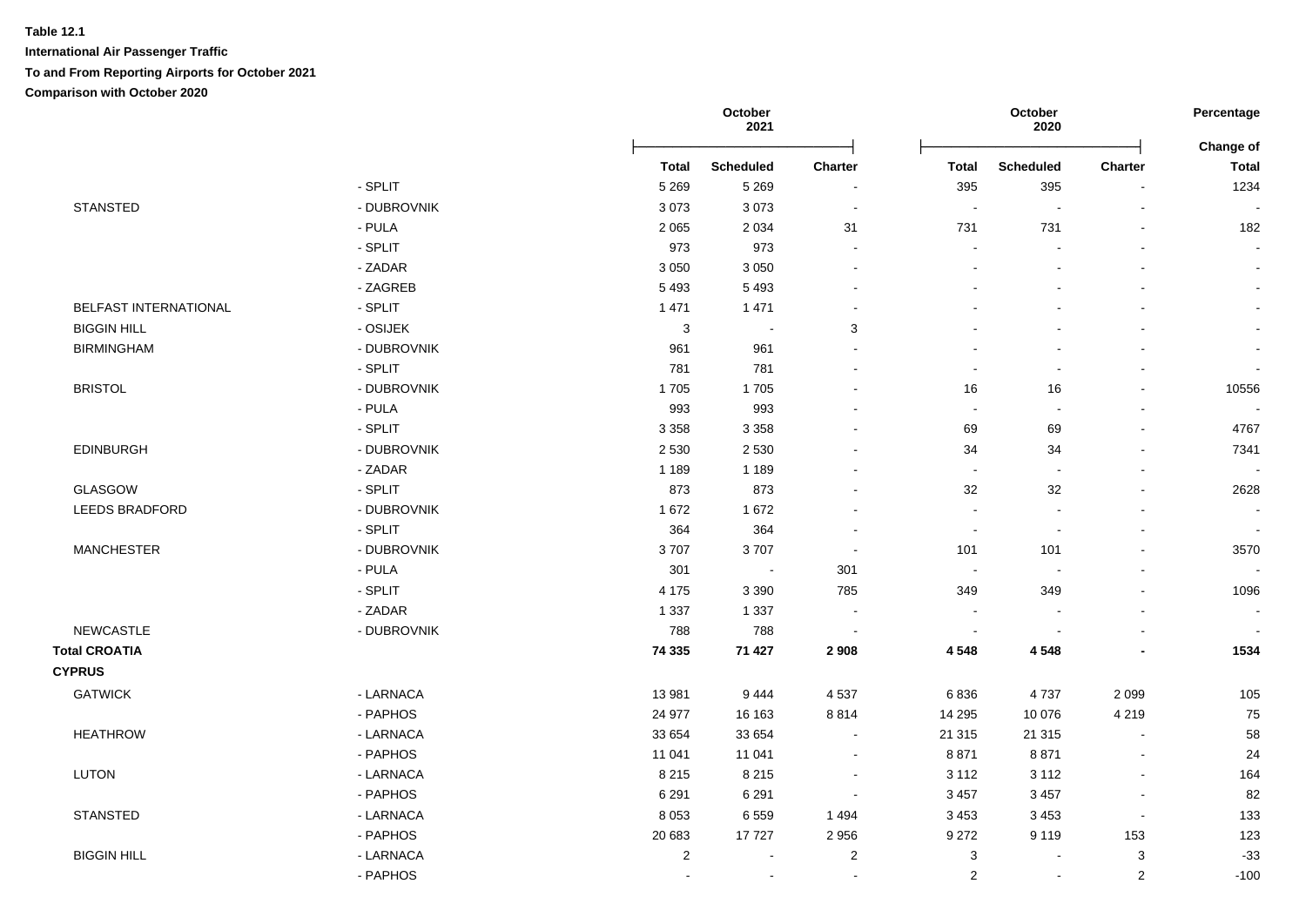**Table 12.1**

**International Air Passenger Traffic**

**To and From Reporting Airports for October 2021**

**Comparison with October 2020**

| | | October 2021 | | | October 2020 | | | Percentage |
|---|---|---|---|---|---|---|---|---|
| | | **Total** | **Scheduled** | **Charter** | **Total** | **Scheduled** | **Charter** | **Change of Total** |
| | - SPLIT | 5 269 | 5 269 | - | 395 | 395 | - | 1234 |
| STANSTED | - DUBROVNIK | 3 073 | 3 073 | - | - | - | - | - |
| | - PULA | 2 065 | 2 034 | 31 | 731 | 731 | - | 182 |
| | - SPLIT | 973 | 973 | - | - | - | - | - |
| | - ZADAR | 3 050 | 3 050 | - | - | - | - | - |
| | - ZAGREB | 5 493 | 5 493 | - | - | - | - | - |
| BELFAST INTERNATIONAL | - SPLIT | 1 471 | 1 471 | - | - | - | - | - |
| BIGGIN HILL | - OSIJEK | 3 | - | 3 | - | - | - | - |
| BIRMINGHAM | - DUBROVNIK | 961 | 961 | - | - | - | - | - |
| | - SPLIT | 781 | 781 | - | - | - | - | - |
| BRISTOL | - DUBROVNIK | 1 705 | 1 705 | - | 16 | 16 | - | 10556 |
| | - PULA | 993 | 993 | - | - | - | - | - |
| | - SPLIT | 3 358 | 3 358 | - | 69 | 69 | - | 4767 |
| EDINBURGH | - DUBROVNIK | 2 530 | 2 530 | - | 34 | 34 | - | 7341 |
| | - ZADAR | 1 189 | 1 189 | - | - | - | - | - |
| GLASGOW | - SPLIT | 873 | 873 | - | 32 | 32 | - | 2628 |
| LEEDS BRADFORD | - DUBROVNIK | 1 672 | 1 672 | - | - | - | - | - |
| | - SPLIT | 364 | 364 | - | - | - | - | - |
| MANCHESTER | - DUBROVNIK | 3 707 | 3 707 | - | 101 | 101 | - | 3570 |
| | - PULA | 301 | - | 301 | - | - | - | - |
| | - SPLIT | 4 175 | 3 390 | 785 | 349 | 349 | - | 1096 |
| | - ZADAR | 1 337 | 1 337 | - | - | - | - | - |
| NEWCASTLE | - DUBROVNIK | 788 | 788 | - | - | - | - | - |
| **Total CROATIA** | | **74 335** | **71 427** | **2 908** | **4 548** | **4 548** | **-** | **1534** |
| **CYPRUS** | | | | | | | | |
| GATWICK | - LARNACA | 13 981 | 9 444 | 4 537 | 6 836 | 4 737 | 2 099 | 105 |
| | - PAPHOS | 24 977 | 16 163 | 8 814 | 14 295 | 10 076 | 4 219 | 75 |
| HEATHROW | - LARNACA | 33 654 | 33 654 | - | 21 315 | 21 315 | - | 58 |
| | - PAPHOS | 11 041 | 11 041 | - | 8 871 | 8 871 | - | 24 |
| LUTON | - LARNACA | 8 215 | 8 215 | - | 3 112 | 3 112 | - | 164 |
| | - PAPHOS | 6 291 | 6 291 | - | 3 457 | 3 457 | - | 82 |
| STANSTED | - LARNACA | 8 053 | 6 559 | 1 494 | 3 453 | 3 453 | - | 133 |
| | - PAPHOS | 20 683 | 17 727 | 2 956 | 9 272 | 9 119 | 153 | 123 |
| BIGGIN HILL | - LARNACA | 2 | - | 2 | 3 | - | 3 | -33 |
| | - PAPHOS | - | - | - | 2 | - | 2 | -100 |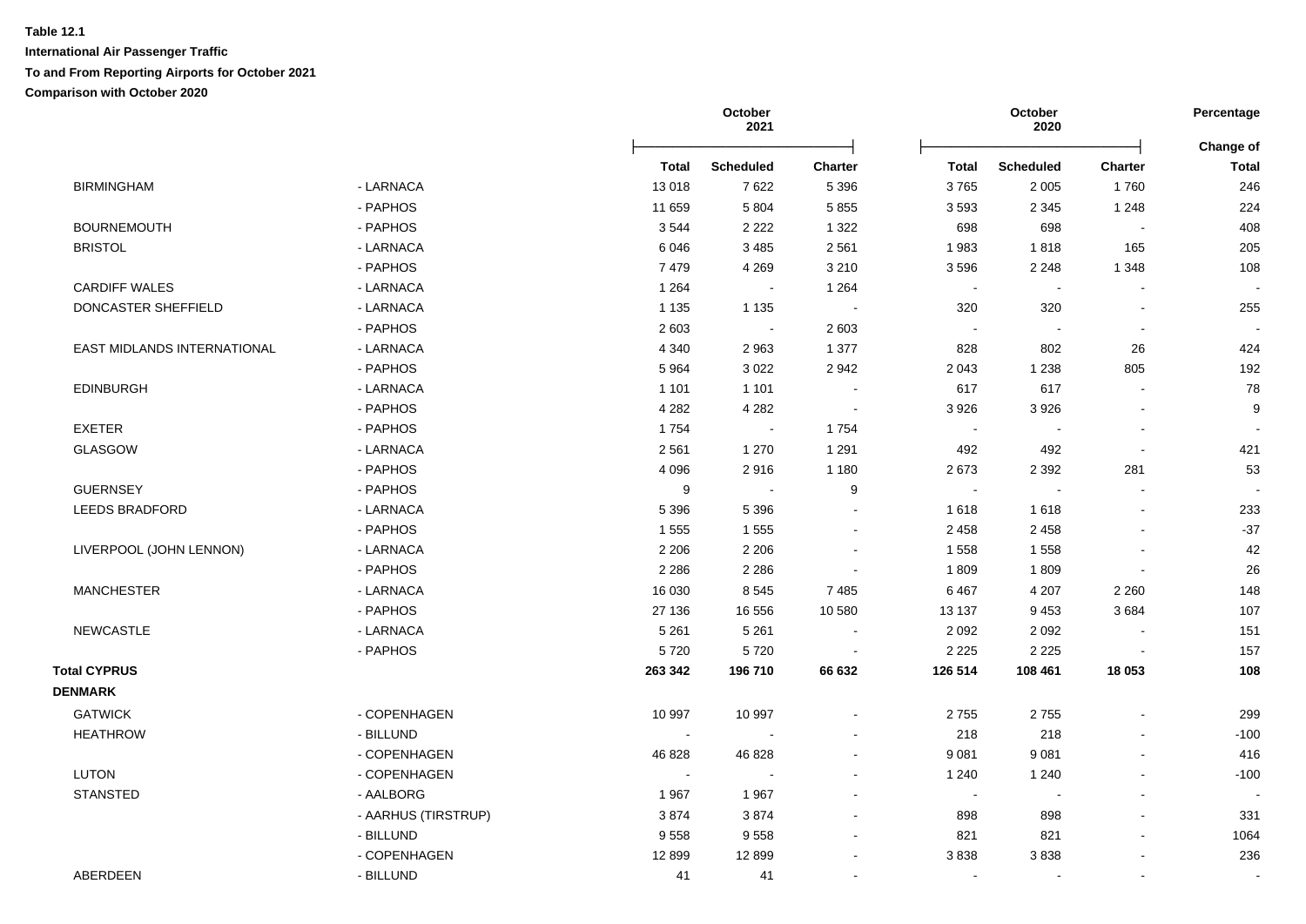**Table 12.1**

**International Air Passenger Traffic**

**To and From Reporting Airports for October 2021**

**Comparison with October 2020**

| | | October 2021 | | | October 2020 | | | Percentage |
|---|---|---|---|---|---|---|---|---|
| | | Total | Scheduled | Charter | Total | Scheduled | Charter | Change of Total |
| BIRMINGHAM | - LARNACA | 13 018 | 7 622 | 5 396 | 3 765 | 2 005 | 1 760 | 246 |
| | - PAPHOS | 11 659 | 5 804 | 5 855 | 3 593 | 2 345 | 1 248 | 224 |
| BOURNEMOUTH | - PAPHOS | 3 544 | 2 222 | 1 322 | 698 | 698 | - | 408 |
| BRISTOL | - LARNACA | 6 046 | 3 485 | 2 561 | 1 983 | 1 818 | 165 | 205 |
| | - PAPHOS | 7 479 | 4 269 | 3 210 | 3 596 | 2 248 | 1 348 | 108 |
| CARDIFF WALES | - LARNACA | 1 264 | - | 1 264 | - | - | - | - |
| DONCASTER SHEFFIELD | - LARNACA | 1 135 | 1 135 | - | 320 | 320 | - | 255 |
| | - PAPHOS | 2 603 | - | 2 603 | - | - | - | - |
| EAST MIDLANDS INTERNATIONAL | - LARNACA | 4 340 | 2 963 | 1 377 | 828 | 802 | 26 | 424 |
| | - PAPHOS | 5 964 | 3 022 | 2 942 | 2 043 | 1 238 | 805 | 192 |
| EDINBURGH | - LARNACA | 1 101 | 1 101 | - | 617 | 617 | - | 78 |
| | - PAPHOS | 4 282 | 4 282 | - | 3 926 | 3 926 | - | 9 |
| EXETER | - PAPHOS | 1 754 | - | 1 754 | - | - | - | - |
| GLASGOW | - LARNACA | 2 561 | 1 270 | 1 291 | 492 | 492 | - | 421 |
| | - PAPHOS | 4 096 | 2 916 | 1 180 | 2 673 | 2 392 | 281 | 53 |
| GUERNSEY | - PAPHOS | 9 | - | 9 | - | - | - | - |
| LEEDS BRADFORD | - LARNACA | 5 396 | 5 396 | - | 1 618 | 1 618 | - | 233 |
| | - PAPHOS | 1 555 | 1 555 | - | 2 458 | 2 458 | - | -37 |
| LIVERPOOL (JOHN LENNON) | - LARNACA | 2 206 | 2 206 | - | 1 558 | 1 558 | - | 42 |
| | - PAPHOS | 2 286 | 2 286 | - | 1 809 | 1 809 | - | 26 |
| MANCHESTER | - LARNACA | 16 030 | 8 545 | 7 485 | 6 467 | 4 207 | 2 260 | 148 |
| | - PAPHOS | 27 136 | 16 556 | 10 580 | 13 137 | 9 453 | 3 684 | 107 |
| NEWCASTLE | - LARNACA | 5 261 | 5 261 | - | 2 092 | 2 092 | - | 151 |
| | - PAPHOS | 5 720 | 5 720 | - | 2 225 | 2 225 | - | 157 |
| **Total CYPRUS** | | **263 342** | **196 710** | **66 632** | **126 514** | **108 461** | **18 053** | **108** |
| **DENMARK** | | | | | | | | |
| GATWICK | - COPENHAGEN | 10 997 | 10 997 | - | 2 755 | 2 755 | - | 299 |
| HEATHROW | - BILLUND | - | - | - | 218 | 218 | - | -100 |
| | - COPENHAGEN | 46 828 | 46 828 | - | 9 081 | 9 081 | - | 416 |
| LUTON | - COPENHAGEN | - | - | - | 1 240 | 1 240 | - | -100 |
| STANSTED | - AALBORG | 1 967 | 1 967 | - | - | - | - | - |
| | - AARHUS (TIRSTRUP) | 3 874 | 3 874 | - | 898 | 898 | - | 331 |
| | - BILLUND | 9 558 | 9 558 | - | 821 | 821 | - | 1064 |
| | - COPENHAGEN | 12 899 | 12 899 | - | 3 838 | 3 838 | - | 236 |
| ABERDEEN | - BILLUND | 41 | 41 | - | - | - | - | - |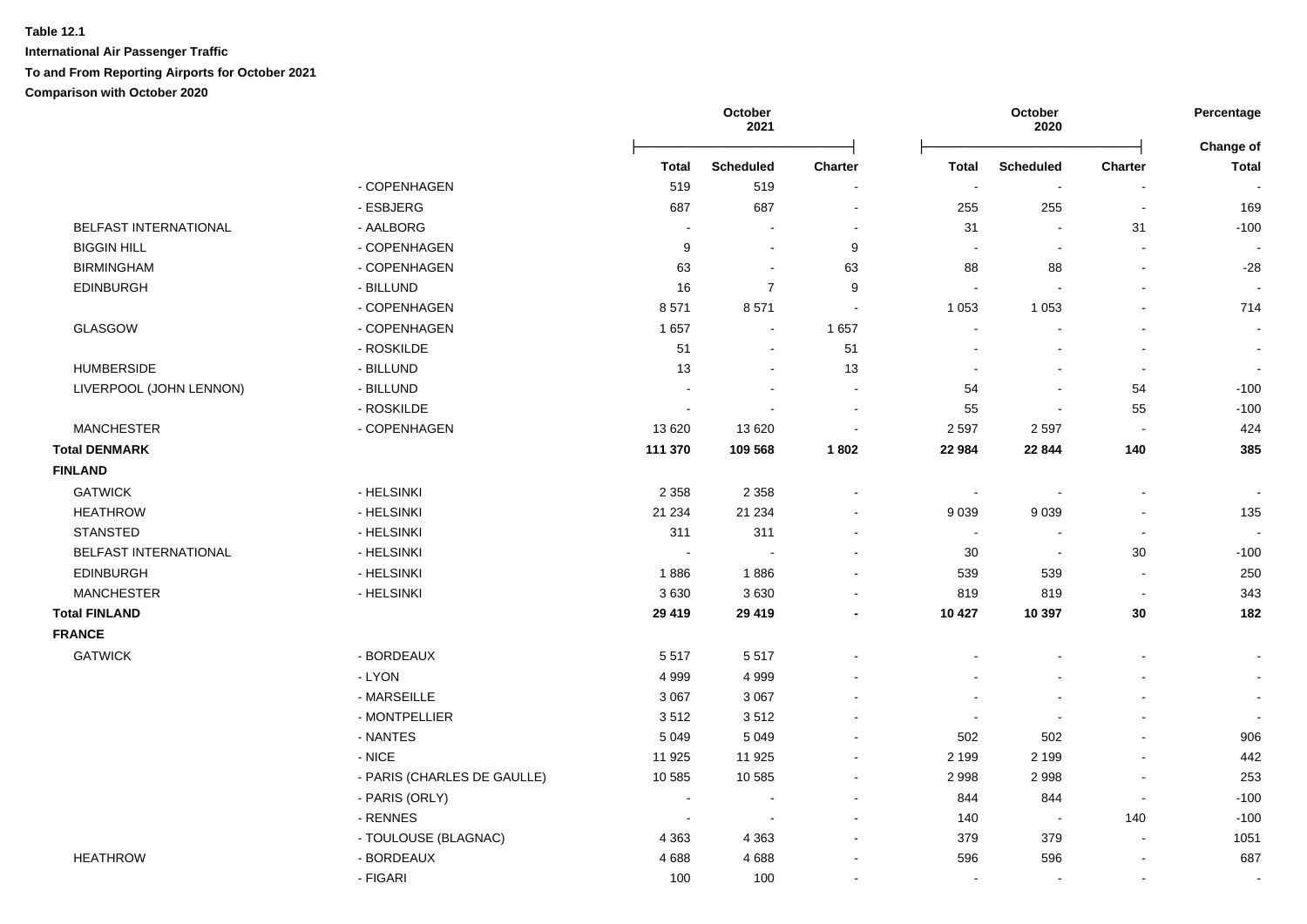**Table 12.1**

**International Air Passenger Traffic**

**To and From Reporting Airports for October 2021**

**Comparison with October 2020**

| | | October 2021 | | | October 2020 | | | Percentage |
|---|---|---|---|---|---|---|---|---|
| | | **Total** | **Scheduled** | **Charter** | **Total** | **Scheduled** | **Charter** | **Change of Total** |
| | - COPENHAGEN | 519 | 519 | - | - | - | - | - |
| | - ESBJERG | 687 | 687 | - | 255 | 255 | - | 169 |
| BELFAST INTERNATIONAL | - AALBORG | - | - | - | 31 | - | 31 | -100 |
| BIGGIN HILL | - COPENHAGEN | 9 | - | 9 | - | - | - | - |
| BIRMINGHAM | - COPENHAGEN | 63 | - | 63 | 88 | 88 | - | -28 |
| EDINBURGH | - BILLUND | 16 | 7 | 9 | - | - | - | - |
| | - COPENHAGEN | 8 571 | 8 571 | - | 1 053 | 1 053 | - | 714 |
| GLASGOW | - COPENHAGEN | 1 657 | - | 1 657 | - | - | - | - |
| | - ROSKILDE | 51 | - | 51 | - | - | - | - |
| HUMBERSIDE | - BILLUND | 13 | - | 13 | - | - | - | - |
| LIVERPOOL (JOHN LENNON) | - BILLUND | - | - | - | 54 | - | 54 | -100 |
| | - ROSKILDE | - | - | - | 55 | - | 55 | -100 |
| MANCHESTER | - COPENHAGEN | 13 620 | 13 620 | - | 2 597 | 2 597 | - | 424 |
| **Total DENMARK** | | **111 370** | **109 568** | **1 802** | **22 984** | **22 844** | **140** | **385** |
| **FINLAND** | | | | | | | | |
| GATWICK | - HELSINKI | 2 358 | 2 358 | - | - | - | - | - |
| HEATHROW | - HELSINKI | 21 234 | 21 234 | - | 9 039 | 9 039 | - | 135 |
| STANSTED | - HELSINKI | 311 | 311 | - | - | - | - | - |
| BELFAST INTERNATIONAL | - HELSINKI | - | - | - | 30 | - | 30 | -100 |
| EDINBURGH | - HELSINKI | 1 886 | 1 886 | - | 539 | 539 | - | 250 |
| MANCHESTER | - HELSINKI | 3 630 | 3 630 | - | 819 | 819 | - | 343 |
| **Total FINLAND** | | **29 419** | **29 419** | **-** | **10 427** | **10 397** | **30** | **182** |
| **FRANCE** | | | | | | | | |
| GATWICK | - BORDEAUX | 5 517 | 5 517 | - | - | - | - | - |
| | - LYON | 4 999 | 4 999 | - | - | - | - | - |
| | - MARSEILLE | 3 067 | 3 067 | - | - | - | - | - |
| | - MONTPELLIER | 3 512 | 3 512 | - | - | - | - | - |
| | - NANTES | 5 049 | 5 049 | - | 502 | 502 | - | 906 |
| | - NICE | 11 925 | 11 925 | - | 2 199 | 2 199 | - | 442 |
| | - PARIS (CHARLES DE GAULLE) | 10 585 | 10 585 | - | 2 998 | 2 998 | - | 253 |
| | - PARIS (ORLY) | - | - | - | 844 | 844 | - | -100 |
| | - RENNES | - | - | - | 140 | - | 140 | -100 |
| | - TOULOUSE (BLAGNAC) | 4 363 | 4 363 | - | 379 | 379 | - | 1051 |
| HEATHROW | - BORDEAUX | 4 688 | 4 688 | - | 596 | 596 | - | 687 |
| | - FIGARI | 100 | 100 | - | - | - | - | - |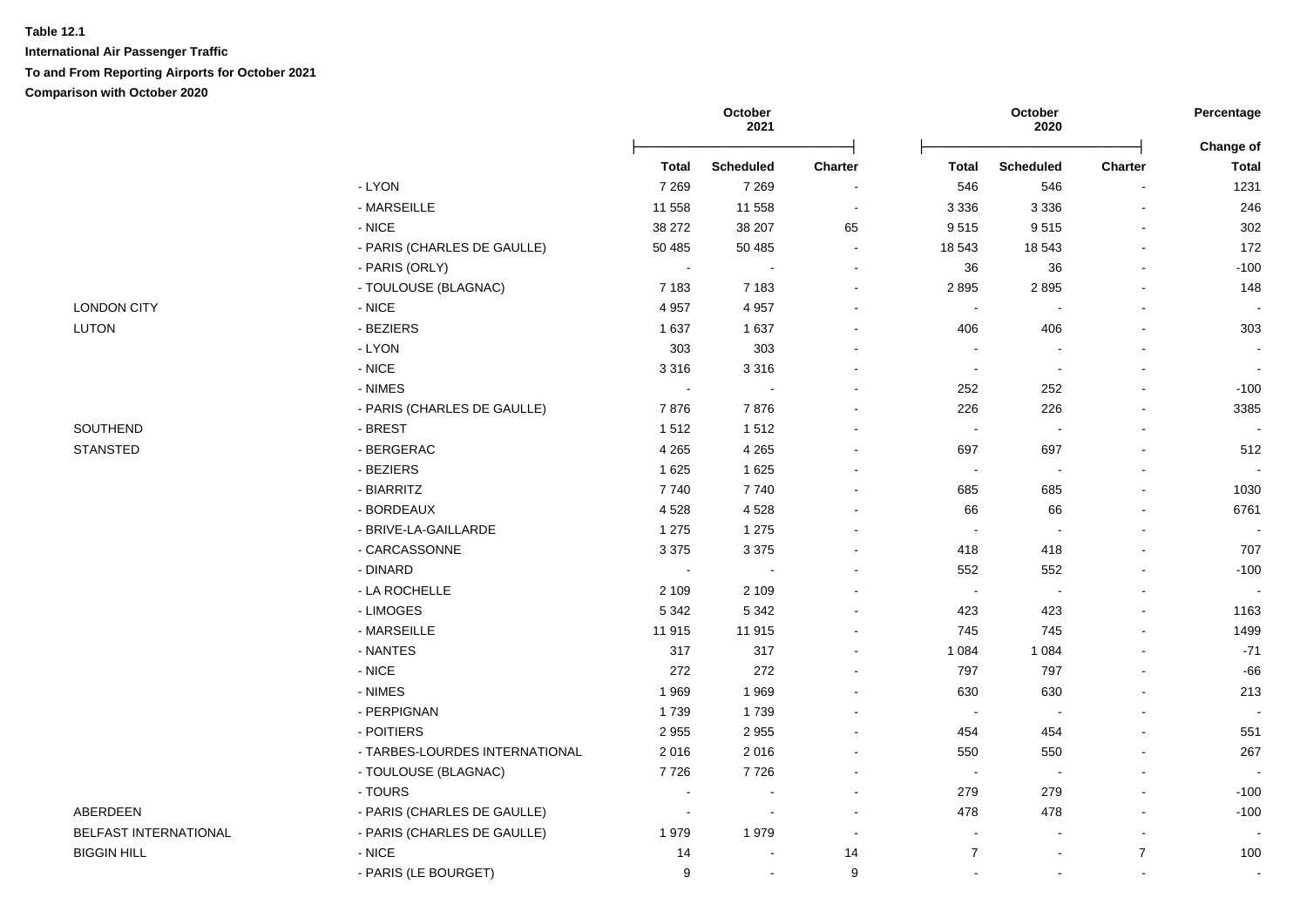**Table 12.1**

**International Air Passenger Traffic**

**To and From Reporting Airports for October 2021**

**Comparison with October 2020**

| | | October 2021 | | | October 2020 | | | Percentage |
|---|---|---|---|---|---|---|---|---|
| | | Total | Scheduled | Charter | Total | Scheduled | Charter | Change of Total |
| | - LYON | 7 269 | 7 269 | - | 546 | 546 | - | 1231 |
| | - MARSEILLE | 11 558 | 11 558 | - | 3 336 | 3 336 | - | 246 |
| | - NICE | 38 272 | 38 207 | 65 | 9 515 | 9 515 | - | 302 |
| | - PARIS (CHARLES DE GAULLE) | 50 485 | 50 485 | - | 18 543 | 18 543 | - | 172 |
| | - PARIS (ORLY) | - | - | - | 36 | 36 | - | -100 |
| | - TOULOUSE (BLAGNAC) | 7 183 | 7 183 | - | 2 895 | 2 895 | - | 148 |
| LONDON CITY | - NICE | 4 957 | 4 957 | - | - | - | - | - |
| LUTON | - BEZIERS | 1 637 | 1 637 | - | 406 | 406 | - | 303 |
| | - LYON | 303 | 303 | - | - | - | - | - |
| | - NICE | 3 316 | 3 316 | - | - | - | - | - |
| | - NIMES | - | - | - | 252 | 252 | - | -100 |
| | - PARIS (CHARLES DE GAULLE) | 7 876 | 7 876 | - | 226 | 226 | - | 3385 |
| SOUTHEND | - BREST | 1 512 | 1 512 | - | - | - | - | - |
| STANSTED | - BERGERAC | 4 265 | 4 265 | - | 697 | 697 | - | 512 |
| | - BEZIERS | 1 625 | 1 625 | - | - | - | - | - |
| | - BIARRITZ | 7 740 | 7 740 | - | 685 | 685 | - | 1030 |
| | - BORDEAUX | 4 528 | 4 528 | - | 66 | 66 | - | 6761 |
| | - BRIVE-LA-GAILLARDE | 1 275 | 1 275 | - | - | - | - | - |
| | - CARCASSONNE | 3 375 | 3 375 | - | 418 | 418 | - | 707 |
| | - DINARD | - | - | - | 552 | 552 | - | -100 |
| | - LA ROCHELLE | 2 109 | 2 109 | - | - | - | - | - |
| | - LIMOGES | 5 342 | 5 342 | - | 423 | 423 | - | 1163 |
| | - MARSEILLE | 11 915 | 11 915 | - | 745 | 745 | - | 1499 |
| | - NANTES | 317 | 317 | - | 1 084 | 1 084 | - | -71 |
| | - NICE | 272 | 272 | - | 797 | 797 | - | -66 |
| | - NIMES | 1 969 | 1 969 | - | 630 | 630 | - | 213 |
| | - PERPIGNAN | 1 739 | 1 739 | - | - | - | - | - |
| | - POITIERS | 2 955 | 2 955 | - | 454 | 454 | - | 551 |
| | - TARBES-LOURDES INTERNATIONAL | 2 016 | 2 016 | - | 550 | 550 | - | 267 |
| | - TOULOUSE (BLAGNAC) | 7 726 | 7 726 | - | - | - | - | - |
| | - TOURS | - | - | - | 279 | 279 | - | -100 |
| ABERDEEN | - PARIS (CHARLES DE GAULLE) | - | - | - | 478 | 478 | - | -100 |
| BELFAST INTERNATIONAL | - PARIS (CHARLES DE GAULLE) | 1 979 | 1 979 | - | - | - | - | - |
| BIGGIN HILL | - NICE | 14 | - | 14 | 7 | - | 7 | 100 |
| | - PARIS (LE BOURGET) | 9 | - | 9 | - | - | - | - |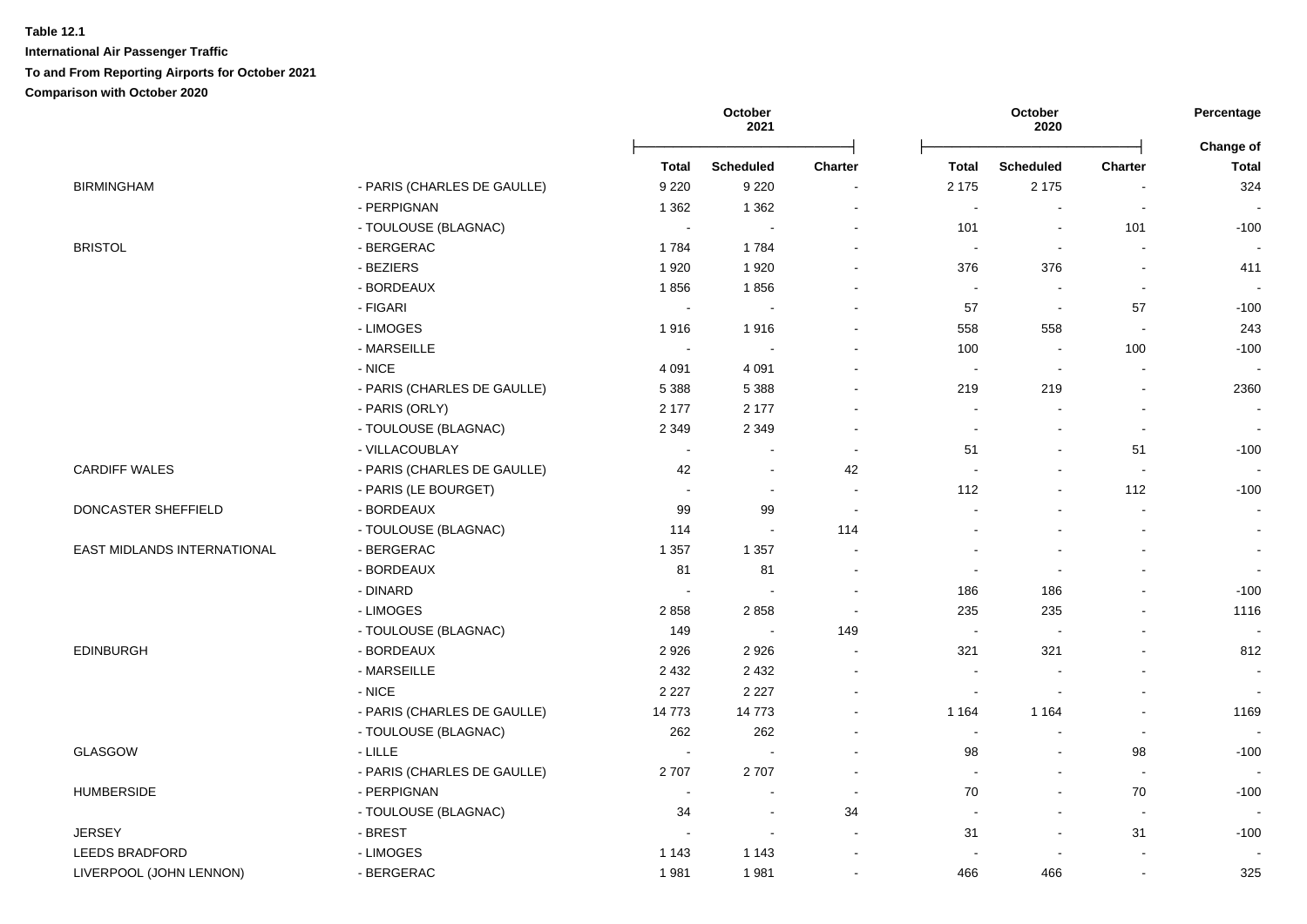**Table 12.1**

**International Air Passenger Traffic**

**To and From Reporting Airports for October 2021**

**Comparison with October 2020**

| | | October 2021 | | | October 2020 | | | Percentage |
|---|---|---|---|---|---|---|---|---|
| | | | | | | | | Change of |
| | | Total | Scheduled | Charter | Total | Scheduled | Charter | Total |
| BIRMINGHAM | - PARIS (CHARLES DE GAULLE) | 9 220 | 9 220 | - | 2 175 | 2 175 | - | 324 |
| | - PERPIGNAN | 1 362 | 1 362 | - | - | - | - | - |
| | - TOULOUSE (BLAGNAC) | - | - | - | 101 | - | 101 | -100 |
| BRISTOL | - BERGERAC | 1 784 | 1 784 | - | - | - | - | - |
| | - BEZIERS | 1 920 | 1 920 | - | 376 | 376 | - | 411 |
| | - BORDEAUX | 1 856 | 1 856 | - | - | - | - | - |
| | - FIGARI | - | - | - | 57 | - | 57 | -100 |
| | - LIMOGES | 1 916 | 1 916 | - | 558 | 558 | - | 243 |
| | - MARSEILLE | - | - | - | 100 | - | 100 | -100 |
| | - NICE | 4 091 | 4 091 | - | - | - | - | - |
| | - PARIS (CHARLES DE GAULLE) | 5 388 | 5 388 | - | 219 | 219 | - | 2360 |
| | - PARIS (ORLY) | 2 177 | 2 177 | - | - | - | - | - |
| | - TOULOUSE (BLAGNAC) | 2 349 | 2 349 | - | - | - | - | - |
| | - VILLACOUBLAY | - | - | - | 51 | - | 51 | -100 |
| CARDIFF WALES | - PARIS (CHARLES DE GAULLE) | 42 | - | 42 | - | - | - | - |
| | - PARIS (LE BOURGET) | - | - | - | 112 | - | 112 | -100 |
| DONCASTER SHEFFIELD | - BORDEAUX | 99 | 99 | - | - | - | - | - |
| | - TOULOUSE (BLAGNAC) | 114 | - | 114 | - | - | - | - |
| EAST MIDLANDS INTERNATIONAL | - BERGERAC | 1 357 | 1 357 | - | - | - | - | - |
| | - BORDEAUX | 81 | 81 | - | - | - | - | - |
| | - DINARD | - | - | - | 186 | 186 | - | -100 |
| | - LIMOGES | 2 858 | 2 858 | - | 235 | 235 | - | 1116 |
| | - TOULOUSE (BLAGNAC) | 149 | - | 149 | - | - | - | - |
| EDINBURGH | - BORDEAUX | 2 926 | 2 926 | - | 321 | 321 | - | 812 |
| | - MARSEILLE | 2 432 | 2 432 | - | - | - | - | - |
| | - NICE | 2 227 | 2 227 | - | - | - | - | - |
| | - PARIS (CHARLES DE GAULLE) | 14 773 | 14 773 | - | 1 164 | 1 164 | - | 1169 |
| | - TOULOUSE (BLAGNAC) | 262 | 262 | - | - | - | - | - |
| GLASGOW | - LILLE | - | - | - | 98 | - | 98 | -100 |
| | - PARIS (CHARLES DE GAULLE) | 2 707 | 2 707 | - | - | - | - | - |
| HUMBERSIDE | - PERPIGNAN | - | - | - | 70 | - | 70 | -100 |
| | - TOULOUSE (BLAGNAC) | 34 | - | 34 | - | - | - | - |
| JERSEY | - BREST | - | - | - | 31 | - | 31 | -100 |
| LEEDS BRADFORD | - LIMOGES | 1 143 | 1 143 | - | - | - | - | - |
| LIVERPOOL (JOHN LENNON) | - BERGERAC | 1 981 | 1 981 | - | 466 | 466 | - | 325 |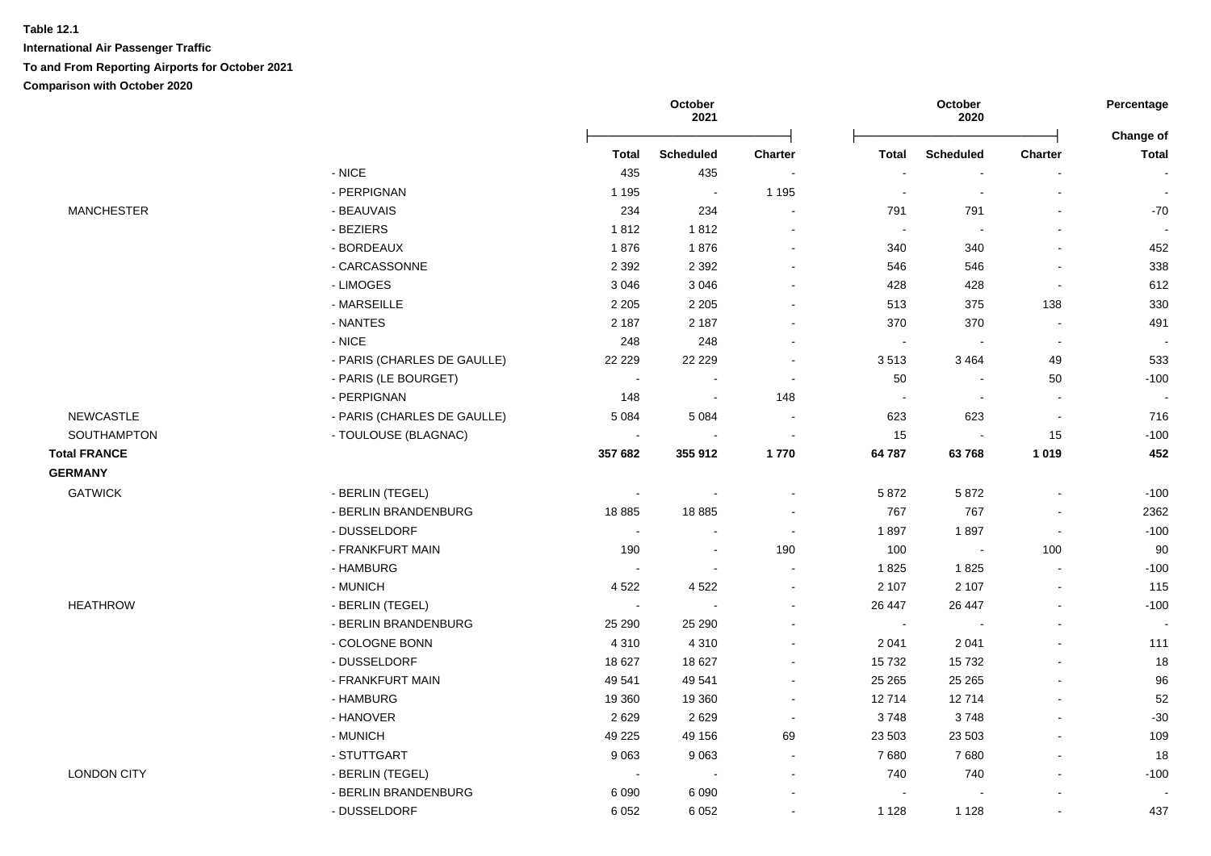**Table 12.1**

**International Air Passenger Traffic**

**To and From Reporting Airports for October 2021**

**Comparison with October 2020**

| | | October 2021 | | | October 2020 | | | Percentage |
|---|---|---|---|---|---|---|---|---|
| | | **Total** | **Scheduled** | **Charter** | **Total** | **Scheduled** | **Charter** | **Change of Total** |
| | - NICE | 435 | 435 | - | - | - | - | - |
| | - PERPIGNAN | 1 195 | - | 1 195 | - | - | - | - |
| MANCHESTER | - BEAUVAIS | 234 | 234 | - | 791 | 791 | - | -70 |
| | - BEZIERS | 1 812 | 1 812 | - | - | - | - | - |
| | - BORDEAUX | 1 876 | 1 876 | - | 340 | 340 | - | 452 |
| | - CARCASSONNE | 2 392 | 2 392 | - | 546 | 546 | - | 338 |
| | - LIMOGES | 3 046 | 3 046 | - | 428 | 428 | - | 612 |
| | - MARSEILLE | 2 205 | 2 205 | - | 513 | 375 | 138 | 330 |
| | - NANTES | 2 187 | 2 187 | - | 370 | 370 | - | 491 |
| | - NICE | 248 | 248 | - | - | - | - | - |
| | - PARIS (CHARLES DE GAULLE) | 22 229 | 22 229 | - | 3 513 | 3 464 | 49 | 533 |
| | - PARIS (LE BOURGET) | - | - | - | 50 | - | 50 | -100 |
| | - PERPIGNAN | 148 | - | 148 | - | - | - | - |
| NEWCASTLE | - PARIS (CHARLES DE GAULLE) | 5 084 | 5 084 | - | 623 | 623 | - | 716 |
| SOUTHAMPTON | - TOULOUSE (BLAGNAC) | - | - | - | 15 | - | 15 | -100 |
| **Total FRANCE** | | **357 682** | **355 912** | **1 770** | **64 787** | **63 768** | **1 019** | **452** |
| **GERMANY** | | | | | | | | |
| GATWICK | - BERLIN (TEGEL) | - | - | - | 5 872 | 5 872 | - | -100 |
| | - BERLIN BRANDENBURG | 18 885 | 18 885 | - | 767 | 767 | - | 2362 |
| | - DUSSELDORF | - | - | - | 1 897 | 1 897 | - | -100 |
| | - FRANKFURT MAIN | 190 | - | 190 | 100 | - | 100 | 90 |
| | - HAMBURG | - | - | - | 1 825 | 1 825 | - | -100 |
| | - MUNICH | 4 522 | 4 522 | - | 2 107 | 2 107 | - | 115 |
| HEATHROW | - BERLIN (TEGEL) | - | - | - | 26 447 | 26 447 | - | -100 |
| | - BERLIN BRANDENBURG | 25 290 | 25 290 | - | - | - | - | - |
| | - COLOGNE BONN | 4 310 | 4 310 | - | 2 041 | 2 041 | - | 111 |
| | - DUSSELDORF | 18 627 | 18 627 | - | 15 732 | 15 732 | - | 18 |
| | - FRANKFURT MAIN | 49 541 | 49 541 | - | 25 265 | 25 265 | - | 96 |
| | - HAMBURG | 19 360 | 19 360 | - | 12 714 | 12 714 | - | 52 |
| | - HANOVER | 2 629 | 2 629 | - | 3 748 | 3 748 | - | -30 |
| | - MUNICH | 49 225 | 49 156 | 69 | 23 503 | 23 503 | - | 109 |
| | - STUTTGART | 9 063 | 9 063 | - | 7 680 | 7 680 | - | 18 |
| LONDON CITY | - BERLIN (TEGEL) | - | - | - | 740 | 740 | - | -100 |
| | - BERLIN BRANDENBURG | 6 090 | 6 090 | - | - | - | - | - |
| | - DUSSELDORF | 6 052 | 6 052 | - | 1 128 | 1 128 | - | 437 |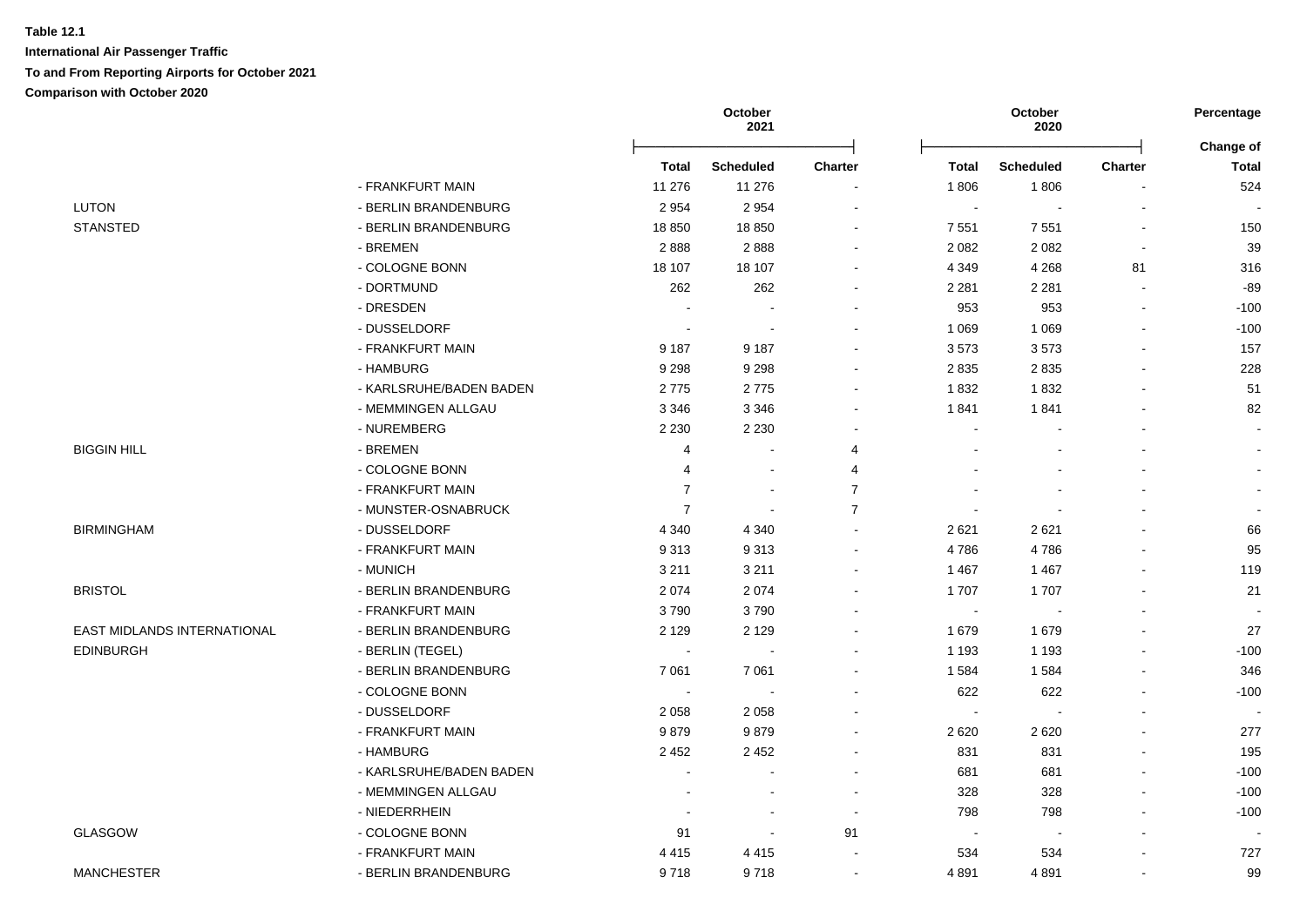**Table 12.1**

**International Air Passenger Traffic**

**To and From Reporting Airports for October 2021**

**Comparison with October 2020**

| | | October 2021 | | | October 2020 | | | Percentage |
|---|---|---|---|---|---|---|---|---|
| | | Total | Scheduled | Charter | Total | Scheduled | Charter | Change of Total |
| | - FRANKFURT MAIN | 11 276 | 11 276 | - | 1 806 | 1 806 | - | 524 |
| LUTON | - BERLIN BRANDENBURG | 2 954 | 2 954 | - | - | - | - | - |
| STANSTED | - BERLIN BRANDENBURG | 18 850 | 18 850 | - | 7 551 | 7 551 | - | 150 |
| | - BREMEN | 2 888 | 2 888 | - | 2 082 | 2 082 | - | 39 |
| | - COLOGNE BONN | 18 107 | 18 107 | - | 4 349 | 4 268 | 81 | 316 |
| | - DORTMUND | 262 | 262 | - | 2 281 | 2 281 | - | -89 |
| | - DRESDEN | - | - | - | 953 | 953 | - | -100 |
| | - DUSSELDORF | - | - | - | 1 069 | 1 069 | - | -100 |
| | - FRANKFURT MAIN | 9 187 | 9 187 | - | 3 573 | 3 573 | - | 157 |
| | - HAMBURG | 9 298 | 9 298 | - | 2 835 | 2 835 | - | 228 |
| | - KARLSRUHE/BADEN BADEN | 2 775 | 2 775 | - | 1 832 | 1 832 | - | 51 |
| | - MEMMINGEN ALLGAU | 3 346 | 3 346 | - | 1 841 | 1 841 | - | 82 |
| | - NUREMBERG | 2 230 | 2 230 | - | - | - | - | - |
| BIGGIN HILL | - BREMEN | 4 | - | 4 | - | - | - | - |
| | - COLOGNE BONN | 4 | - | 4 | - | - | - | - |
| | - FRANKFURT MAIN | 7 | - | 7 | - | - | - | - |
| | - MUNSTER-OSNABRUCK | 7 | - | 7 | - | - | - | - |
| BIRMINGHAM | - DUSSELDORF | 4 340 | 4 340 | - | 2 621 | 2 621 | - | 66 |
| | - FRANKFURT MAIN | 9 313 | 9 313 | - | 4 786 | 4 786 | - | 95 |
| | - MUNICH | 3 211 | 3 211 | - | 1 467 | 1 467 | - | 119 |
| BRISTOL | - BERLIN BRANDENBURG | 2 074 | 2 074 | - | 1 707 | 1 707 | - | 21 |
| | - FRANKFURT MAIN | 3 790 | 3 790 | - | - | - | - | - |
| EAST MIDLANDS INTERNATIONAL | - BERLIN BRANDENBURG | 2 129 | 2 129 | - | 1 679 | 1 679 | - | 27 |
| EDINBURGH | - BERLIN (TEGEL) | - | - | - | 1 193 | 1 193 | - | -100 |
| | - BERLIN BRANDENBURG | 7 061 | 7 061 | - | 1 584 | 1 584 | - | 346 |
| | - COLOGNE BONN | - | - | - | 622 | 622 | - | -100 |
| | - DUSSELDORF | 2 058 | 2 058 | - | - | - | - | - |
| | - FRANKFURT MAIN | 9 879 | 9 879 | - | 2 620 | 2 620 | - | 277 |
| | - HAMBURG | 2 452 | 2 452 | - | 831 | 831 | - | 195 |
| | - KARLSRUHE/BADEN BADEN | - | - | - | 681 | 681 | - | -100 |
| | - MEMMINGEN ALLGAU | - | - | - | 328 | 328 | - | -100 |
| | - NIEDERRHEIN | - | - | - | 798 | 798 | - | -100 |
| GLASGOW | - COLOGNE BONN | 91 | - | 91 | - | - | - | - |
| | - FRANKFURT MAIN | 4 415 | 4 415 | - | 534 | 534 | - | 727 |
| MANCHESTER | - BERLIN BRANDENBURG | 9 718 | 9 718 | - | 4 891 | 4 891 | - | 99 |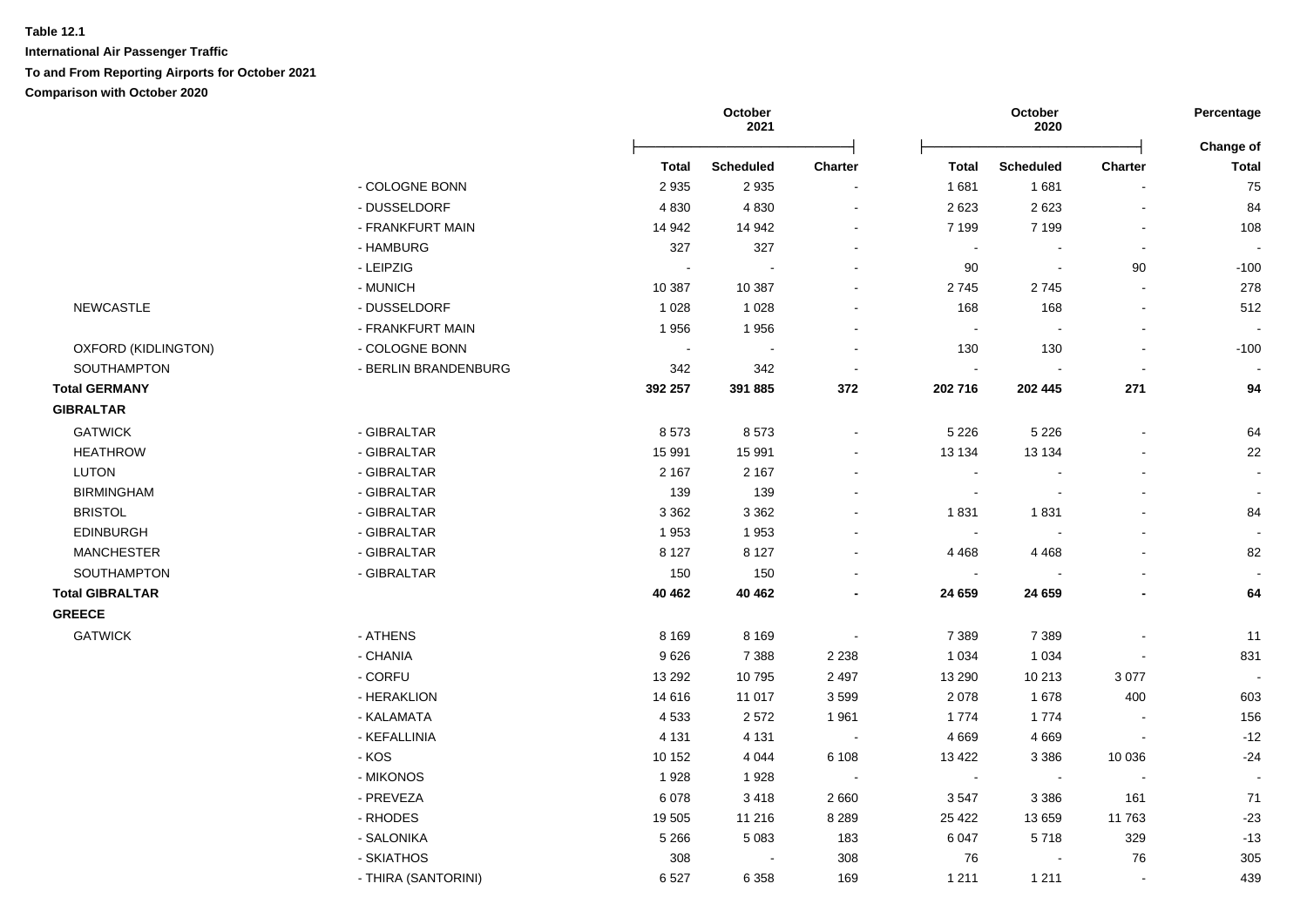**Table 12.1**

**International Air Passenger Traffic**

**To and From Reporting Airports for October 2021**

**Comparison with October 2020**

| | | October 2021 | | | October 2020 | | | Percentage Change of |
|---|---|---|---|---|---|---|---|---|
| | | **Total** | **Scheduled** | **Charter** | **Total** | **Scheduled** | **Charter** | **Total** |
| | - COLOGNE BONN | 2 935 | 2 935 | - | 1 681 | 1 681 | - | 75 |
| | - DUSSELDORF | 4 830 | 4 830 | - | 2 623 | 2 623 | - | 84 |
| | - FRANKFURT MAIN | 14 942 | 14 942 | - | 7 199 | 7 199 | - | 108 |
| | - HAMBURG | 327 | 327 | - | - | - | - | - |
| | - LEIPZIG | - | - | - | 90 | - | 90 | -100 |
| | - MUNICH | 10 387 | 10 387 | - | 2 745 | 2 745 | - | 278 |
| NEWCASTLE | - DUSSELDORF | 1 028 | 1 028 | - | 168 | 168 | - | 512 |
| | - FRANKFURT MAIN | 1 956 | 1 956 | - | - | - | - | - |
| OXFORD (KIDLINGTON) | - COLOGNE BONN | - | - | - | 130 | 130 | - | -100 |
| SOUTHAMPTON | - BERLIN BRANDENBURG | 342 | 342 | - | - | - | - | - |
| **Total GERMANY** | | **392 257** | **391 885** | **372** | **202 716** | **202 445** | **271** | **94** |
| **GIBRALTAR** | | | | | | | | |
| GATWICK | - GIBRALTAR | 8 573 | 8 573 | - | 5 226 | 5 226 | - | 64 |
| HEATHROW | - GIBRALTAR | 15 991 | 15 991 | - | 13 134 | 13 134 | - | 22 |
| LUTON | - GIBRALTAR | 2 167 | 2 167 | - | - | - | - | - |
| BIRMINGHAM | - GIBRALTAR | 139 | 139 | - | - | - | - | - |
| BRISTOL | - GIBRALTAR | 3 362 | 3 362 | - | 1 831 | 1 831 | - | 84 |
| EDINBURGH | - GIBRALTAR | 1 953 | 1 953 | - | - | - | - | - |
| MANCHESTER | - GIBRALTAR | 8 127 | 8 127 | - | 4 468 | 4 468 | - | 82 |
| SOUTHAMPTON | - GIBRALTAR | 150 | 150 | - | - | - | - | - |
| **Total GIBRALTAR** | | **40 462** | **40 462** | **-** | **24 659** | **24 659** | **-** | **64** |
| **GREECE** | | | | | | | | |
| GATWICK | - ATHENS | 8 169 | 8 169 | - | 7 389 | 7 389 | - | 11 |
| | - CHANIA | 9 626 | 7 388 | 2 238 | 1 034 | 1 034 | - | 831 |
| | - CORFU | 13 292 | 10 795 | 2 497 | 13 290 | 10 213 | 3 077 | - |
| | - HERAKLION | 14 616 | 11 017 | 3 599 | 2 078 | 1 678 | 400 | 603 |
| | - KALAMATA | 4 533 | 2 572 | 1 961 | 1 774 | 1 774 | - | 156 |
| | - KEFALLINIA | 4 131 | 4 131 | - | 4 669 | 4 669 | - | -12 |
| | - KOS | 10 152 | 4 044 | 6 108 | 13 422 | 3 386 | 10 036 | -24 |
| | - MIKONOS | 1 928 | 1 928 | - | - | - | - | - |
| | - PREVEZA | 6 078 | 3 418 | 2 660 | 3 547 | 3 386 | 161 | 71 |
| | - RHODES | 19 505 | 11 216 | 8 289 | 25 422 | 13 659 | 11 763 | -23 |
| | - SALONIKA | 5 266 | 5 083 | 183 | 6 047 | 5 718 | 329 | -13 |
| | - SKIATHOS | 308 | - | 308 | 76 | - | 76 | 305 |
| | - THIRA (SANTORINI) | 6 527 | 6 358 | 169 | 1 211 | 1 211 | - | 439 |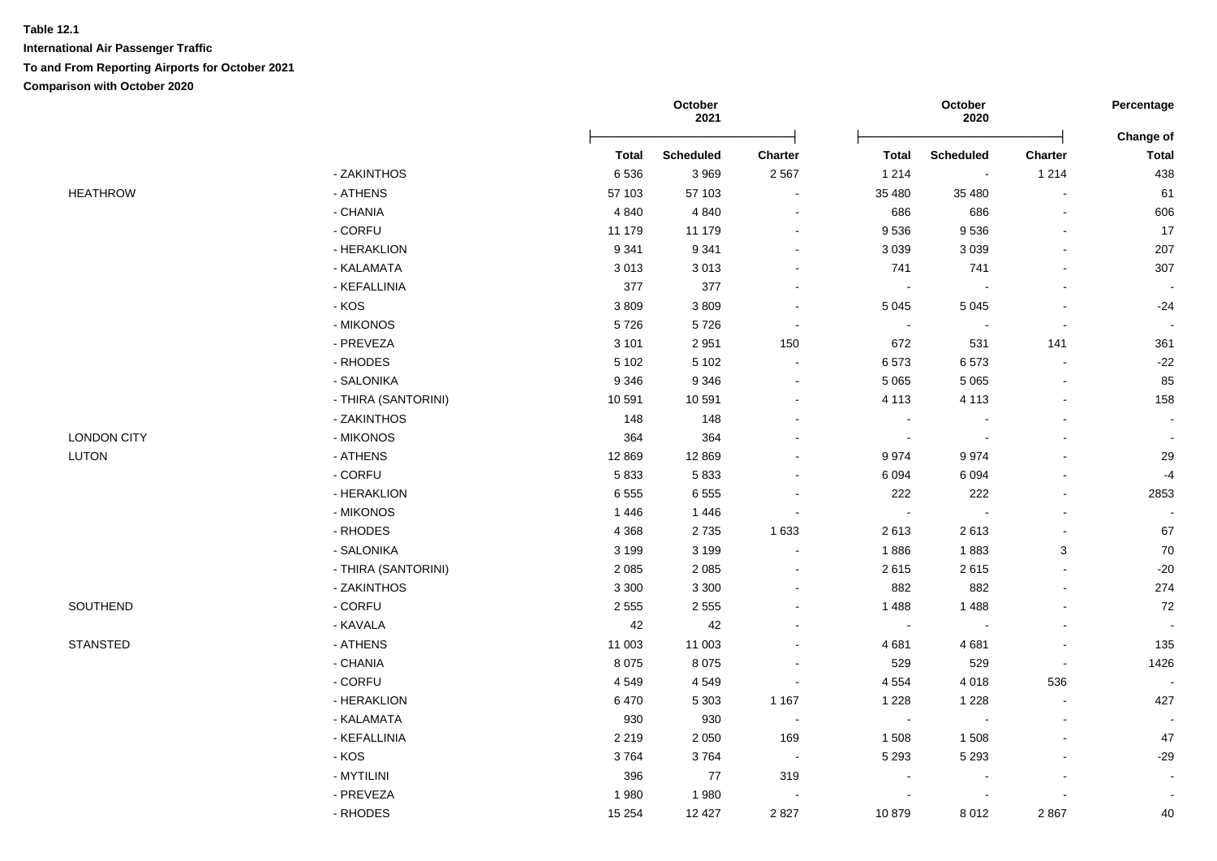**Table 12.1**

**International Air Passenger Traffic**

**To and From Reporting Airports for October 2021**

**Comparison with October 2020**

| | | October 2021 | | | October 2020 | | | Percentage |
|---|---|---|---|---|---|---|---|---|
| | | Total | Scheduled | Charter | Total | Scheduled | Charter | Change of Total |
| | - ZAKINTHOS | 6 536 | 3 969 | 2 567 | 1 214 | - | 1 214 | 438 |
| HEATHROW | - ATHENS | 57 103 | 57 103 | - | 35 480 | 35 480 | - | 61 |
| | - CHANIA | 4 840 | 4 840 | - | 686 | 686 | - | 606 |
| | - CORFU | 11 179 | 11 179 | - | 9 536 | 9 536 | - | 17 |
| | - HERAKLION | 9 341 | 9 341 | - | 3 039 | 3 039 | - | 207 |
| | - KALAMATA | 3 013 | 3 013 | - | 741 | 741 | - | 307 |
| | - KEFALLINIA | 377 | 377 | - | - | - | - | - |
| | - KOS | 3 809 | 3 809 | - | 5 045 | 5 045 | - | -24 |
| | - MIKONOS | 5 726 | 5 726 | - | - | - | - | - |
| | - PREVEZA | 3 101 | 2 951 | 150 | 672 | 531 | 141 | 361 |
| | - RHODES | 5 102 | 5 102 | - | 6 573 | 6 573 | - | -22 |
| | - SALONIKA | 9 346 | 9 346 | - | 5 065 | 5 065 | - | 85 |
| | - THIRA (SANTORINI) | 10 591 | 10 591 | - | 4 113 | 4 113 | - | 158 |
| | - ZAKINTHOS | 148 | 148 | - | - | - | - | - |
| LONDON CITY | - MIKONOS | 364 | 364 | - | - | - | - | - |
| LUTON | - ATHENS | 12 869 | 12 869 | - | 9 974 | 9 974 | - | 29 |
| | - CORFU | 5 833 | 5 833 | - | 6 094 | 6 094 | - | -4 |
| | - HERAKLION | 6 555 | 6 555 | - | 222 | 222 | - | 2853 |
| | - MIKONOS | 1 446 | 1 446 | - | - | - | - | - |
| | - RHODES | 4 368 | 2 735 | 1 633 | 2 613 | 2 613 | - | 67 |
| | - SALONIKA | 3 199 | 3 199 | - | 1 886 | 1 883 | 3 | 70 |
| | - THIRA (SANTORINI) | 2 085 | 2 085 | - | 2 615 | 2 615 | - | -20 |
| | - ZAKINTHOS | 3 300 | 3 300 | - | 882 | 882 | - | 274 |
| SOUTHEND | - CORFU | 2 555 | 2 555 | - | 1 488 | 1 488 | - | 72 |
| | - KAVALA | 42 | 42 | - | - | - | - | - |
| STANSTED | - ATHENS | 11 003 | 11 003 | - | 4 681 | 4 681 | - | 135 |
| | - CHANIA | 8 075 | 8 075 | - | 529 | 529 | - | 1426 |
| | - CORFU | 4 549 | 4 549 | - | 4 554 | 4 018 | 536 | - |
| | - HERAKLION | 6 470 | 5 303 | 1 167 | 1 228 | 1 228 | - | 427 |
| | - KALAMATA | 930 | 930 | - | - | - | - | - |
| | - KEFALLINIA | 2 219 | 2 050 | 169 | 1 508 | 1 508 | - | 47 |
| | - KOS | 3 764 | 3 764 | - | 5 293 | 5 293 | - | -29 |
| | - MYTILINI | 396 | 77 | 319 | - | - | - | - |
| | - PREVEZA | 1 980 | 1 980 | - | - | - | - | - |
| | - RHODES | 15 254 | 12 427 | 2 827 | 10 879 | 8 012 | 2 867 | 40 |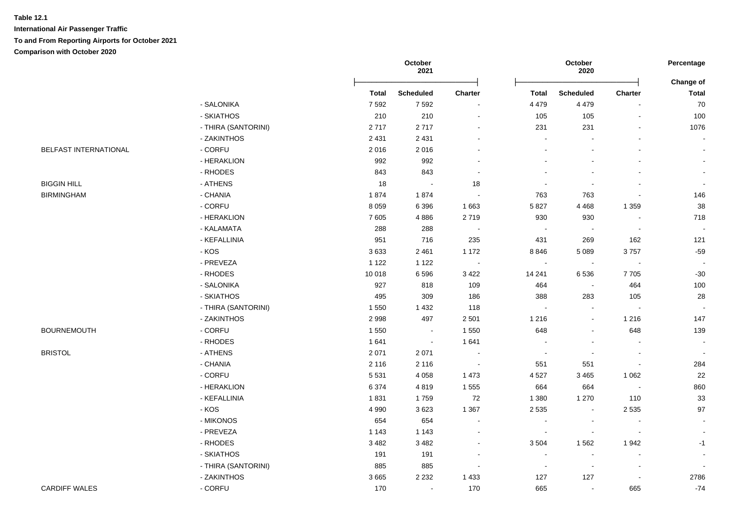**Table 12.1**

**International Air Passenger Traffic**

**To and From Reporting Airports for October 2021**

**Comparison with October 2020**

| | | October 2021 | | | October 2020 | | | Percentage |
|---|---|---|---|---|---|---|---|---|
| | | | | | | | | Change of |
| | | Total | Scheduled | Charter | Total | Scheduled | Charter | Total |
| | - SALONIKA | 7 592 | 7 592 | - | 4 479 | 4 479 | - | 70 |
| | - SKIATHOS | 210 | 210 | - | 105 | 105 | - | 100 |
| | - THIRA (SANTORINI) | 2 717 | 2 717 | - | 231 | 231 | - | 1076 |
| | - ZAKINTHOS | 2 431 | 2 431 | - | - | - | - | - |
| BELFAST INTERNATIONAL | - CORFU | 2 016 | 2 016 | - | - | - | - | - |
| | - HERAKLION | 992 | 992 | - | - | - | - | - |
| | - RHODES | 843 | 843 | - | - | - | - | - |
| BIGGIN HILL | - ATHENS | 18 | - | 18 | - | - | - | - |
| BIRMINGHAM | - CHANIA | 1 874 | 1 874 | - | 763 | 763 | - | 146 |
| | - CORFU | 8 059 | 6 396 | 1 663 | 5 827 | 4 468 | 1 359 | 38 |
| | - HERAKLION | 7 605 | 4 886 | 2 719 | 930 | 930 | - | 718 |
| | - KALAMATA | 288 | 288 | - | - | - | - | - |
| | - KEFALLINIA | 951 | 716 | 235 | 431 | 269 | 162 | 121 |
| | - KOS | 3 633 | 2 461 | 1 172 | 8 846 | 5 089 | 3 757 | -59 |
| | - PREVEZA | 1 122 | 1 122 | - | - | - | - | - |
| | - RHODES | 10 018 | 6 596 | 3 422 | 14 241 | 6 536 | 7 705 | -30 |
| | - SALONIKA | 927 | 818 | 109 | 464 | - | 464 | 100 |
| | - SKIATHOS | 495 | 309 | 186 | 388 | 283 | 105 | 28 |
| | - THIRA (SANTORINI) | 1 550 | 1 432 | 118 | - | - | - | - |
| | - ZAKINTHOS | 2 998 | 497 | 2 501 | 1 216 | - | 1 216 | 147 |
| BOURNEMOUTH | - CORFU | 1 550 | - | 1 550 | 648 | - | 648 | 139 |
| | - RHODES | 1 641 | - | 1 641 | - | - | - | - |
| BRISTOL | - ATHENS | 2 071 | 2 071 | - | - | - | - | - |
| | - CHANIA | 2 116 | 2 116 | - | 551 | 551 | - | 284 |
| | - CORFU | 5 531 | 4 058 | 1 473 | 4 527 | 3 465 | 1 062 | 22 |
| | - HERAKLION | 6 374 | 4 819 | 1 555 | 664 | 664 | - | 860 |
| | - KEFALLINIA | 1 831 | 1 759 | 72 | 1 380 | 1 270 | 110 | 33 |
| | - KOS | 4 990 | 3 623 | 1 367 | 2 535 | - | 2 535 | 97 |
| | - MIKONOS | 654 | 654 | - | - | - | - | - |
| | - PREVEZA | 1 143 | 1 143 | - | - | - | - | - |
| | - RHODES | 3 482 | 3 482 | - | 3 504 | 1 562 | 1 942 | -1 |
| | - SKIATHOS | 191 | 191 | - | - | - | - | - |
| | - THIRA (SANTORINI) | 885 | 885 | - | - | - | - | - |
| | - ZAKINTHOS | 3 665 | 2 232 | 1 433 | 127 | 127 | - | 2786 |
| CARDIFF WALES | - CORFU | 170 | - | 170 | 665 | - | 665 | -74 |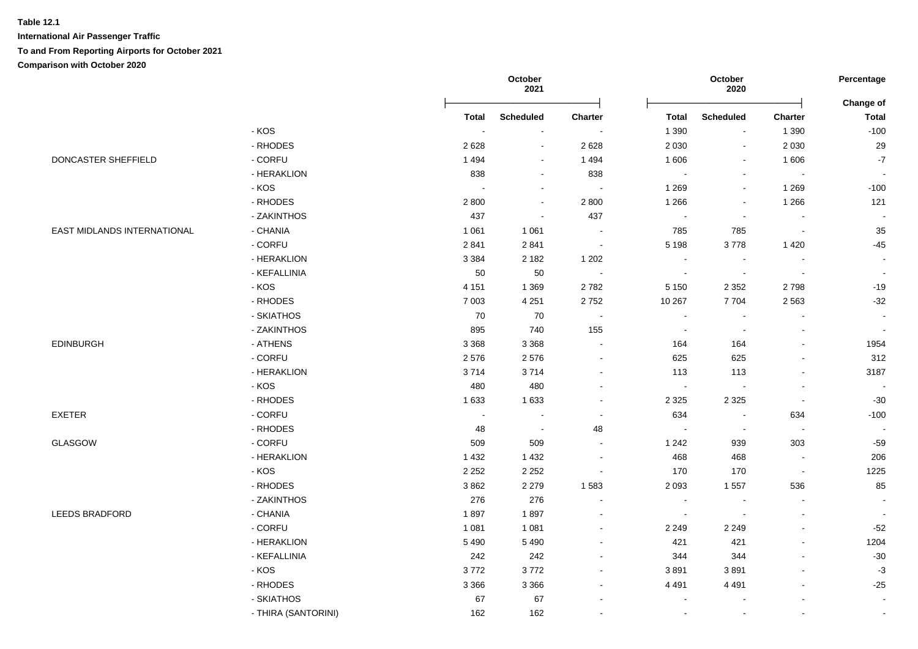**Table 12.1**

**International Air Passenger Traffic**

**To and From Reporting Airports for October 2021**

**Comparison with October 2020**

| | | October 2021 | | | October 2020 | | | Percentage |
|---|---|---|---|---|---|---|---|---|
| | | Total | Scheduled | Charter | Total | Scheduled | Charter | Change of Total |
| | - KOS | - | - | - | 1 390 | - | 1 390 | -100 |
| | - RHODES | 2 628 | - | 2 628 | 2 030 | - | 2 030 | 29 |
| DONCASTER SHEFFIELD | - CORFU | 1 494 | - | 1 494 | 1 606 | - | 1 606 | -7 |
| | - HERAKLION | 838 | - | 838 | - | - | - | - |
| | - KOS | - | - | - | 1 269 | - | 1 269 | -100 |
| | - RHODES | 2 800 | - | 2 800 | 1 266 | - | 1 266 | 121 |
| | - ZAKINTHOS | 437 | - | 437 | - | - | - | - |
| EAST MIDLANDS INTERNATIONAL | - CHANIA | 1 061 | 1 061 | - | 785 | 785 | - | 35 |
| | - CORFU | 2 841 | 2 841 | - | 5 198 | 3 778 | 1 420 | -45 |
| | - HERAKLION | 3 384 | 2 182 | 1 202 | - | - | - | - |
| | - KEFALLINIA | 50 | 50 | - | - | - | - | - |
| | - KOS | 4 151 | 1 369 | 2 782 | 5 150 | 2 352 | 2 798 | -19 |
| | - RHODES | 7 003 | 4 251 | 2 752 | 10 267 | 7 704 | 2 563 | -32 |
| | - SKIATHOS | 70 | 70 | - | - | - | - | - |
| | - ZAKINTHOS | 895 | 740 | 155 | - | - | - | - |
| EDINBURGH | - ATHENS | 3 368 | 3 368 | - | 164 | 164 | - | 1954 |
| | - CORFU | 2 576 | 2 576 | - | 625 | 625 | - | 312 |
| | - HERAKLION | 3 714 | 3 714 | - | 113 | 113 | - | 3187 |
| | - KOS | 480 | 480 | - | - | - | - | - |
| | - RHODES | 1 633 | 1 633 | - | 2 325 | 2 325 | - | -30 |
| EXETER | - CORFU | - | - | - | 634 | - | 634 | -100 |
| | - RHODES | 48 | - | 48 | - | - | - | - |
| GLASGOW | - CORFU | 509 | 509 | - | 1 242 | 939 | 303 | -59 |
| | - HERAKLION | 1 432 | 1 432 | - | 468 | 468 | - | 206 |
| | - KOS | 2 252 | 2 252 | - | 170 | 170 | - | 1225 |
| | - RHODES | 3 862 | 2 279 | 1 583 | 2 093 | 1 557 | 536 | 85 |
| | - ZAKINTHOS | 276 | 276 | - | - | - | - | - |
| LEEDS BRADFORD | - CHANIA | 1 897 | 1 897 | - | - | - | - | - |
| | - CORFU | 1 081 | 1 081 | - | 2 249 | 2 249 | - | -52 |
| | - HERAKLION | 5 490 | 5 490 | - | 421 | 421 | - | 1204 |
| | - KEFALLINIA | 242 | 242 | - | 344 | 344 | - | -30 |
| | - KOS | 3 772 | 3 772 | - | 3 891 | 3 891 | - | -3 |
| | - RHODES | 3 366 | 3 366 | - | 4 491 | 4 491 | - | -25 |
| | - SKIATHOS | 67 | 67 | - | - | - | - | - |
| | - THIRA (SANTORINI) | 162 | 162 | - | - | - | - | - |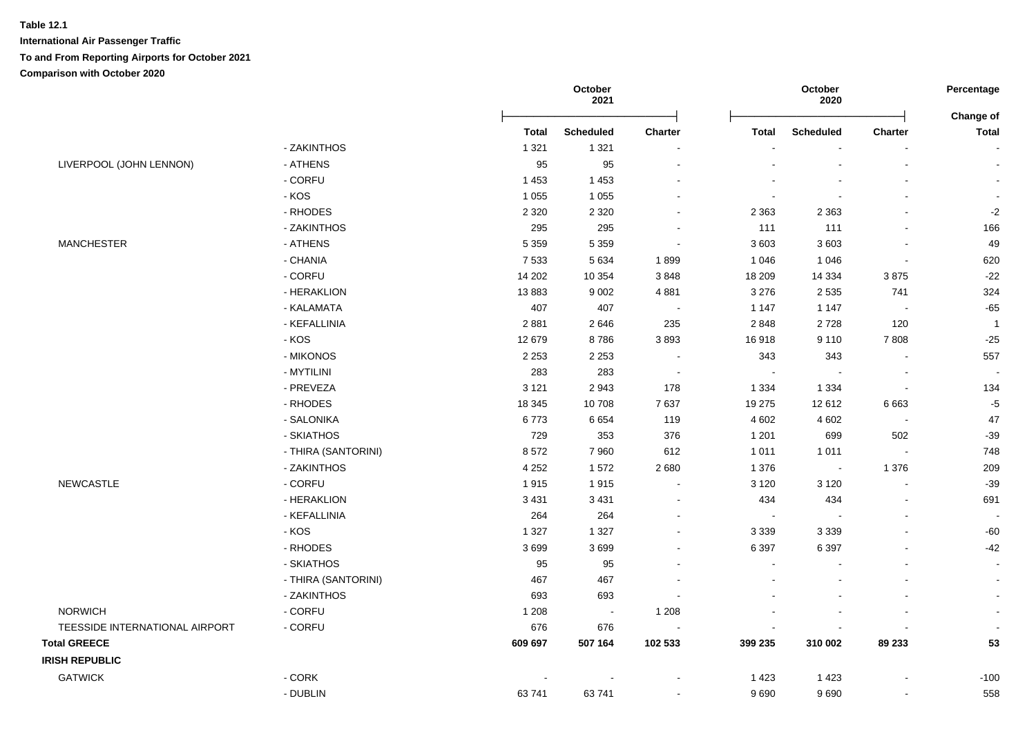**Table 12.1**

**International Air Passenger Traffic**

**To and From Reporting Airports for October 2021**

**Comparison with October 2020**

| | | October 2021 | | | October 2020 | | | Percentage |
|---|---|---|---|---|---|---|---|---|
| | | **Total** | **Scheduled** | **Charter** | **Total** | **Scheduled** | **Charter** | **Change of Total** |
| | - ZAKINTHOS | 1 321 | 1 321 | - | - | - | - | - |
| LIVERPOOL (JOHN LENNON) | - ATHENS | 95 | 95 | - | - | - | - | - |
| | - CORFU | 1 453 | 1 453 | - | - | - | - | - |
| | - KOS | 1 055 | 1 055 | - | - | - | - | - |
| | - RHODES | 2 320 | 2 320 | - | 2 363 | 2 363 | - | -2 |
| | - ZAKINTHOS | 295 | 295 | - | 111 | 111 | - | 166 |
| MANCHESTER | - ATHENS | 5 359 | 5 359 | - | 3 603 | 3 603 | - | 49 |
| | - CHANIA | 7 533 | 5 634 | 1 899 | 1 046 | 1 046 | - | 620 |
| | - CORFU | 14 202 | 10 354 | 3 848 | 18 209 | 14 334 | 3 875 | -22 |
| | - HERAKLION | 13 883 | 9 002 | 4 881 | 3 276 | 2 535 | 741 | 324 |
| | - KALAMATA | 407 | 407 | - | 1 147 | 1 147 | - | -65 |
| | - KEFALLINIA | 2 881 | 2 646 | 235 | 2 848 | 2 728 | 120 | 1 |
| | - KOS | 12 679 | 8 786 | 3 893 | 16 918 | 9 110 | 7 808 | -25 |
| | - MIKONOS | 2 253 | 2 253 | - | 343 | 343 | - | 557 |
| | - MYTILINI | 283 | 283 | - | - | - | - | - |
| | - PREVEZA | 3 121 | 2 943 | 178 | 1 334 | 1 334 | - | 134 |
| | - RHODES | 18 345 | 10 708 | 7 637 | 19 275 | 12 612 | 6 663 | -5 |
| | - SALONIKA | 6 773 | 6 654 | 119 | 4 602 | 4 602 | - | 47 |
| | - SKIATHOS | 729 | 353 | 376 | 1 201 | 699 | 502 | -39 |
| | - THIRA (SANTORINI) | 8 572 | 7 960 | 612 | 1 011 | 1 011 | - | 748 |
| | - ZAKINTHOS | 4 252 | 1 572 | 2 680 | 1 376 | - | 1 376 | 209 |
| NEWCASTLE | - CORFU | 1 915 | 1 915 | - | 3 120 | 3 120 | - | -39 |
| | - HERAKLION | 3 431 | 3 431 | - | 434 | 434 | - | 691 |
| | - KEFALLINIA | 264 | 264 | - | - | - | - | - |
| | - KOS | 1 327 | 1 327 | - | 3 339 | 3 339 | - | -60 |
| | - RHODES | 3 699 | 3 699 | - | 6 397 | 6 397 | - | -42 |
| | - SKIATHOS | 95 | 95 | - | - | - | - | - |
| | - THIRA (SANTORINI) | 467 | 467 | - | - | - | - | - |
| | - ZAKINTHOS | 693 | 693 | - | - | - | - | - |
| NORWICH | - CORFU | 1 208 | - | 1 208 | - | - | - | - |
| TEESSIDE INTERNATIONAL AIRPORT | - CORFU | 676 | 676 | - | - | - | - | - |
| **Total GREECE** | | **609 697** | **507 164** | **102 533** | **399 235** | **310 002** | **89 233** | **53** |
| **IRISH REPUBLIC** | | | | | | | | |
| GATWICK | - CORK | - | - | - | 1 423 | 1 423 | - | -100 |
| | - DUBLIN | 63 741 | 63 741 | - | 9 690 | 9 690 | - | 558 |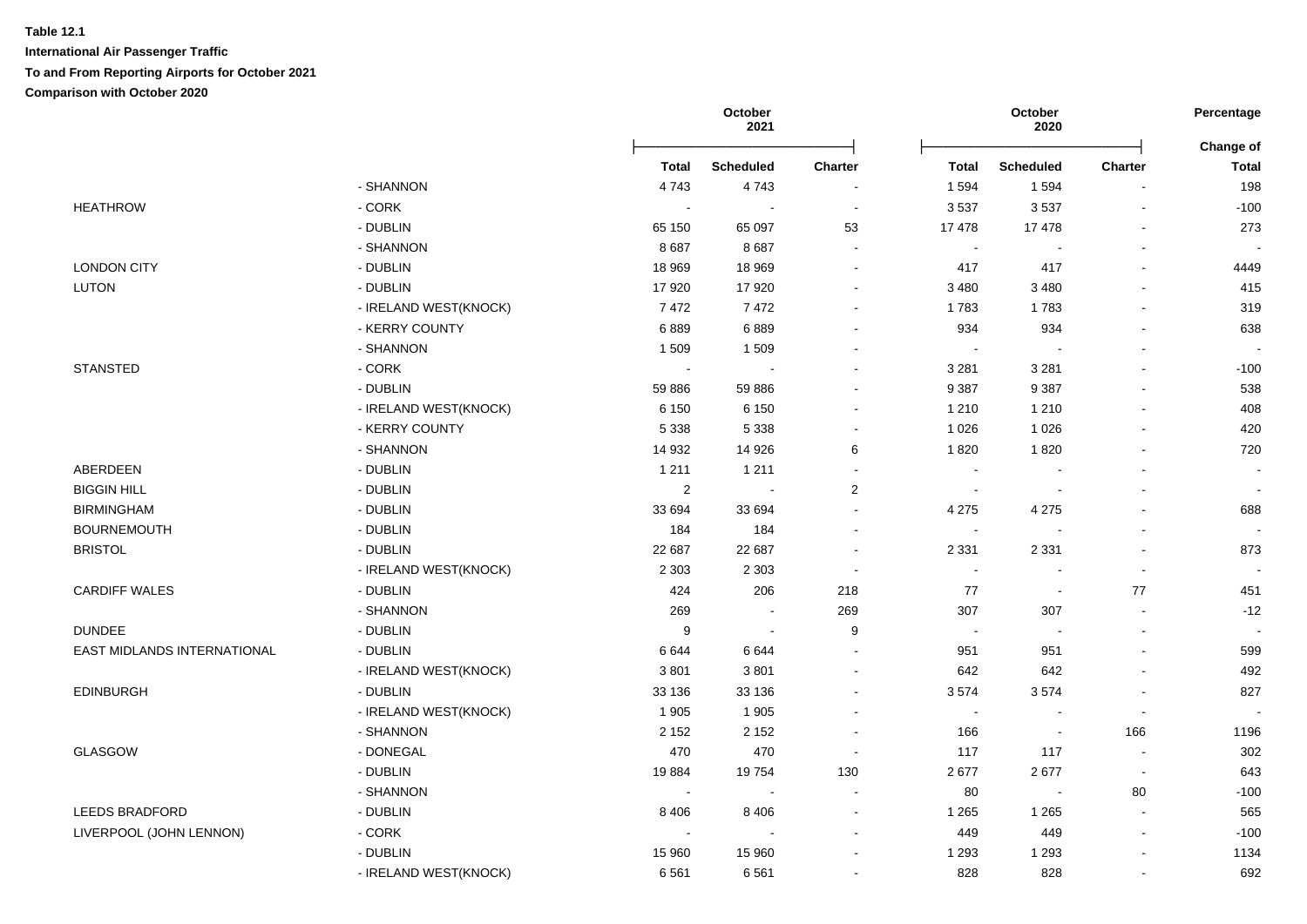**Table 12.1**

**International Air Passenger Traffic**

**To and From Reporting Airports for October 2021**

**Comparison with October 2020**

| | | October 2021 | | | October 2020 | | | Percentage |
|---|---|---|---|---|---|---|---|---|
| | | **Total** | **Scheduled** | **Charter** | **Total** | **Scheduled** | **Charter** | **Change of Total** |
| | - SHANNON | 4 743 | 4 743 | - | 1 594 | 1 594 | - | 198 |
| HEATHROW | - CORK | - | - | - | 3 537 | 3 537 | - | -100 |
| | - DUBLIN | 65 150 | 65 097 | 53 | 17 478 | 17 478 | - | 273 |
| | - SHANNON | 8 687 | 8 687 | - | - | - | - | - |
| LONDON CITY | - DUBLIN | 18 969 | 18 969 | - | 417 | 417 | - | 4449 |
| LUTON | - DUBLIN | 17 920 | 17 920 | - | 3 480 | 3 480 | - | 415 |
| | - IRELAND WEST(KNOCK) | 7 472 | 7 472 | - | 1 783 | 1 783 | - | 319 |
| | - KERRY COUNTY | 6 889 | 6 889 | - | 934 | 934 | - | 638 |
| | - SHANNON | 1 509 | 1 509 | - | - | - | - | - |
| STANSTED | - CORK | - | - | - | 3 281 | 3 281 | - | -100 |
| | - DUBLIN | 59 886 | 59 886 | - | 9 387 | 9 387 | - | 538 |
| | - IRELAND WEST(KNOCK) | 6 150 | 6 150 | - | 1 210 | 1 210 | - | 408 |
| | - KERRY COUNTY | 5 338 | 5 338 | - | 1 026 | 1 026 | - | 420 |
| | - SHANNON | 14 932 | 14 926 | 6 | 1 820 | 1 820 | - | 720 |
| ABERDEEN | - DUBLIN | 1 211 | 1 211 | - | - | - | - | - |
| BIGGIN HILL | - DUBLIN | 2 | - | 2 | - | - | - | - |
| BIRMINGHAM | - DUBLIN | 33 694 | 33 694 | - | 4 275 | 4 275 | - | 688 |
| BOURNEMOUTH | - DUBLIN | 184 | 184 | - | - | - | - | - |
| BRISTOL | - DUBLIN | 22 687 | 22 687 | - | 2 331 | 2 331 | - | 873 |
| | - IRELAND WEST(KNOCK) | 2 303 | 2 303 | - | - | - | - | - |
| CARDIFF WALES | - DUBLIN | 424 | 206 | 218 | 77 | - | 77 | 451 |
| | - SHANNON | 269 | - | 269 | 307 | 307 | - | -12 |
| DUNDEE | - DUBLIN | 9 | - | 9 | - | - | - | - |
| EAST MIDLANDS INTERNATIONAL | - DUBLIN | 6 644 | 6 644 | - | 951 | 951 | - | 599 |
| | - IRELAND WEST(KNOCK) | 3 801 | 3 801 | - | 642 | 642 | - | 492 |
| EDINBURGH | - DUBLIN | 33 136 | 33 136 | - | 3 574 | 3 574 | - | 827 |
| | - IRELAND WEST(KNOCK) | 1 905 | 1 905 | - | - | - | - | - |
| | - SHANNON | 2 152 | 2 152 | - | 166 | - | 166 | 1196 |
| GLASGOW | - DONEGAL | 470 | 470 | - | 117 | 117 | - | 302 |
| | - DUBLIN | 19 884 | 19 754 | 130 | 2 677 | 2 677 | - | 643 |
| | - SHANNON | - | - | - | 80 | - | 80 | -100 |
| LEEDS BRADFORD | - DUBLIN | 8 406 | 8 406 | - | 1 265 | 1 265 | - | 565 |
| LIVERPOOL (JOHN LENNON) | - CORK | - | - | - | 449 | 449 | - | -100 |
| | - DUBLIN | 15 960 | 15 960 | - | 1 293 | 1 293 | - | 1134 |
| | - IRELAND WEST(KNOCK) | 6 561 | 6 561 | - | 828 | 828 | - | 692 |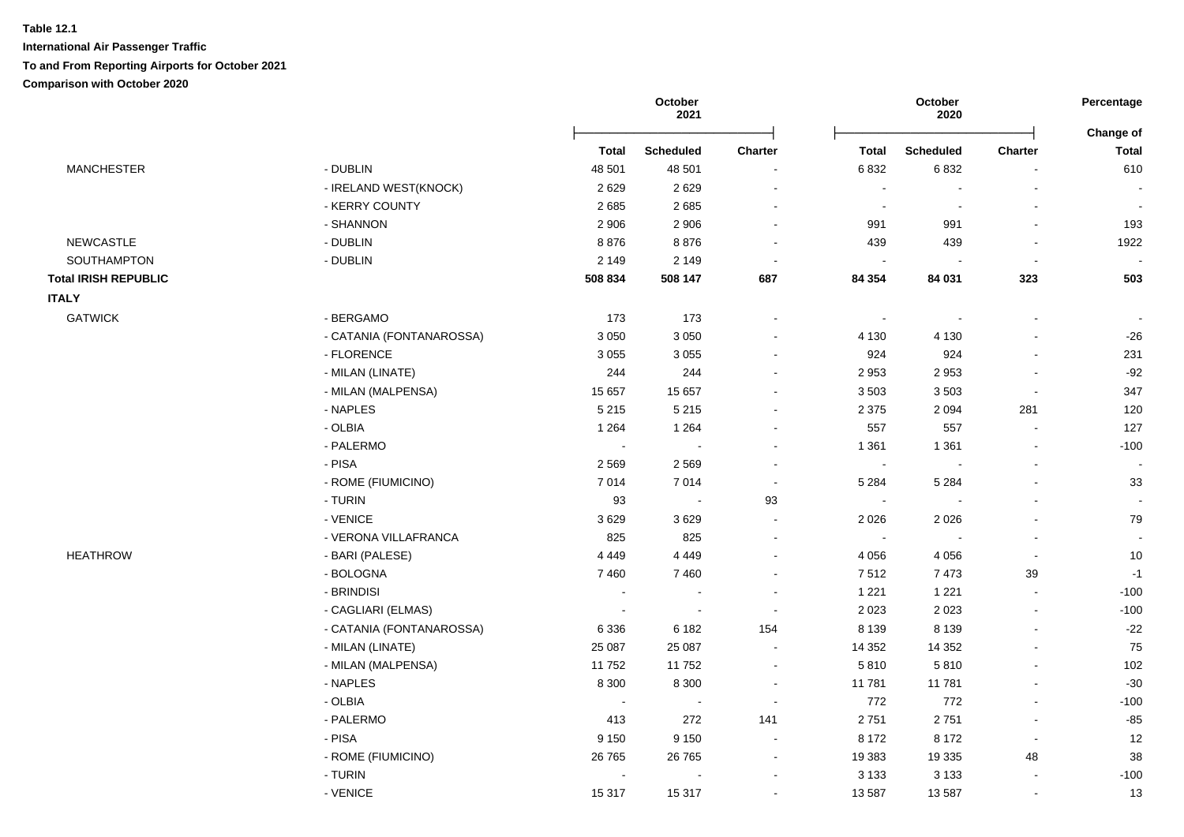**Table 12.1**

**International Air Passenger Traffic**

**To and From Reporting Airports for October 2021**

**Comparison with October 2020**

| | | October 2021 | | | October 2020 | | | Percentage |
|---|---|---|---|---|---|---|---|---|
| | | **Total** | **Scheduled** | **Charter** | **Total** | **Scheduled** | **Charter** | **Change of Total** |
| MANCHESTER | - DUBLIN | 48 501 | 48 501 | - | 6 832 | 6 832 | - | 610 |
| | - IRELAND WEST(KNOCK) | 2 629 | 2 629 | - | - | - | - | - |
| | - KERRY COUNTY | 2 685 | 2 685 | - | - | - | - | - |
| | - SHANNON | 2 906 | 2 906 | - | 991 | 991 | - | 193 |
| NEWCASTLE | - DUBLIN | 8 876 | 8 876 | - | 439 | 439 | - | 1922 |
| SOUTHAMPTON | - DUBLIN | 2 149 | 2 149 | - | - | - | - | - |
| **Total IRISH REPUBLIC** | | **508 834** | **508 147** | **687** | **84 354** | **84 031** | **323** | **503** |
| **ITALY** | | | | | | | | |
| GATWICK | - BERGAMO | 173 | 173 | - | - | - | - | - |
| | - CATANIA (FONTANAROSSA) | 3 050 | 3 050 | - | 4 130 | 4 130 | - | -26 |
| | - FLORENCE | 3 055 | 3 055 | - | 924 | 924 | - | 231 |
| | - MILAN (LINATE) | 244 | 244 | - | 2 953 | 2 953 | - | -92 |
| | - MILAN (MALPENSA) | 15 657 | 15 657 | - | 3 503 | 3 503 | - | 347 |
| | - NAPLES | 5 215 | 5 215 | - | 2 375 | 2 094 | 281 | 120 |
| | - OLBIA | 1 264 | 1 264 | - | 557 | 557 | - | 127 |
| | - PALERMO | - | - | - | 1 361 | 1 361 | - | -100 |
| | - PISA | 2 569 | 2 569 | - | - | - | - | - |
| | - ROME (FIUMICINO) | 7 014 | 7 014 | - | 5 284 | 5 284 | - | 33 |
| | - TURIN | 93 | - | 93 | - | - | - | - |
| | - VENICE | 3 629 | 3 629 | - | 2 026 | 2 026 | - | 79 |
| | - VERONA VILLAFRANCA | 825 | 825 | - | - | - | - | - |
| HEATHROW | - BARI (PALESE) | 4 449 | 4 449 | - | 4 056 | 4 056 | - | 10 |
| | - BOLOGNA | 7 460 | 7 460 | - | 7 512 | 7 473 | 39 | -1 |
| | - BRINDISI | - | - | - | 1 221 | 1 221 | - | -100 |
| | - CAGLIARI (ELMAS) | - | - | - | 2 023 | 2 023 | - | -100 |
| | - CATANIA (FONTANAROSSA) | 6 336 | 6 182 | 154 | 8 139 | 8 139 | - | -22 |
| | - MILAN (LINATE) | 25 087 | 25 087 | - | 14 352 | 14 352 | - | 75 |
| | - MILAN (MALPENSA) | 11 752 | 11 752 | - | 5 810 | 5 810 | - | 102 |
| | - NAPLES | 8 300 | 8 300 | - | 11 781 | 11 781 | - | -30 |
| | - OLBIA | - | - | - | 772 | 772 | - | -100 |
| | - PALERMO | 413 | 272 | 141 | 2 751 | 2 751 | - | -85 |
| | - PISA | 9 150 | 9 150 | - | 8 172 | 8 172 | - | 12 |
| | - ROME (FIUMICINO) | 26 765 | 26 765 | - | 19 383 | 19 335 | 48 | 38 |
| | - TURIN | - | - | - | 3 133 | 3 133 | - | -100 |
| | - VENICE | 15 317 | 15 317 | - | 13 587 | 13 587 | - | 13 |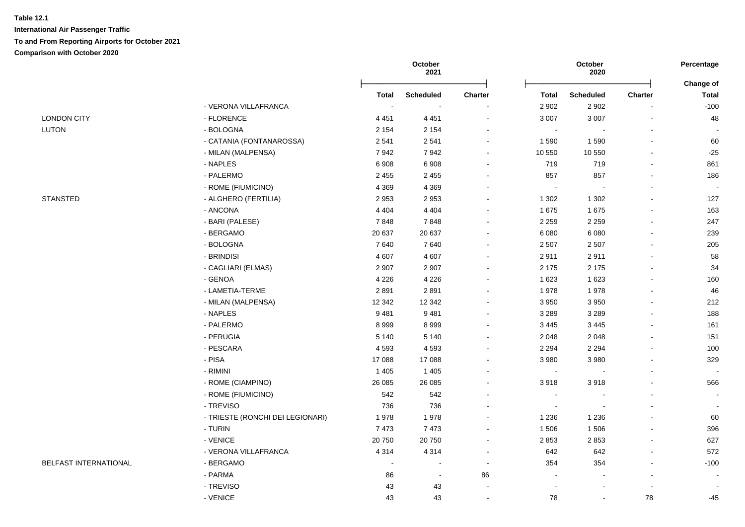**Table 12.1**

**International Air Passenger Traffic**

**To and From Reporting Airports for October 2021**

**Comparison with October 2020**

| | | October 2021 | | | October 2020 | | | Percentage |
|---|---|---|---|---|---|---|---|---|
| | | Total | Scheduled | Charter | Total | Scheduled | Charter | Change of Total |
| | - VERONA VILLAFRANCA | - | - | - | 2 902 | 2 902 | - | -100 |
| LONDON CITY | - FLORENCE | 4 451 | 4 451 | - | 3 007 | 3 007 | - | 48 |
| LUTON | - BOLOGNA | 2 154 | 2 154 | - | - | - | - | - |
| | - CATANIA (FONTANAROSSA) | 2 541 | 2 541 | - | 1 590 | 1 590 | - | 60 |
| | - MILAN (MALPENSA) | 7 942 | 7 942 | - | 10 550 | 10 550 | - | -25 |
| | - NAPLES | 6 908 | 6 908 | - | 719 | 719 | - | 861 |
| | - PALERMO | 2 455 | 2 455 | - | 857 | 857 | - | 186 |
| | - ROME (FIUMICINO) | 4 369 | 4 369 | - | - | - | - | - |
| STANSTED | - ALGHERO (FERTILIA) | 2 953 | 2 953 | - | 1 302 | 1 302 | - | 127 |
| | - ANCONA | 4 404 | 4 404 | - | 1 675 | 1 675 | - | 163 |
| | - BARI (PALESE) | 7 848 | 7 848 | - | 2 259 | 2 259 | - | 247 |
| | - BERGAMO | 20 637 | 20 637 | - | 6 080 | 6 080 | - | 239 |
| | - BOLOGNA | 7 640 | 7 640 | - | 2 507 | 2 507 | - | 205 |
| | - BRINDISI | 4 607 | 4 607 | - | 2 911 | 2 911 | - | 58 |
| | - CAGLIARI (ELMAS) | 2 907 | 2 907 | - | 2 175 | 2 175 | - | 34 |
| | - GENOA | 4 226 | 4 226 | - | 1 623 | 1 623 | - | 160 |
| | - LAMETIA-TERME | 2 891 | 2 891 | - | 1 978 | 1 978 | - | 46 |
| | - MILAN (MALPENSA) | 12 342 | 12 342 | - | 3 950 | 3 950 | - | 212 |
| | - NAPLES | 9 481 | 9 481 | - | 3 289 | 3 289 | - | 188 |
| | - PALERMO | 8 999 | 8 999 | - | 3 445 | 3 445 | - | 161 |
| | - PERUGIA | 5 140 | 5 140 | - | 2 048 | 2 048 | - | 151 |
| | - PESCARA | 4 593 | 4 593 | - | 2 294 | 2 294 | - | 100 |
| | - PISA | 17 088 | 17 088 | - | 3 980 | 3 980 | - | 329 |
| | - RIMINI | 1 405 | 1 405 | - | - | - | - | - |
| | - ROME (CIAMPINO) | 26 085 | 26 085 | - | 3 918 | 3 918 | - | 566 |
| | - ROME (FIUMICINO) | 542 | 542 | - | - | - | - | - |
| | - TREVISO | 736 | 736 | - | - | - | - | - |
| | - TRIESTE (RONCHI DEI LEGIONARI) | 1 978 | 1 978 | - | 1 236 | 1 236 | - | 60 |
| | - TURIN | 7 473 | 7 473 | - | 1 506 | 1 506 | - | 396 |
| | - VENICE | 20 750 | 20 750 | - | 2 853 | 2 853 | - | 627 |
| | - VERONA VILLAFRANCA | 4 314 | 4 314 | - | 642 | 642 | - | 572 |
| BELFAST INTERNATIONAL | - BERGAMO | - | - | - | 354 | 354 | - | -100 |
| | - PARMA | 86 | - | 86 | - | - | - | - |
| | - TREVISO | 43 | 43 | - | - | - | - | - |
| | - VENICE | 43 | 43 | - | 78 | - | 78 | -45 |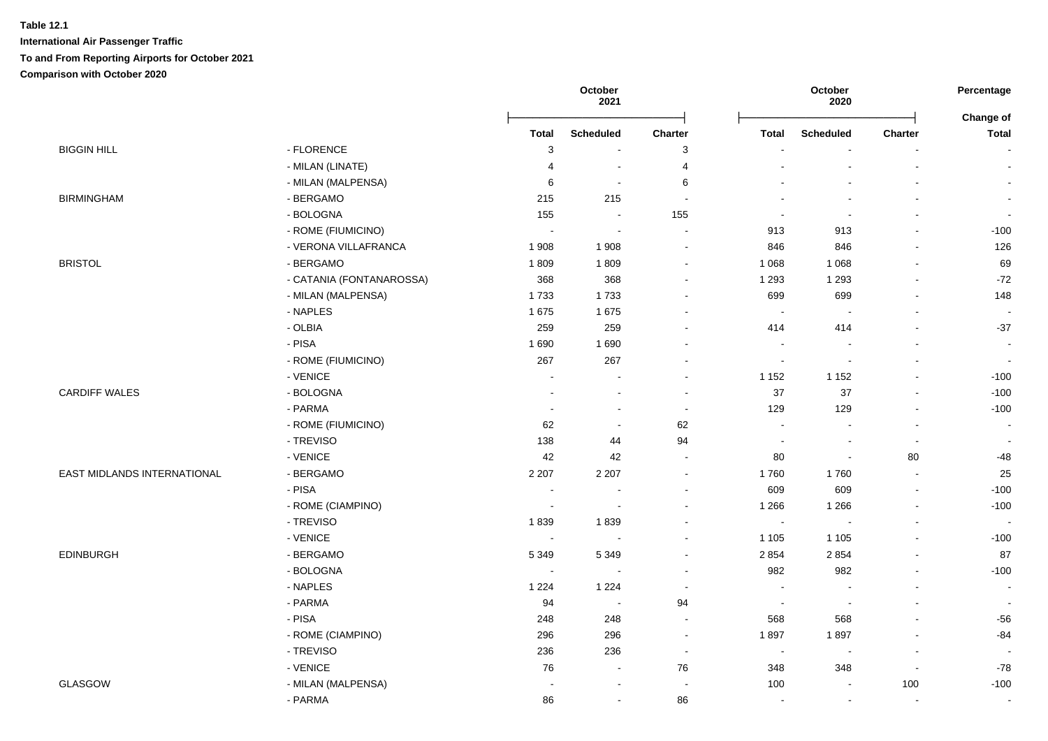**Table 12.1**

**International Air Passenger Traffic**

**To and From Reporting Airports for October 2021**

**Comparison with October 2020**

| | | October 2021 | | | October 2020 | | | Percentage |
|---|---|---|---|---|---|---|---|---|
| | | Total | Scheduled | Charter | Total | Scheduled | Charter | Change of Total |
| BIGGIN HILL | - FLORENCE | 3 | - | 3 | - | - | - | - |
| | - MILAN (LINATE) | 4 | - | 4 | - | - | - | - |
| | - MILAN (MALPENSA) | 6 | - | 6 | - | - | - | - |
| BIRMINGHAM | - BERGAMO | 215 | 215 | - | - | - | - | - |
| | - BOLOGNA | 155 | - | 155 | - | - | - | - |
| | - ROME (FIUMICINO) | - | - | - | 913 | 913 | - | -100 |
| | - VERONA VILLAFRANCA | 1 908 | 1 908 | - | 846 | 846 | - | 126 |
| BRISTOL | - BERGAMO | 1 809 | 1 809 | - | 1 068 | 1 068 | - | 69 |
| | - CATANIA (FONTANAROSSA) | 368 | 368 | - | 1 293 | 1 293 | - | -72 |
| | - MILAN (MALPENSA) | 1 733 | 1 733 | - | 699 | 699 | - | 148 |
| | - NAPLES | 1 675 | 1 675 | - | - | - | - | - |
| | - OLBIA | 259 | 259 | - | 414 | 414 | - | -37 |
| | - PISA | 1 690 | 1 690 | - | - | - | - | - |
| | - ROME (FIUMICINO) | 267 | 267 | - | - | - | - | - |
| | - VENICE | - | - | - | 1 152 | 1 152 | - | -100 |
| CARDIFF WALES | - BOLOGNA | - | - | - | 37 | 37 | - | -100 |
| | - PARMA | - | - | - | 129 | 129 | - | -100 |
| | - ROME (FIUMICINO) | 62 | - | 62 | - | - | - | - |
| | - TREVISO | 138 | 44 | 94 | - | - | - | - |
| | - VENICE | 42 | 42 | - | 80 | - | 80 | -48 |
| EAST MIDLANDS INTERNATIONAL | - BERGAMO | 2 207 | 2 207 | - | 1 760 | 1 760 | - | 25 |
| | - PISA | - | - | - | 609 | 609 | - | -100 |
| | - ROME (CIAMPINO) | - | - | - | 1 266 | 1 266 | - | -100 |
| | - TREVISO | 1 839 | 1 839 | - | - | - | - | - |
| | - VENICE | - | - | - | 1 105 | 1 105 | - | -100 |
| EDINBURGH | - BERGAMO | 5 349 | 5 349 | - | 2 854 | 2 854 | - | 87 |
| | - BOLOGNA | - | - | - | 982 | 982 | - | -100 |
| | - NAPLES | 1 224 | 1 224 | - | - | - | - | - |
| | - PARMA | 94 | - | 94 | - | - | - | - |
| | - PISA | 248 | 248 | - | 568 | 568 | - | -56 |
| | - ROME (CIAMPINO) | 296 | 296 | - | 1 897 | 1 897 | - | -84 |
| | - TREVISO | 236 | 236 | - | - | - | - | - |
| | - VENICE | 76 | - | 76 | 348 | 348 | - | -78 |
| GLASGOW | - MILAN (MALPENSA) | - | - | - | 100 | - | 100 | -100 |
| | - PARMA | 86 | - | 86 | - | - | - | - |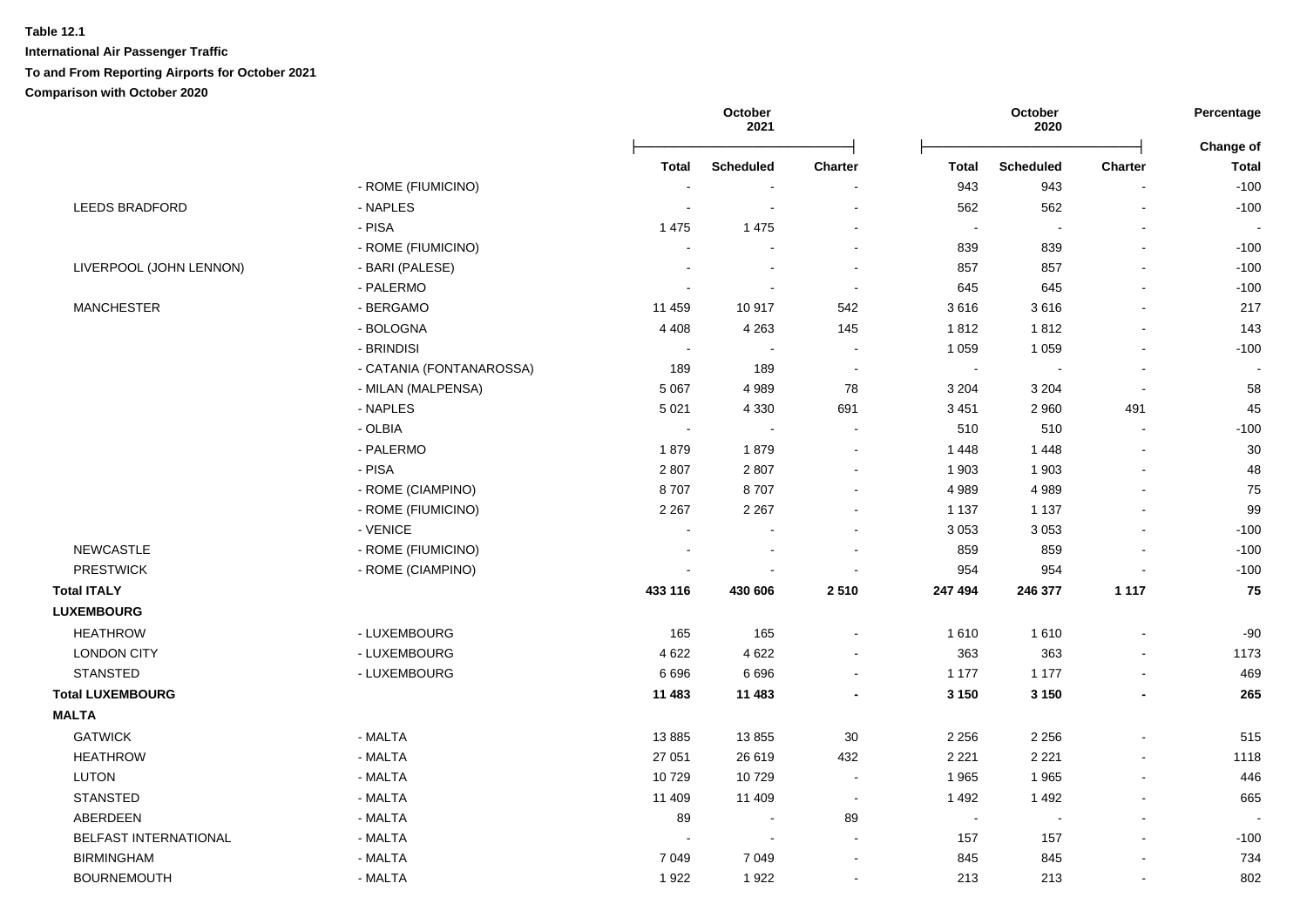**Table 12.1**

**International Air Passenger Traffic**

**To and From Reporting Airports for October 2021**

**Comparison with October 2020**

| | | October 2021 | | | October 2020 | | | Percentage |
|---|---|---|---|---|---|---|---|---|
| | | **Total** | **Scheduled** | **Charter** | **Total** | **Scheduled** | **Charter** | **Change of Total** |
| | - ROME (FIUMICINO) | - | - | - | 943 | 943 | - | -100 |
| LEEDS BRADFORD | - NAPLES | - | - | - | 562 | 562 | - | -100 |
| | - PISA | 1 475 | 1 475 | - | - | - | - | - |
| | - ROME (FIUMICINO) | - | - | - | 839 | 839 | - | -100 |
| LIVERPOOL (JOHN LENNON) | - BARI (PALESE) | - | - | - | 857 | 857 | - | -100 |
| | - PALERMO | - | - | - | 645 | 645 | - | -100 |
| MANCHESTER | - BERGAMO | 11 459 | 10 917 | 542 | 3 616 | 3 616 | - | 217 |
| | - BOLOGNA | 4 408 | 4 263 | 145 | 1 812 | 1 812 | - | 143 |
| | - BRINDISI | - | - | - | 1 059 | 1 059 | - | -100 |
| | - CATANIA (FONTANAROSSA) | 189 | 189 | - | - | - | - | - |
| | - MILAN (MALPENSA) | 5 067 | 4 989 | 78 | 3 204 | 3 204 | - | 58 |
| | - NAPLES | 5 021 | 4 330 | 691 | 3 451 | 2 960 | 491 | 45 |
| | - OLBIA | - | - | - | 510 | 510 | - | -100 |
| | - PALERMO | 1 879 | 1 879 | - | 1 448 | 1 448 | - | 30 |
| | - PISA | 2 807 | 2 807 | - | 1 903 | 1 903 | - | 48 |
| | - ROME (CIAMPINO) | 8 707 | 8 707 | - | 4 989 | 4 989 | - | 75 |
| | - ROME (FIUMICINO) | 2 267 | 2 267 | - | 1 137 | 1 137 | - | 99 |
| | - VENICE | - | - | - | 3 053 | 3 053 | - | -100 |
| NEWCASTLE | - ROME (FIUMICINO) | - | - | - | 859 | 859 | - | -100 |
| PRESTWICK | - ROME (CIAMPINO) | - | - | - | 954 | 954 | - | -100 |
| **Total ITALY** | | **433 116** | **430 606** | **2 510** | **247 494** | **246 377** | **1 117** | **75** |
| **LUXEMBOURG** | | | | | | | | |
| HEATHROW | - LUXEMBOURG | 165 | 165 | - | 1 610 | 1 610 | - | -90 |
| LONDON CITY | - LUXEMBOURG | 4 622 | 4 622 | - | 363 | 363 | - | 1173 |
| STANSTED | - LUXEMBOURG | 6 696 | 6 696 | - | 1 177 | 1 177 | - | 469 |
| **Total LUXEMBOURG** | | **11 483** | **11 483** | **-** | **3 150** | **3 150** | **-** | **265** |
| **MALTA** | | | | | | | | |
| GATWICK | - MALTA | 13 885 | 13 855 | 30 | 2 256 | 2 256 | - | 515 |
| HEATHROW | - MALTA | 27 051 | 26 619 | 432 | 2 221 | 2 221 | - | 1118 |
| LUTON | - MALTA | 10 729 | 10 729 | - | 1 965 | 1 965 | - | 446 |
| STANSTED | - MALTA | 11 409 | 11 409 | - | 1 492 | 1 492 | - | 665 |
| ABERDEEN | - MALTA | 89 | - | 89 | - | - | - | - |
| BELFAST INTERNATIONAL | - MALTA | - | - | - | 157 | 157 | - | -100 |
| BIRMINGHAM | - MALTA | 7 049 | 7 049 | - | 845 | 845 | - | 734 |
| BOURNEMOUTH | - MALTA | 1 922 | 1 922 | - | 213 | 213 | - | 802 |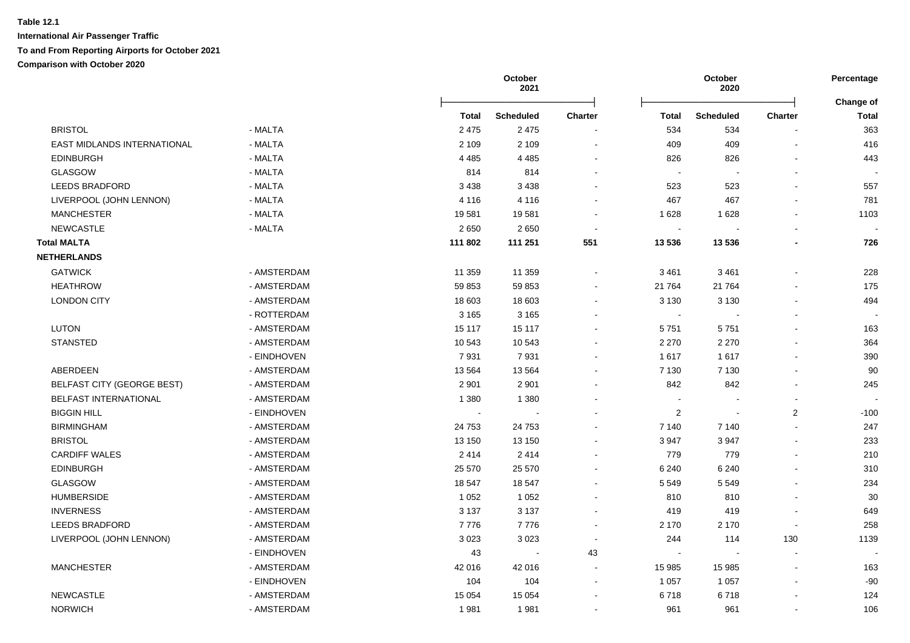**Table 12.1**

**International Air Passenger Traffic**

**To and From Reporting Airports for October 2021**

**Comparison with October 2020**

| | | October 2021 | | | October 2020 | | | Percentage |
|---|---|---|---|---|---|---|---|---|
| | | **Total** | **Scheduled** | **Charter** | **Total** | **Scheduled** | **Charter** | **Change of Total** |
| BRISTOL | - MALTA | 2 475 | 2 475 | - | 534 | 534 | - | 363 |
| EAST MIDLANDS INTERNATIONAL | - MALTA | 2 109 | 2 109 | - | 409 | 409 | - | 416 |
| EDINBURGH | - MALTA | 4 485 | 4 485 | - | 826 | 826 | - | 443 |
| GLASGOW | - MALTA | 814 | 814 | - | - | - | - | - |
| LEEDS BRADFORD | - MALTA | 3 438 | 3 438 | - | 523 | 523 | - | 557 |
| LIVERPOOL (JOHN LENNON) | - MALTA | 4 116 | 4 116 | - | 467 | 467 | - | 781 |
| MANCHESTER | - MALTA | 19 581 | 19 581 | - | 1 628 | 1 628 | - | 1103 |
| NEWCASTLE | - MALTA | 2 650 | 2 650 | - | - | - | - | - |
| **Total MALTA** | | **111 802** | **111 251** | **551** | **13 536** | **13 536** | **-** | **726** |
| **NETHERLANDS** | | | | | | | | |
| GATWICK | - AMSTERDAM | 11 359 | 11 359 | - | 3 461 | 3 461 | - | 228 |
| HEATHROW | - AMSTERDAM | 59 853 | 59 853 | - | 21 764 | 21 764 | - | 175 |
| LONDON CITY | - AMSTERDAM | 18 603 | 18 603 | - | 3 130 | 3 130 | - | 494 |
| | - ROTTERDAM | 3 165 | 3 165 | - | - | - | - | - |
| LUTON | - AMSTERDAM | 15 117 | 15 117 | - | 5 751 | 5 751 | - | 163 |
| STANSTED | - AMSTERDAM | 10 543 | 10 543 | - | 2 270 | 2 270 | - | 364 |
| | - EINDHOVEN | 7 931 | 7 931 | - | 1 617 | 1 617 | - | 390 |
| ABERDEEN | - AMSTERDAM | 13 564 | 13 564 | - | 7 130 | 7 130 | - | 90 |
| BELFAST CITY (GEORGE BEST) | - AMSTERDAM | 2 901 | 2 901 | - | 842 | 842 | - | 245 |
| BELFAST INTERNATIONAL | - AMSTERDAM | 1 380 | 1 380 | - | - | - | - | - |
| BIGGIN HILL | - EINDHOVEN | - | - | - | 2 | - | 2 | -100 |
| BIRMINGHAM | - AMSTERDAM | 24 753 | 24 753 | - | 7 140 | 7 140 | - | 247 |
| BRISTOL | - AMSTERDAM | 13 150 | 13 150 | - | 3 947 | 3 947 | - | 233 |
| CARDIFF WALES | - AMSTERDAM | 2 414 | 2 414 | - | 779 | 779 | - | 210 |
| EDINBURGH | - AMSTERDAM | 25 570 | 25 570 | - | 6 240 | 6 240 | - | 310 |
| GLASGOW | - AMSTERDAM | 18 547 | 18 547 | - | 5 549 | 5 549 | - | 234 |
| HUMBERSIDE | - AMSTERDAM | 1 052 | 1 052 | - | 810 | 810 | - | 30 |
| INVERNESS | - AMSTERDAM | 3 137 | 3 137 | - | 419 | 419 | - | 649 |
| LEEDS BRADFORD | - AMSTERDAM | 7 776 | 7 776 | - | 2 170 | 2 170 | - | 258 |
| LIVERPOOL (JOHN LENNON) | - AMSTERDAM | 3 023 | 3 023 | - | 244 | 114 | 130 | 1139 |
| | - EINDHOVEN | 43 | - | 43 | - | - | - | - |
| MANCHESTER | - AMSTERDAM | 42 016 | 42 016 | - | 15 985 | 15 985 | - | 163 |
| | - EINDHOVEN | 104 | 104 | - | 1 057 | 1 057 | - | -90 |
| NEWCASTLE | - AMSTERDAM | 15 054 | 15 054 | - | 6 718 | 6 718 | - | 124 |
| NORWICH | - AMSTERDAM | 1 981 | 1 981 | - | 961 | 961 | - | 106 |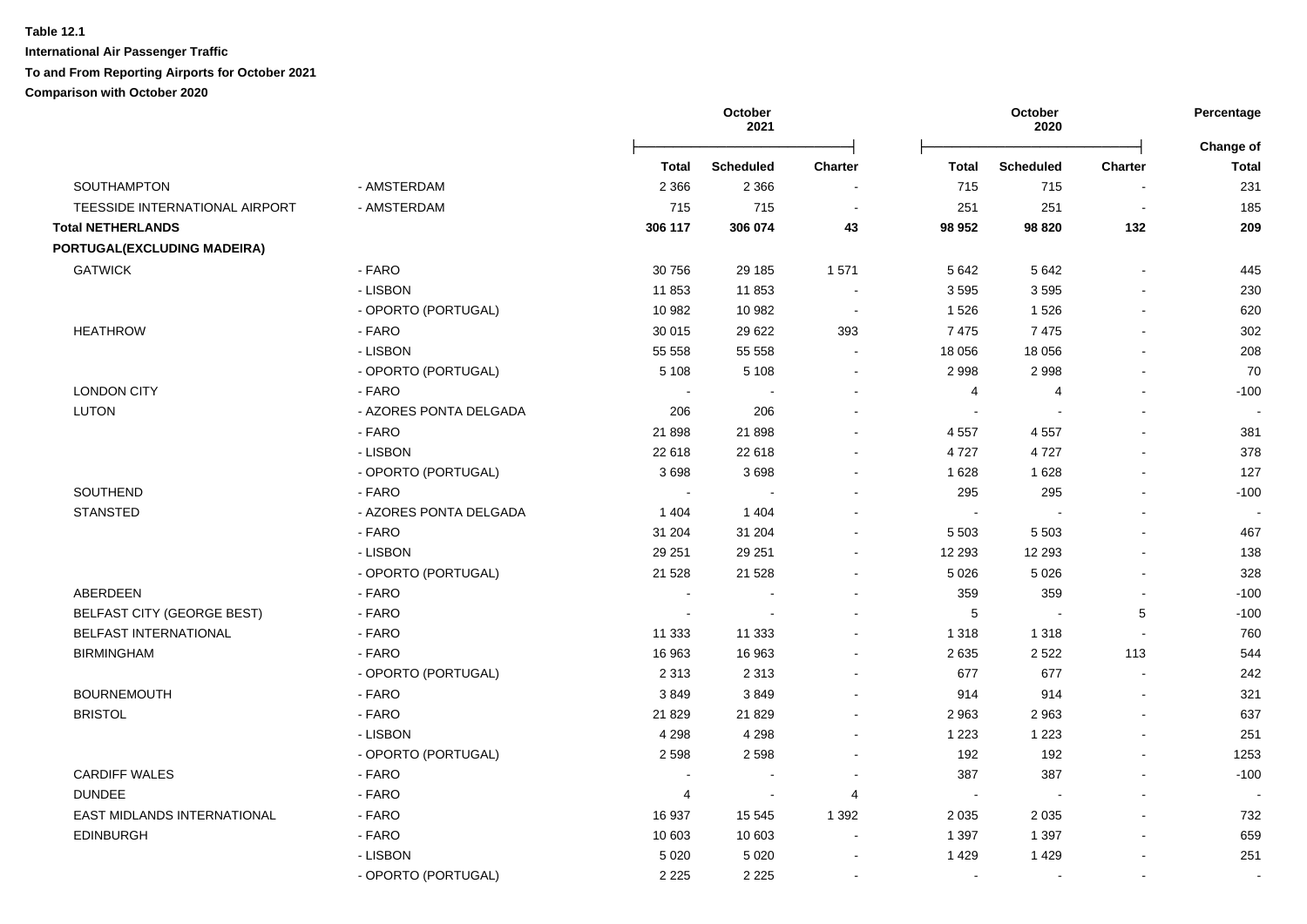**Table 12.1**

**International Air Passenger Traffic**

**To and From Reporting Airports for October 2021**

**Comparison with October 2020**

| | | October 2021 | | | October 2020 | | | Percentage |
|---|---|---|---|---|---|---|---|---|
| | | **Total** | **Scheduled** | **Charter** | **Total** | **Scheduled** | **Charter** | **Change of Total** |
| SOUTHAMPTON | - AMSTERDAM | 2 366 | 2 366 | - | 715 | 715 | - | 231 |
| TEESSIDE INTERNATIONAL AIRPORT | - AMSTERDAM | 715 | 715 | - | 251 | 251 | - | 185 |
| **Total NETHERLANDS** | | **306 117** | **306 074** | **43** | **98 952** | **98 820** | **132** | **209** |
| **PORTUGAL(EXCLUDING MADEIRA)** | | | | | | | | |
| GATWICK | - FARO | 30 756 | 29 185 | 1 571 | 5 642 | 5 642 | - | 445 |
| | - LISBON | 11 853 | 11 853 | - | 3 595 | 3 595 | - | 230 |
| | - OPORTO (PORTUGAL) | 10 982 | 10 982 | - | 1 526 | 1 526 | - | 620 |
| HEATHROW | - FARO | 30 015 | 29 622 | 393 | 7 475 | 7 475 | - | 302 |
| | - LISBON | 55 558 | 55 558 | - | 18 056 | 18 056 | - | 208 |
| | - OPORTO (PORTUGAL) | 5 108 | 5 108 | - | 2 998 | 2 998 | - | 70 |
| LONDON CITY | - FARO | - | - | - | 4 | 4 | - | -100 |
| LUTON | - AZORES PONTA DELGADA | 206 | 206 | - | - | - | - | - |
| | - FARO | 21 898 | 21 898 | - | 4 557 | 4 557 | - | 381 |
| | - LISBON | 22 618 | 22 618 | - | 4 727 | 4 727 | - | 378 |
| | - OPORTO (PORTUGAL) | 3 698 | 3 698 | - | 1 628 | 1 628 | - | 127 |
| SOUTHEND | - FARO | - | - | - | 295 | 295 | - | -100 |
| STANSTED | - AZORES PONTA DELGADA | 1 404 | 1 404 | - | - | - | - | - |
| | - FARO | 31 204 | 31 204 | - | 5 503 | 5 503 | - | 467 |
| | - LISBON | 29 251 | 29 251 | - | 12 293 | 12 293 | - | 138 |
| | - OPORTO (PORTUGAL) | 21 528 | 21 528 | - | 5 026 | 5 026 | - | 328 |
| ABERDEEN | - FARO | - | - | - | 359 | 359 | - | -100 |
| BELFAST CITY (GEORGE BEST) | - FARO | - | - | - | 5 | - | 5 | -100 |
| BELFAST INTERNATIONAL | - FARO | 11 333 | 11 333 | - | 1 318 | 1 318 | - | 760 |
| BIRMINGHAM | - FARO | 16 963 | 16 963 | - | 2 635 | 2 522 | 113 | 544 |
| | - OPORTO (PORTUGAL) | 2 313 | 2 313 | - | 677 | 677 | - | 242 |
| BOURNEMOUTH | - FARO | 3 849 | 3 849 | - | 914 | 914 | - | 321 |
| BRISTOL | - FARO | 21 829 | 21 829 | - | 2 963 | 2 963 | - | 637 |
| | - LISBON | 4 298 | 4 298 | - | 1 223 | 1 223 | - | 251 |
| | - OPORTO (PORTUGAL) | 2 598 | 2 598 | - | 192 | 192 | - | 1253 |
| CARDIFF WALES | - FARO | - | - | - | 387 | 387 | - | -100 |
| DUNDEE | - FARO | 4 | - | 4 | - | - | - | - |
| EAST MIDLANDS INTERNATIONAL | - FARO | 16 937 | 15 545 | 1 392 | 2 035 | 2 035 | - | 732 |
| EDINBURGH | - FARO | 10 603 | 10 603 | - | 1 397 | 1 397 | - | 659 |
| | - LISBON | 5 020 | 5 020 | - | 1 429 | 1 429 | - | 251 |
| | - OPORTO (PORTUGAL) | 2 225 | 2 225 | - | - | - | - | - |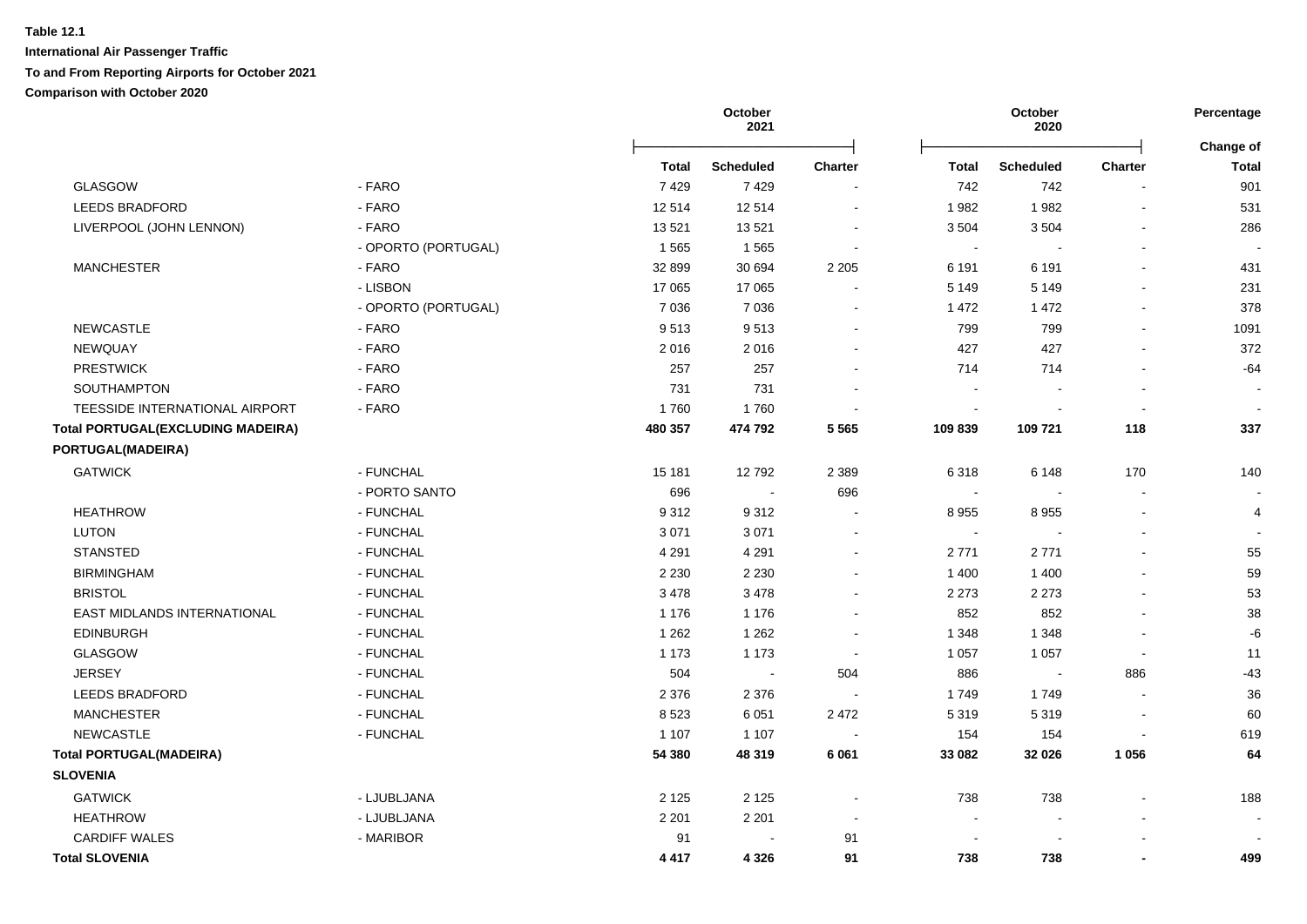**Table 12.1**

**International Air Passenger Traffic**

**To and From Reporting Airports for October 2021**

**Comparison with October 2020**

| | | October 2021 | | | October 2020 | | | Percentage |
|---|---|---|---|---|---|---|---|---|
| | | **Total** | **Scheduled** | **Charter** | **Total** | **Scheduled** | **Charter** | **Change of Total** |
| GLASGOW | - FARO | 7 429 | 7 429 | - | 742 | 742 | - | 901 |
| LEEDS BRADFORD | - FARO | 12 514 | 12 514 | - | 1 982 | 1 982 | - | 531 |
| LIVERPOOL (JOHN LENNON) | - FARO | 13 521 | 13 521 | - | 3 504 | 3 504 | - | 286 |
| | - OPORTO (PORTUGAL) | 1 565 | 1 565 | - | - | - | - | - |
| MANCHESTER | - FARO | 32 899 | 30 694 | 2 205 | 6 191 | 6 191 | - | 431 |
| | - LISBON | 17 065 | 17 065 | - | 5 149 | 5 149 | - | 231 |
| | - OPORTO (PORTUGAL) | 7 036 | 7 036 | - | 1 472 | 1 472 | - | 378 |
| NEWCASTLE | - FARO | 9 513 | 9 513 | - | 799 | 799 | - | 1091 |
| NEWQUAY | - FARO | 2 016 | 2 016 | - | 427 | 427 | - | 372 |
| PRESTWICK | - FARO | 257 | 257 | - | 714 | 714 | - | -64 |
| SOUTHAMPTON | - FARO | 731 | 731 | - | - | - | - | - |
| TEESSIDE INTERNATIONAL AIRPORT | - FARO | 1 760 | 1 760 | - | - | - | - | - |
| **Total PORTUGAL(EXCLUDING MADEIRA)** | | **480 357** | **474 792** | **5 565** | **109 839** | **109 721** | **118** | **337** |
| **PORTUGAL(MADEIRA)** | | | | | | | | |
| GATWICK | - FUNCHAL | 15 181 | 12 792 | 2 389 | 6 318 | 6 148 | 170 | 140 |
| | - PORTO SANTO | 696 | - | 696 | - | - | - | - |
| HEATHROW | - FUNCHAL | 9 312 | 9 312 | - | 8 955 | 8 955 | - | 4 |
| LUTON | - FUNCHAL | 3 071 | 3 071 | - | - | - | - | - |
| STANSTED | - FUNCHAL | 4 291 | 4 291 | - | 2 771 | 2 771 | - | 55 |
| BIRMINGHAM | - FUNCHAL | 2 230 | 2 230 | - | 1 400 | 1 400 | - | 59 |
| BRISTOL | - FUNCHAL | 3 478 | 3 478 | - | 2 273 | 2 273 | - | 53 |
| EAST MIDLANDS INTERNATIONAL | - FUNCHAL | 1 176 | 1 176 | - | 852 | 852 | - | 38 |
| EDINBURGH | - FUNCHAL | 1 262 | 1 262 | - | 1 348 | 1 348 | - | -6 |
| GLASGOW | - FUNCHAL | 1 173 | 1 173 | - | 1 057 | 1 057 | - | 11 |
| JERSEY | - FUNCHAL | 504 | - | 504 | 886 | - | 886 | -43 |
| LEEDS BRADFORD | - FUNCHAL | 2 376 | 2 376 | - | 1 749 | 1 749 | - | 36 |
| MANCHESTER | - FUNCHAL | 8 523 | 6 051 | 2 472 | 5 319 | 5 319 | - | 60 |
| NEWCASTLE | - FUNCHAL | 1 107 | 1 107 | - | 154 | 154 | - | 619 |
| **Total PORTUGAL(MADEIRA)** | | **54 380** | **48 319** | **6 061** | **33 082** | **32 026** | **1 056** | **64** |
| **SLOVENIA** | | | | | | | | |
| GATWICK | - LJUBLJANA | 2 125 | 2 125 | - | 738 | 738 | - | 188 |
| HEATHROW | - LJUBLJANA | 2 201 | 2 201 | - | - | - | - | - |
| CARDIFF WALES | - MARIBOR | 91 | - | 91 | - | - | - | - |
| **Total SLOVENIA** | | **4 417** | **4 326** | **91** | **738** | **738** | **-** | **499** |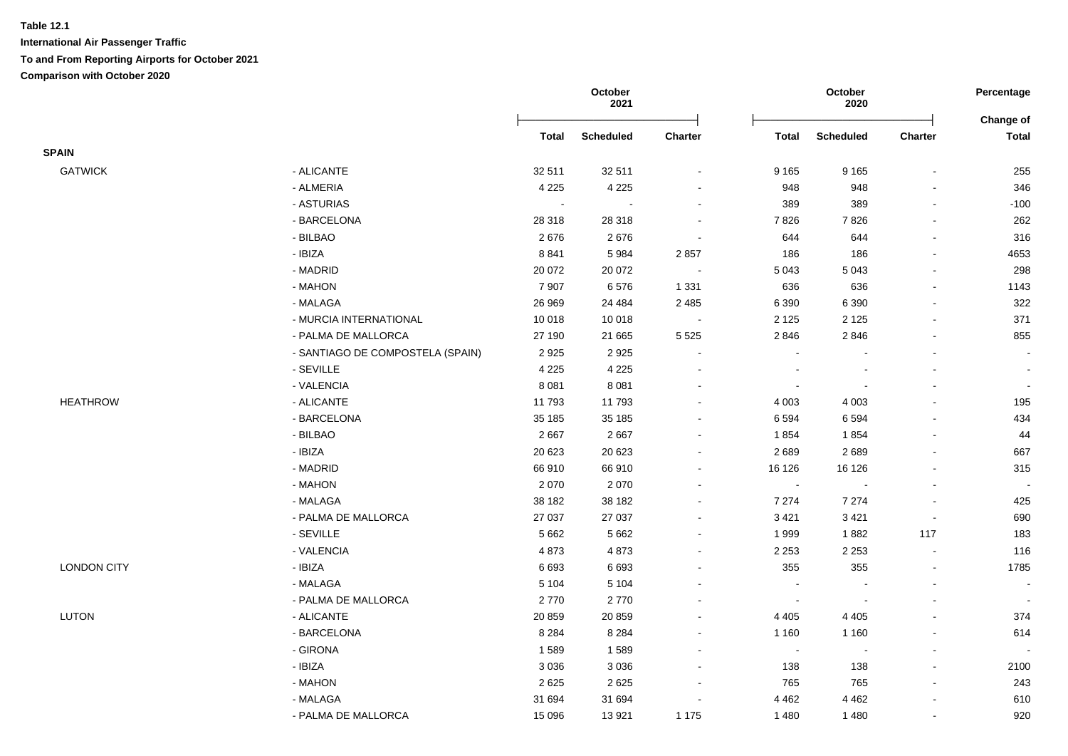**Table 12.1**

**International Air Passenger Traffic**

**To and From Reporting Airports for October 2021**

**Comparison with October 2020**

| | | October 2021 | | | October 2020 | | | Percentage |
|---|---|---|---|---|---|---|---|---|
| | | Total | Scheduled | Charter | Total | Scheduled | Charter | Change of Total |
| **SPAIN** | | | | | | | | |
| GATWICK | - ALICANTE | 32 511 | 32 511 | - | 9 165 | 9 165 | - | 255 |
| | - ALMERIA | 4 225 | 4 225 | - | 948 | 948 | - | 346 |
| | - ASTURIAS | - | - | - | 389 | 389 | - | -100 |
| | - BARCELONA | 28 318 | 28 318 | - | 7 826 | 7 826 | - | 262 |
| | - BILBAO | 2 676 | 2 676 | - | 644 | 644 | - | 316 |
| | - IBIZA | 8 841 | 5 984 | 2 857 | 186 | 186 | - | 4653 |
| | - MADRID | 20 072 | 20 072 | - | 5 043 | 5 043 | - | 298 |
| | - MAHON | 7 907 | 6 576 | 1 331 | 636 | 636 | - | 1143 |
| | - MALAGA | 26 969 | 24 484 | 2 485 | 6 390 | 6 390 | - | 322 |
| | - MURCIA INTERNATIONAL | 10 018 | 10 018 | - | 2 125 | 2 125 | - | 371 |
| | - PALMA DE MALLORCA | 27 190 | 21 665 | 5 525 | 2 846 | 2 846 | - | 855 |
| | - SANTIAGO DE COMPOSTELA (SPAIN) | 2 925 | 2 925 | - | - | - | - | - |
| | - SEVILLE | 4 225 | 4 225 | - | - | - | - | - |
| | - VALENCIA | 8 081 | 8 081 | - | - | - | - | - |
| HEATHROW | - ALICANTE | 11 793 | 11 793 | - | 4 003 | 4 003 | - | 195 |
| | - BARCELONA | 35 185 | 35 185 | - | 6 594 | 6 594 | - | 434 |
| | - BILBAO | 2 667 | 2 667 | - | 1 854 | 1 854 | - | 44 |
| | - IBIZA | 20 623 | 20 623 | - | 2 689 | 2 689 | - | 667 |
| | - MADRID | 66 910 | 66 910 | - | 16 126 | 16 126 | - | 315 |
| | - MAHON | 2 070 | 2 070 | - | - | - | - | - |
| | - MALAGA | 38 182 | 38 182 | - | 7 274 | 7 274 | - | 425 |
| | - PALMA DE MALLORCA | 27 037 | 27 037 | - | 3 421 | 3 421 | - | 690 |
| | - SEVILLE | 5 662 | 5 662 | - | 1 999 | 1 882 | 117 | 183 |
| | - VALENCIA | 4 873 | 4 873 | - | 2 253 | 2 253 | - | 116 |
| LONDON CITY | - IBIZA | 6 693 | 6 693 | - | 355 | 355 | - | 1785 |
| | - MALAGA | 5 104 | 5 104 | - | - | - | - | - |
| | - PALMA DE MALLORCA | 2 770 | 2 770 | - | - | - | - | - |
| LUTON | - ALICANTE | 20 859 | 20 859 | - | 4 405 | 4 405 | - | 374 |
| | - BARCELONA | 8 284 | 8 284 | - | 1 160 | 1 160 | - | 614 |
| | - GIRONA | 1 589 | 1 589 | - | - | - | - | - |
| | - IBIZA | 3 036 | 3 036 | - | 138 | 138 | - | 2100 |
| | - MAHON | 2 625 | 2 625 | - | 765 | 765 | - | 243 |
| | - MALAGA | 31 694 | 31 694 | - | 4 462 | 4 462 | - | 610 |
| | - PALMA DE MALLORCA | 15 096 | 13 921 | 1 175 | 1 480 | 1 480 | - | 920 |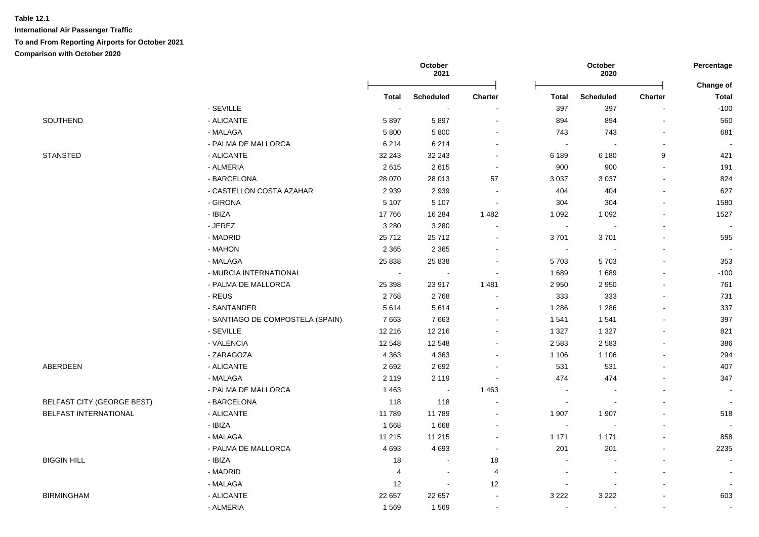**Table 12.1**

**International Air Passenger Traffic**

**To and From Reporting Airports for October 2021**

**Comparison with October 2020**

| | | October 2021 | | | October 2020 | | | Percentage Change of |
|---|---|---|---|---|---|---|---|---|
| | | Total | Scheduled | Charter | Total | Scheduled | Charter | Total |
| | - SEVILLE | - | - | - | 397 | 397 | - | -100 |
| SOUTHEND | - ALICANTE | 5 897 | 5 897 | - | 894 | 894 | - | 560 |
| | - MALAGA | 5 800 | 5 800 | - | 743 | 743 | - | 681 |
| | - PALMA DE MALLORCA | 6 214 | 6 214 | - | - | - | - | - |
| STANSTED | - ALICANTE | 32 243 | 32 243 | - | 6 189 | 6 180 | 9 | 421 |
| | - ALMERIA | 2 615 | 2 615 | - | 900 | 900 | - | 191 |
| | - BARCELONA | 28 070 | 28 013 | 57 | 3 037 | 3 037 | - | 824 |
| | - CASTELLON COSTA AZAHAR | 2 939 | 2 939 | - | 404 | 404 | - | 627 |
| | - GIRONA | 5 107 | 5 107 | - | 304 | 304 | - | 1580 |
| | - IBIZA | 17 766 | 16 284 | 1 482 | 1 092 | 1 092 | - | 1527 |
| | - JEREZ | 3 280 | 3 280 | - | - | - | - | - |
| | - MADRID | 25 712 | 25 712 | - | 3 701 | 3 701 | - | 595 |
| | - MAHON | 2 365 | 2 365 | - | - | - | - | - |
| | - MALAGA | 25 838 | 25 838 | - | 5 703 | 5 703 | - | 353 |
| | - MURCIA INTERNATIONAL | - | - | - | 1 689 | 1 689 | - | -100 |
| | - PALMA DE MALLORCA | 25 398 | 23 917 | 1 481 | 2 950 | 2 950 | - | 761 |
| | - REUS | 2 768 | 2 768 | - | 333 | 333 | - | 731 |
| | - SANTANDER | 5 614 | 5 614 | - | 1 286 | 1 286 | - | 337 |
| | - SANTIAGO DE COMPOSTELA (SPAIN) | 7 663 | 7 663 | - | 1 541 | 1 541 | - | 397 |
| | - SEVILLE | 12 216 | 12 216 | - | 1 327 | 1 327 | - | 821 |
| | - VALENCIA | 12 548 | 12 548 | - | 2 583 | 2 583 | - | 386 |
| | - ZARAGOZA | 4 363 | 4 363 | - | 1 106 | 1 106 | - | 294 |
| ABERDEEN | - ALICANTE | 2 692 | 2 692 | - | 531 | 531 | - | 407 |
| | - MALAGA | 2 119 | 2 119 | - | 474 | 474 | - | 347 |
| | - PALMA DE MALLORCA | 1 463 | - | 1 463 | - | - | - | - |
| BELFAST CITY (GEORGE BEST) | - BARCELONA | 118 | 118 | - | - | - | - | - |
| BELFAST INTERNATIONAL | - ALICANTE | 11 789 | 11 789 | - | 1 907 | 1 907 | - | 518 |
| | - IBIZA | 1 668 | 1 668 | - | - | - | - | - |
| | - MALAGA | 11 215 | 11 215 | - | 1 171 | 1 171 | - | 858 |
| | - PALMA DE MALLORCA | 4 693 | 4 693 | - | 201 | 201 | - | 2235 |
| BIGGIN HILL | - IBIZA | 18 | - | 18 | - | - | - | - |
| | - MADRID | 4 | - | 4 | - | - | - | - |
| | - MALAGA | 12 | - | 12 | - | - | - | - |
| BIRMINGHAM | - ALICANTE | 22 657 | 22 657 | - | 3 222 | 3 222 | - | 603 |
| | - ALMERIA | 1 569 | 1 569 | - | - | - | - | - |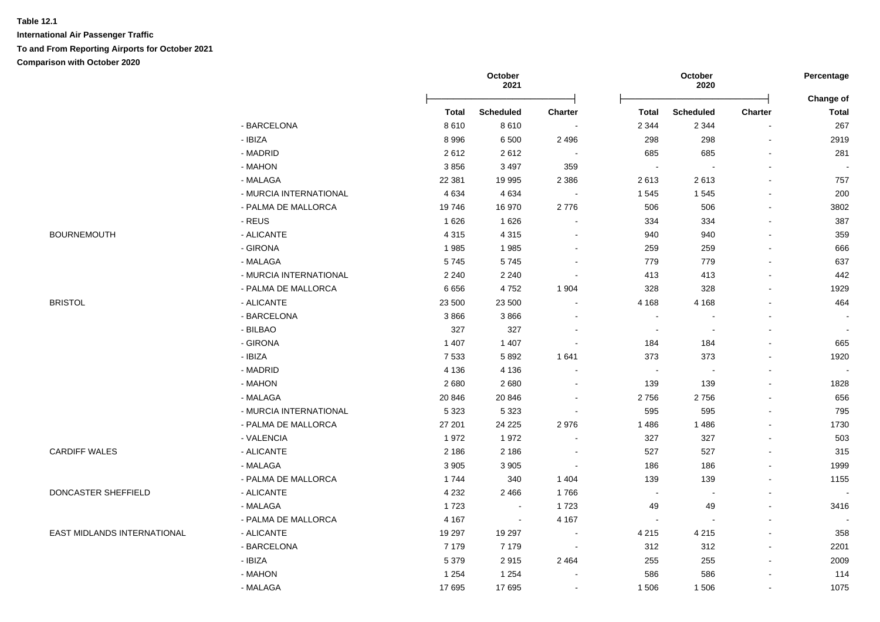**Table 12.1**

**International Air Passenger Traffic**

**To and From Reporting Airports for October 2021**

**Comparison with October 2020**

| | | October 2021 | | | October 2020 | | | Percentage Change of |
|---|---|---|---|---|---|---|---|---|
| | | Total | Scheduled | Charter | Total | Scheduled | Charter | Total |
| | - BARCELONA | 8 610 | 8 610 | - | 2 344 | 2 344 | - | 267 |
| | - IBIZA | 8 996 | 6 500 | 2 496 | 298 | 298 | - | 2919 |
| | - MADRID | 2 612 | 2 612 | - | 685 | 685 | - | 281 |
| | - MAHON | 3 856 | 3 497 | 359 | - | - | - | - |
| | - MALAGA | 22 381 | 19 995 | 2 386 | 2 613 | 2 613 | - | 757 |
| | - MURCIA INTERNATIONAL | 4 634 | 4 634 | - | 1 545 | 1 545 | - | 200 |
| | - PALMA DE MALLORCA | 19 746 | 16 970 | 2 776 | 506 | 506 | - | 3802 |
| | - REUS | 1 626 | 1 626 | - | 334 | 334 | - | 387 |
| BOURNEMOUTH | - ALICANTE | 4 315 | 4 315 | - | 940 | 940 | - | 359 |
| | - GIRONA | 1 985 | 1 985 | - | 259 | 259 | - | 666 |
| | - MALAGA | 5 745 | 5 745 | - | 779 | 779 | - | 637 |
| | - MURCIA INTERNATIONAL | 2 240 | 2 240 | - | 413 | 413 | - | 442 |
| | - PALMA DE MALLORCA | 6 656 | 4 752 | 1 904 | 328 | 328 | - | 1929 |
| BRISTOL | - ALICANTE | 23 500 | 23 500 | - | 4 168 | 4 168 | - | 464 |
| | - BARCELONA | 3 866 | 3 866 | - | - | - | - | - |
| | - BILBAO | 327 | 327 | - | - | - | - | - |
| | - GIRONA | 1 407 | 1 407 | - | 184 | 184 | - | 665 |
| | - IBIZA | 7 533 | 5 892 | 1 641 | 373 | 373 | - | 1920 |
| | - MADRID | 4 136 | 4 136 | - | - | - | - | - |
| | - MAHON | 2 680 | 2 680 | - | 139 | 139 | - | 1828 |
| | - MALAGA | 20 846 | 20 846 | - | 2 756 | 2 756 | - | 656 |
| | - MURCIA INTERNATIONAL | 5 323 | 5 323 | - | 595 | 595 | - | 795 |
| | - PALMA DE MALLORCA | 27 201 | 24 225 | 2 976 | 1 486 | 1 486 | - | 1730 |
| | - VALENCIA | 1 972 | 1 972 | - | 327 | 327 | - | 503 |
| CARDIFF WALES | - ALICANTE | 2 186 | 2 186 | - | 527 | 527 | - | 315 |
| | - MALAGA | 3 905 | 3 905 | - | 186 | 186 | - | 1999 |
| | - PALMA DE MALLORCA | 1 744 | 340 | 1 404 | 139 | 139 | - | 1155 |
| DONCASTER SHEFFIELD | - ALICANTE | 4 232 | 2 466 | 1 766 | - | - | - | - |
| | - MALAGA | 1 723 | - | 1 723 | 49 | 49 | - | 3416 |
| | - PALMA DE MALLORCA | 4 167 | - | 4 167 | - | - | - | - |
| EAST MIDLANDS INTERNATIONAL | - ALICANTE | 19 297 | 19 297 | - | 4 215 | 4 215 | - | 358 |
| | - BARCELONA | 7 179 | 7 179 | - | 312 | 312 | - | 2201 |
| | - IBIZA | 5 379 | 2 915 | 2 464 | 255 | 255 | - | 2009 |
| | - MAHON | 1 254 | 1 254 | - | 586 | 586 | - | 114 |
| | - MALAGA | 17 695 | 17 695 | - | 1 506 | 1 506 | - | 1075 |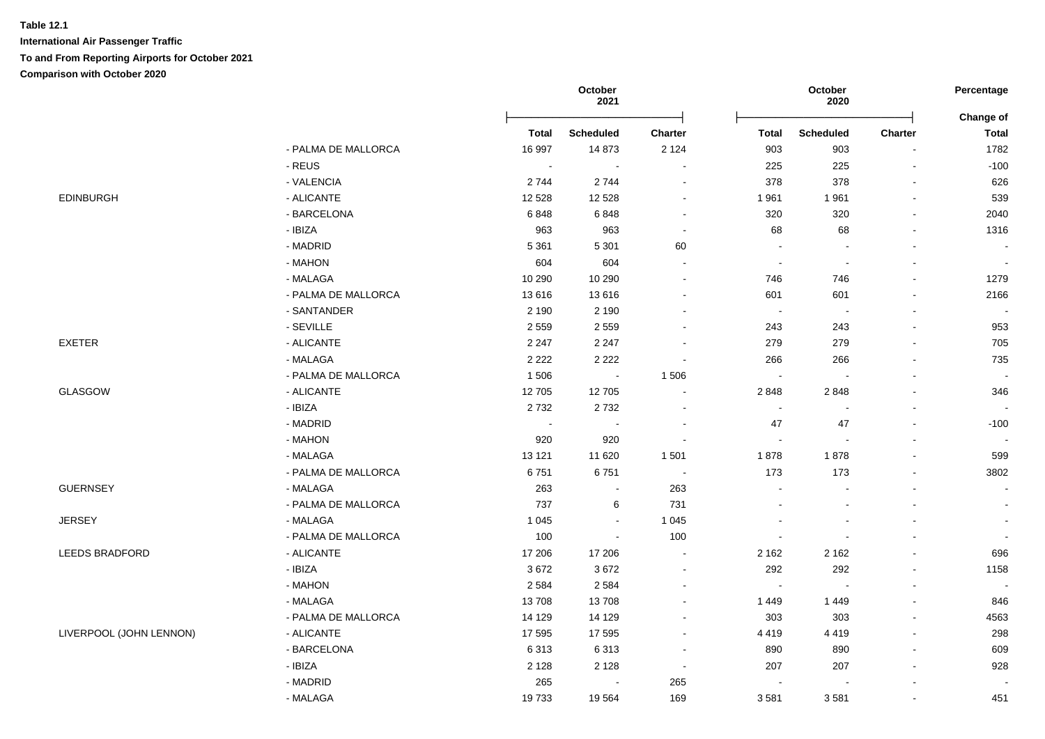**Table 12.1**

**International Air Passenger Traffic**

**To and From Reporting Airports for October 2021**

**Comparison with October 2020**

| | | October 2021 | | | October 2020 | | | Percentage |
|---|---|---|---|---|---|---|---|---|
| | | Total | Scheduled | Charter | Total | Scheduled | Charter | Change of Total |
| | - PALMA DE MALLORCA | 16 997 | 14 873 | 2 124 | 903 | 903 | - | 1782 |
| | - REUS | - | - | - | 225 | 225 | - | -100 |
| | - VALENCIA | 2 744 | 2 744 | - | 378 | 378 | - | 626 |
| EDINBURGH | - ALICANTE | 12 528 | 12 528 | - | 1 961 | 1 961 | - | 539 |
| | - BARCELONA | 6 848 | 6 848 | - | 320 | 320 | - | 2040 |
| | - IBIZA | 963 | 963 | - | 68 | 68 | - | 1316 |
| | - MADRID | 5 361 | 5 301 | 60 | - | - | - | - |
| | - MAHON | 604 | 604 | - | - | - | - | - |
| | - MALAGA | 10 290 | 10 290 | - | 746 | 746 | - | 1279 |
| | - PALMA DE MALLORCA | 13 616 | 13 616 | - | 601 | 601 | - | 2166 |
| | - SANTANDER | 2 190 | 2 190 | - | - | - | - | - |
| | - SEVILLE | 2 559 | 2 559 | - | 243 | 243 | - | 953 |
| EXETER | - ALICANTE | 2 247 | 2 247 | - | 279 | 279 | - | 705 |
| | - MALAGA | 2 222 | 2 222 | - | 266 | 266 | - | 735 |
| | - PALMA DE MALLORCA | 1 506 | - | 1 506 | - | - | - | - |
| GLASGOW | - ALICANTE | 12 705 | 12 705 | - | 2 848 | 2 848 | - | 346 |
| | - IBIZA | 2 732 | 2 732 | - | - | - | - | - |
| | - MADRID | - | - | - | 47 | 47 | - | -100 |
| | - MAHON | 920 | 920 | - | - | - | - | - |
| | - MALAGA | 13 121 | 11 620 | 1 501 | 1 878 | 1 878 | - | 599 |
| | - PALMA DE MALLORCA | 6 751 | 6 751 | - | 173 | 173 | - | 3802 |
| GUERNSEY | - MALAGA | 263 | - | 263 | - | - | - | - |
| | - PALMA DE MALLORCA | 737 | 6 | 731 | - | - | - | - |
| JERSEY | - MALAGA | 1 045 | - | 1 045 | - | - | - | - |
| | - PALMA DE MALLORCA | 100 | - | 100 | - | - | - | - |
| LEEDS BRADFORD | - ALICANTE | 17 206 | 17 206 | - | 2 162 | 2 162 | - | 696 |
| | - IBIZA | 3 672 | 3 672 | - | 292 | 292 | - | 1158 |
| | - MAHON | 2 584 | 2 584 | - | - | - | - | - |
| | - MALAGA | 13 708 | 13 708 | - | 1 449 | 1 449 | - | 846 |
| | - PALMA DE MALLORCA | 14 129 | 14 129 | - | 303 | 303 | - | 4563 |
| LIVERPOOL (JOHN LENNON) | - ALICANTE | 17 595 | 17 595 | - | 4 419 | 4 419 | - | 298 |
| | - BARCELONA | 6 313 | 6 313 | - | 890 | 890 | - | 609 |
| | - IBIZA | 2 128 | 2 128 | - | 207 | 207 | - | 928 |
| | - MADRID | 265 | - | 265 | - | - | - | - |
| | - MALAGA | 19 733 | 19 564 | 169 | 3 581 | 3 581 | - | 451 |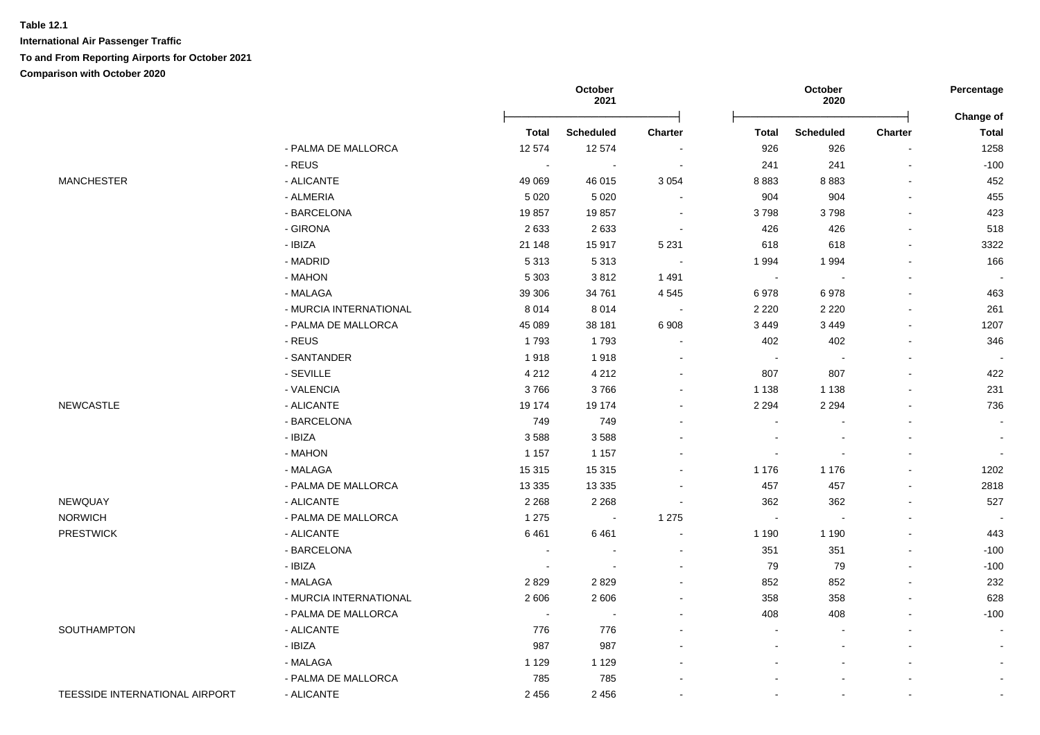**Table 12.1**

**International Air Passenger Traffic**

**To and From Reporting Airports for October 2021**

**Comparison with October 2020**

| | | October 2021 | | | October 2020 | | | Percentage |
|---|---|---|---|---|---|---|---|---|
| | | **Total** | **Scheduled** | **Charter** | **Total** | **Scheduled** | **Charter** | **Change of Total** |
| | - PALMA DE MALLORCA | 12 574 | 12 574 | - | 926 | 926 | - | 1258 |
| | - REUS | - | - | - | 241 | 241 | - | -100 |
| MANCHESTER | - ALICANTE | 49 069 | 46 015 | 3 054 | 8 883 | 8 883 | - | 452 |
| | - ALMERIA | 5 020 | 5 020 | - | 904 | 904 | - | 455 |
| | - BARCELONA | 19 857 | 19 857 | - | 3 798 | 3 798 | - | 423 |
| | - GIRONA | 2 633 | 2 633 | - | 426 | 426 | - | 518 |
| | - IBIZA | 21 148 | 15 917 | 5 231 | 618 | 618 | - | 3322 |
| | - MADRID | 5 313 | 5 313 | - | 1 994 | 1 994 | - | 166 |
| | - MAHON | 5 303 | 3 812 | 1 491 | - | - | - | - |
| | - MALAGA | 39 306 | 34 761 | 4 545 | 6 978 | 6 978 | - | 463 |
| | - MURCIA INTERNATIONAL | 8 014 | 8 014 | - | 2 220 | 2 220 | - | 261 |
| | - PALMA DE MALLORCA | 45 089 | 38 181 | 6 908 | 3 449 | 3 449 | - | 1207 |
| | - REUS | 1 793 | 1 793 | - | 402 | 402 | - | 346 |
| | - SANTANDER | 1 918 | 1 918 | - | - | - | - | - |
| | - SEVILLE | 4 212 | 4 212 | - | 807 | 807 | - | 422 |
| | - VALENCIA | 3 766 | 3 766 | - | 1 138 | 1 138 | - | 231 |
| NEWCASTLE | - ALICANTE | 19 174 | 19 174 | - | 2 294 | 2 294 | - | 736 |
| | - BARCELONA | 749 | 749 | - | - | - | - | - |
| | - IBIZA | 3 588 | 3 588 | - | - | - | - | - |
| | - MAHON | 1 157 | 1 157 | - | - | - | - | - |
| | - MALAGA | 15 315 | 15 315 | - | 1 176 | 1 176 | - | 1202 |
| | - PALMA DE MALLORCA | 13 335 | 13 335 | - | 457 | 457 | - | 2818 |
| NEWQUAY | - ALICANTE | 2 268 | 2 268 | - | 362 | 362 | - | 527 |
| NORWICH | - PALMA DE MALLORCA | 1 275 | - | 1 275 | - | - | - | - |
| PRESTWICK | - ALICANTE | 6 461 | 6 461 | - | 1 190 | 1 190 | - | 443 |
| | - BARCELONA | - | - | - | 351 | 351 | - | -100 |
| | - IBIZA | - | - | - | 79 | 79 | - | -100 |
| | - MALAGA | 2 829 | 2 829 | - | 852 | 852 | - | 232 |
| | - MURCIA INTERNATIONAL | 2 606 | 2 606 | - | 358 | 358 | - | 628 |
| | - PALMA DE MALLORCA | - | - | - | 408 | 408 | - | -100 |
| SOUTHAMPTON | - ALICANTE | 776 | 776 | - | - | - | - | - |
| | - IBIZA | 987 | 987 | - | - | - | - | - |
| | - MALAGA | 1 129 | 1 129 | - | - | - | - | - |
| | - PALMA DE MALLORCA | 785 | 785 | - | - | - | - | - |
| TEESSIDE INTERNATIONAL AIRPORT | - ALICANTE | 2 456 | 2 456 | - | - | - | - | - |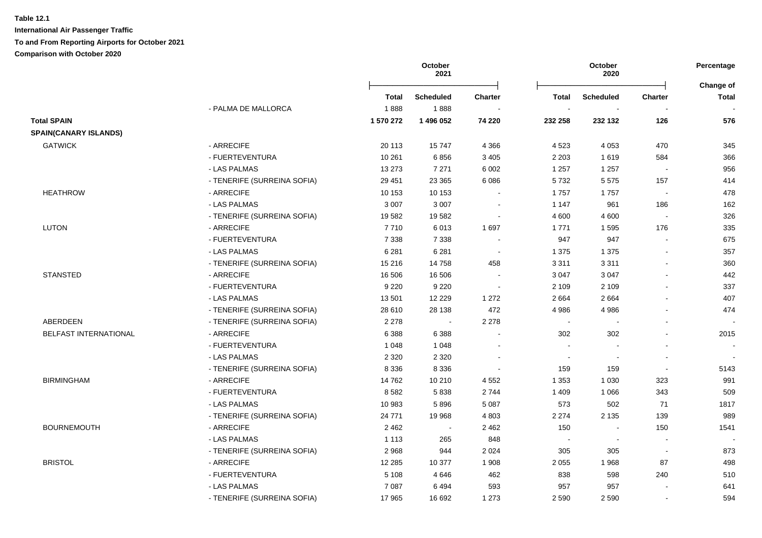**Table 12.1**

**International Air Passenger Traffic**

**To and From Reporting Airports for October 2021**

**Comparison with October 2020**

| | | October 2021 | | | October 2020 | | | Percentage |
|---|---|---|---|---|---|---|---|---|
| | | **Total** | **Scheduled** | **Charter** | **Total** | **Scheduled** | **Charter** | **Change of Total** |
| | - PALMA DE MALLORCA | 1 888 | 1 888 | - | - | - | - | - |
| **Total SPAIN** | | **1 570 272** | **1 496 052** | **74 220** | **232 258** | **232 132** | **126** | **576** |
| **SPAIN(CANARY ISLANDS)** | | | | | | | | |
| GATWICK | - ARRECIFE | 20 113 | 15 747 | 4 366 | 4 523 | 4 053 | 470 | 345 |
| | - FUERTEVENTURA | 10 261 | 6 856 | 3 405 | 2 203 | 1 619 | 584 | 366 |
| | - LAS PALMAS | 13 273 | 7 271 | 6 002 | 1 257 | 1 257 | - | 956 |
| | - TENERIFE (SURREINA SOFIA) | 29 451 | 23 365 | 6 086 | 5 732 | 5 575 | 157 | 414 |
| HEATHROW | - ARRECIFE | 10 153 | 10 153 | - | 1 757 | 1 757 | - | 478 |
| | - LAS PALMAS | 3 007 | 3 007 | - | 1 147 | 961 | 186 | 162 |
| | - TENERIFE (SURREINA SOFIA) | 19 582 | 19 582 | - | 4 600 | 4 600 | - | 326 |
| LUTON | - ARRECIFE | 7 710 | 6 013 | 1 697 | 1 771 | 1 595 | 176 | 335 |
| | - FUERTEVENTURA | 7 338 | 7 338 | - | 947 | 947 | - | 675 |
| | - LAS PALMAS | 6 281 | 6 281 | - | 1 375 | 1 375 | - | 357 |
| | - TENERIFE (SURREINA SOFIA) | 15 216 | 14 758 | 458 | 3 311 | 3 311 | - | 360 |
| STANSTED | - ARRECIFE | 16 506 | 16 506 | - | 3 047 | 3 047 | - | 442 |
| | - FUERTEVENTURA | 9 220 | 9 220 | - | 2 109 | 2 109 | - | 337 |
| | - LAS PALMAS | 13 501 | 12 229 | 1 272 | 2 664 | 2 664 | - | 407 |
| | - TENERIFE (SURREINA SOFIA) | 28 610 | 28 138 | 472 | 4 986 | 4 986 | - | 474 |
| ABERDEEN | - TENERIFE (SURREINA SOFIA) | 2 278 | - | 2 278 | - | - | - | - |
| BELFAST INTERNATIONAL | - ARRECIFE | 6 388 | 6 388 | - | 302 | 302 | - | 2015 |
| | - FUERTEVENTURA | 1 048 | 1 048 | - | - | - | - | - |
| | - LAS PALMAS | 2 320 | 2 320 | - | - | - | - | - |
| | - TENERIFE (SURREINA SOFIA) | 8 336 | 8 336 | - | 159 | 159 | - | 5143 |
| BIRMINGHAM | - ARRECIFE | 14 762 | 10 210 | 4 552 | 1 353 | 1 030 | 323 | 991 |
| | - FUERTEVENTURA | 8 582 | 5 838 | 2 744 | 1 409 | 1 066 | 343 | 509 |
| | - LAS PALMAS | 10 983 | 5 896 | 5 087 | 573 | 502 | 71 | 1817 |
| | - TENERIFE (SURREINA SOFIA) | 24 771 | 19 968 | 4 803 | 2 274 | 2 135 | 139 | 989 |
| BOURNEMOUTH | - ARRECIFE | 2 462 | - | 2 462 | 150 | - | 150 | 1541 |
| | - LAS PALMAS | 1 113 | 265 | 848 | - | - | - | - |
| | - TENERIFE (SURREINA SOFIA) | 2 968 | 944 | 2 024 | 305 | 305 | - | 873 |
| BRISTOL | - ARRECIFE | 12 285 | 10 377 | 1 908 | 2 055 | 1 968 | 87 | 498 |
| | - FUERTEVENTURA | 5 108 | 4 646 | 462 | 838 | 598 | 240 | 510 |
| | - LAS PALMAS | 7 087 | 6 494 | 593 | 957 | 957 | - | 641 |
| | - TENERIFE (SURREINA SOFIA) | 17 965 | 16 692 | 1 273 | 2 590 | 2 590 | - | 594 |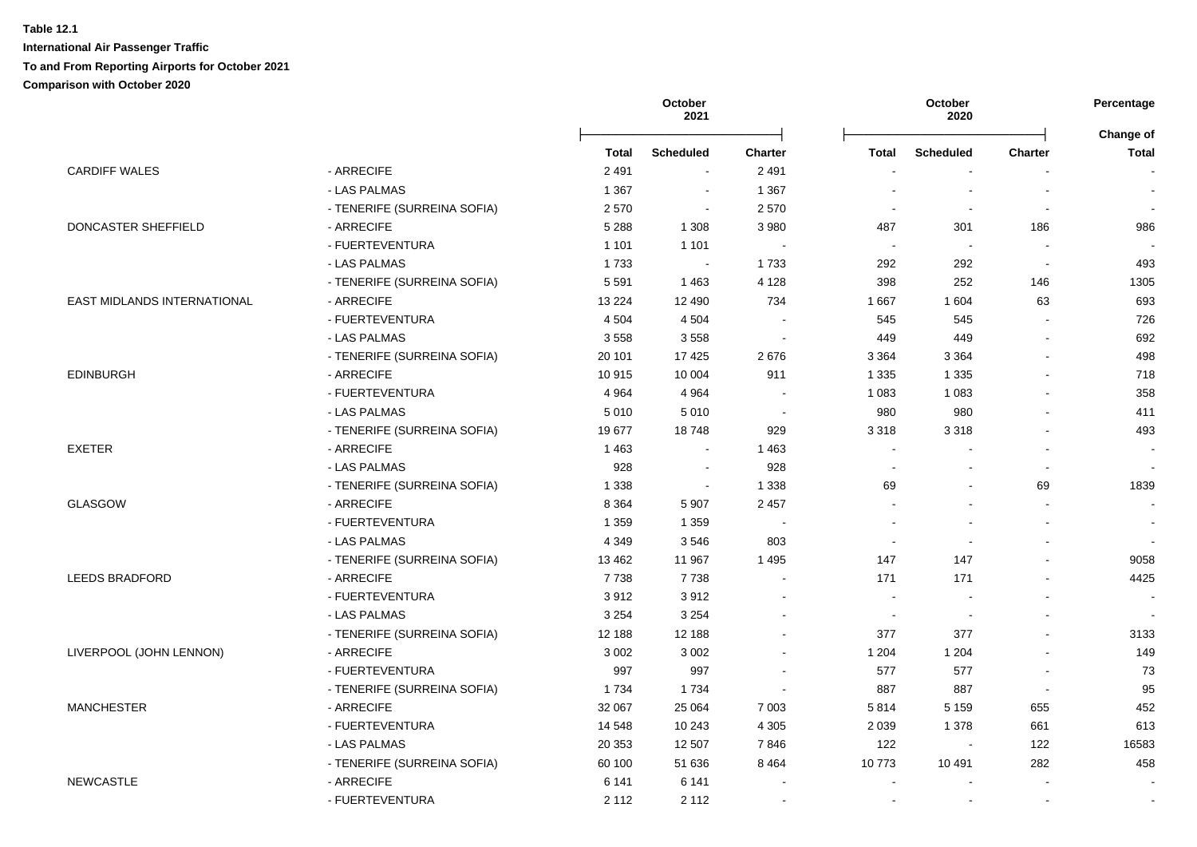**Table 12.1**

**International Air Passenger Traffic**

**To and From Reporting Airports for October 2021**

**Comparison with October 2020**

| | | October 2021 | | | October 2020 | | | Percentage |
|---|---|---|---|---|---|---|---|---|
| | | Total | Scheduled | Charter | Total | Scheduled | Charter | Change of Total |
| CARDIFF WALES | - ARRECIFE | 2 491 | - | 2 491 | - | - | - | - |
| | - LAS PALMAS | 1 367 | - | 1 367 | - | - | - | - |
| | - TENERIFE (SURREINA SOFIA) | 2 570 | - | 2 570 | - | - | - | - |
| DONCASTER SHEFFIELD | - ARRECIFE | 5 288 | 1 308 | 3 980 | 487 | 301 | 186 | 986 |
| | - FUERTEVENTURA | 1 101 | 1 101 | - | - | - | - | - |
| | - LAS PALMAS | 1 733 | - | 1 733 | 292 | 292 | - | 493 |
| | - TENERIFE (SURREINA SOFIA) | 5 591 | 1 463 | 4 128 | 398 | 252 | 146 | 1305 |
| EAST MIDLANDS INTERNATIONAL | - ARRECIFE | 13 224 | 12 490 | 734 | 1 667 | 1 604 | 63 | 693 |
| | - FUERTEVENTURA | 4 504 | 4 504 | - | 545 | 545 | - | 726 |
| | - LAS PALMAS | 3 558 | 3 558 | - | 449 | 449 | - | 692 |
| | - TENERIFE (SURREINA SOFIA) | 20 101 | 17 425 | 2 676 | 3 364 | 3 364 | - | 498 |
| EDINBURGH | - ARRECIFE | 10 915 | 10 004 | 911 | 1 335 | 1 335 | - | 718 |
| | - FUERTEVENTURA | 4 964 | 4 964 | - | 1 083 | 1 083 | - | 358 |
| | - LAS PALMAS | 5 010 | 5 010 | - | 980 | 980 | - | 411 |
| | - TENERIFE (SURREINA SOFIA) | 19 677 | 18 748 | 929 | 3 318 | 3 318 | - | 493 |
| EXETER | - ARRECIFE | 1 463 | - | 1 463 | - | - | - | - |
| | - LAS PALMAS | 928 | - | 928 | - | - | - | - |
| | - TENERIFE (SURREINA SOFIA) | 1 338 | - | 1 338 | 69 | - | 69 | 1839 |
| GLASGOW | - ARRECIFE | 8 364 | 5 907 | 2 457 | - | - | - | - |
| | - FUERTEVENTURA | 1 359 | 1 359 | - | - | - | - | - |
| | - LAS PALMAS | 4 349 | 3 546 | 803 | - | - | - | - |
| | - TENERIFE (SURREINA SOFIA) | 13 462 | 11 967 | 1 495 | 147 | 147 | - | 9058 |
| LEEDS BRADFORD | - ARRECIFE | 7 738 | 7 738 | - | 171 | 171 | - | 4425 |
| | - FUERTEVENTURA | 3 912 | 3 912 | - | - | - | - | - |
| | - LAS PALMAS | 3 254 | 3 254 | - | - | - | - | - |
| | - TENERIFE (SURREINA SOFIA) | 12 188 | 12 188 | - | 377 | 377 | - | 3133 |
| LIVERPOOL (JOHN LENNON) | - ARRECIFE | 3 002 | 3 002 | - | 1 204 | 1 204 | - | 149 |
| | - FUERTEVENTURA | 997 | 997 | - | 577 | 577 | - | 73 |
| | - TENERIFE (SURREINA SOFIA) | 1 734 | 1 734 | - | 887 | 887 | - | 95 |
| MANCHESTER | - ARRECIFE | 32 067 | 25 064 | 7 003 | 5 814 | 5 159 | 655 | 452 |
| | - FUERTEVENTURA | 14 548 | 10 243 | 4 305 | 2 039 | 1 378 | 661 | 613 |
| | - LAS PALMAS | 20 353 | 12 507 | 7 846 | 122 | - | 122 | 16583 |
| | - TENERIFE (SURREINA SOFIA) | 60 100 | 51 636 | 8 464 | 10 773 | 10 491 | 282 | 458 |
| NEWCASTLE | - ARRECIFE | 6 141 | 6 141 | - | - | - | - | - |
| | - FUERTEVENTURA | 2 112 | 2 112 | - | - | - | - | - |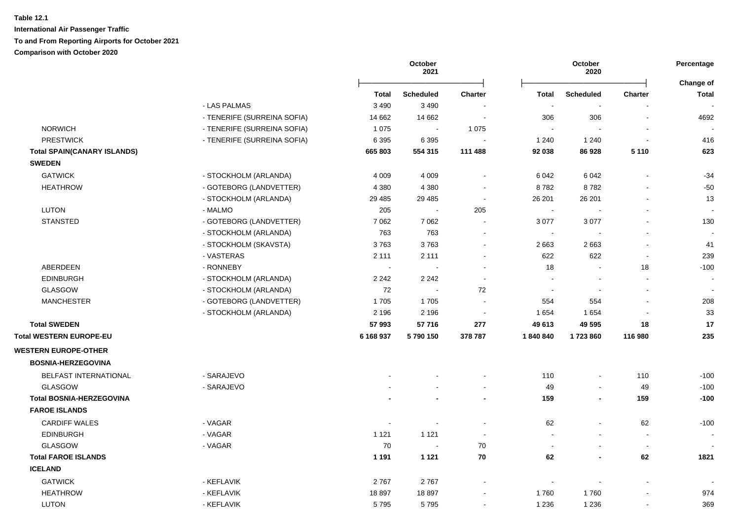**Table 12.1**

**International Air Passenger Traffic**

**To and From Reporting Airports for October 2021**

**Comparison with October 2020**

| | | October 2021 | | | October 2020 | | | Percentage |
|---|---|---|---|---|---|---|---|---|
| | | **Total** | **Scheduled** | **Charter** | **Total** | **Scheduled** | **Charter** | **Change of Total** |
| | - LAS PALMAS | 3 490 | 3 490 | - | - | - | - | - |
| | - TENERIFE (SURREINA SOFIA) | 14 662 | 14 662 | - | 306 | 306 | - | 4692 |
| NORWICH | - TENERIFE (SURREINA SOFIA) | 1 075 | - | 1 075 | - | - | - | - |
| PRESTWICK | - TENERIFE (SURREINA SOFIA) | 6 395 | 6 395 | - | 1 240 | 1 240 | - | 416 |
| **Total SPAIN(CANARY ISLANDS)** | | **665 803** | **554 315** | **111 488** | **92 038** | **86 928** | **5 110** | **623** |
| **SWEDEN** | | | | | | | | |
| GATWICK | - STOCKHOLM (ARLANDA) | 4 009 | 4 009 | - | 6 042 | 6 042 | - | -34 |
| HEATHROW | - GOTEBORG (LANDVETTER) | 4 380 | 4 380 | - | 8 782 | 8 782 | - | -50 |
| | - STOCKHOLM (ARLANDA) | 29 485 | 29 485 | - | 26 201 | 26 201 | - | 13 |
| LUTON | - MALMO | 205 | - | 205 | - | - | - | - |
| STANSTED | - GOTEBORG (LANDVETTER) | 7 062 | 7 062 | - | 3 077 | 3 077 | - | 130 |
| | - STOCKHOLM (ARLANDA) | 763 | 763 | - | - | - | - | - |
| | - STOCKHOLM (SKAVSTA) | 3 763 | 3 763 | - | 2 663 | 2 663 | - | 41 |
| | - VASTERAS | 2 111 | 2 111 | - | 622 | 622 | - | 239 |
| ABERDEEN | - RONNEBY | - | - | - | 18 | - | 18 | -100 |
| EDINBURGH | - STOCKHOLM (ARLANDA) | 2 242 | 2 242 | - | - | - | - | - |
| GLASGOW | - STOCKHOLM (ARLANDA) | 72 | - | 72 | - | - | - | - |
| MANCHESTER | - GOTEBORG (LANDVETTER) | 1 705 | 1 705 | - | 554 | 554 | - | 208 |
| | - STOCKHOLM (ARLANDA) | 2 196 | 2 196 | - | 1 654 | 1 654 | - | 33 |
| **Total SWEDEN** | | **57 993** | **57 716** | **277** | **49 613** | **49 595** | **18** | **17** |
| **Total WESTERN EUROPE-EU** | | **6 168 937** | **5 790 150** | **378 787** | **1 840 840** | **1 723 860** | **116 980** | **235** |
| **WESTERN EUROPE-OTHER** | | | | | | | | |
| **BOSNIA-HERZEGOVINA** | | | | | | | | |
| BELFAST INTERNATIONAL | - SARAJEVO | - | - | - | 110 | - | 110 | -100 |
| GLASGOW | - SARAJEVO | - | - | - | 49 | - | 49 | -100 |
| **Total BOSNIA-HERZEGOVINA** | | **-** | **-** | **-** | **159** | **-** | **159** | **-100** |
| **FAROE ISLANDS** | | | | | | | | |
| CARDIFF WALES | - VAGAR | - | - | - | 62 | - | 62 | -100 |
| EDINBURGH | - VAGAR | 1 121 | 1 121 | - | - | - | - | - |
| GLASGOW | - VAGAR | 70 | - | 70 | - | - | - | - |
| **Total FAROE ISLANDS** | | **1 191** | **1 121** | **70** | **62** | **-** | **62** | **1821** |
| **ICELAND** | | | | | | | | |
| GATWICK | - KEFLAVIK | 2 767 | 2 767 | - | - | - | - | - |
| HEATHROW | - KEFLAVIK | 18 897 | 18 897 | - | 1 760 | 1 760 | - | 974 |
| LUTON | - KEFLAVIK | 5 795 | 5 795 | - | 1 236 | 1 236 | - | 369 |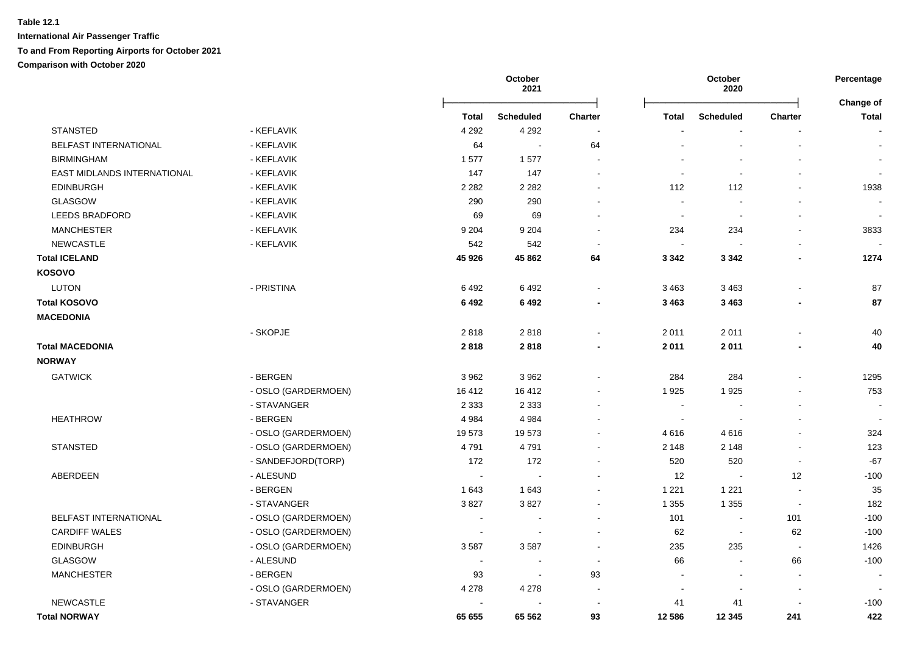**Table 12.1**

**International Air Passenger Traffic**

**To and From Reporting Airports for October 2021**

**Comparison with October 2020**

| | | October 2021 | | | October 2020 | | | Percentage |
|---|---|---|---|---|---|---|---|---|
| | | **Total** | **Scheduled** | **Charter** | **Total** | **Scheduled** | **Charter** | **Change of Total** |
| STANSTED | - KEFLAVIK | 4 292 | 4 292 | - | - | - | - | - |
| BELFAST INTERNATIONAL | - KEFLAVIK | 64 | - | 64 | - | - | - | - |
| BIRMINGHAM | - KEFLAVIK | 1 577 | 1 577 | - | - | - | - | - |
| EAST MIDLANDS INTERNATIONAL | - KEFLAVIK | 147 | 147 | - | - | - | - | - |
| EDINBURGH | - KEFLAVIK | 2 282 | 2 282 | - | 112 | 112 | - | 1938 |
| GLASGOW | - KEFLAVIK | 290 | 290 | - | - | - | - | - |
| LEEDS BRADFORD | - KEFLAVIK | 69 | 69 | - | - | - | - | - |
| MANCHESTER | - KEFLAVIK | 9 204 | 9 204 | - | 234 | 234 | - | 3833 |
| NEWCASTLE | - KEFLAVIK | 542 | 542 | - | - | - | - | - |
| **Total ICELAND** | | **45 926** | **45 862** | **64** | **3 342** | **3 342** | **-** | **1274** |
| **KOSOVO** | | | | | | | | |
| LUTON | - PRISTINA | 6 492 | 6 492 | - | 3 463 | 3 463 | - | 87 |
| **Total KOSOVO** | | **6 492** | **6 492** | **-** | **3 463** | **3 463** | **-** | **87** |
| **MACEDONIA** | | | | | | | | |
| | - SKOPJE | 2 818 | 2 818 | - | 2 011 | 2 011 | - | 40 |
| **Total MACEDONIA** | | **2 818** | **2 818** | **-** | **2 011** | **2 011** | **-** | **40** |
| **NORWAY** | | | | | | | | |
| GATWICK | - BERGEN | 3 962 | 3 962 | - | 284 | 284 | - | 1295 |
| | - OSLO (GARDERMOEN) | 16 412 | 16 412 | - | 1 925 | 1 925 | - | 753 |
| | - STAVANGER | 2 333 | 2 333 | - | - | - | - | - |
| HEATHROW | - BERGEN | 4 984 | 4 984 | - | - | - | - | - |
| | - OSLO (GARDERMOEN) | 19 573 | 19 573 | - | 4 616 | 4 616 | - | 324 |
| STANSTED | - OSLO (GARDERMOEN) | 4 791 | 4 791 | - | 2 148 | 2 148 | - | 123 |
| | - SANDEFJORD(TORP) | 172 | 172 | - | 520 | 520 | - | -67 |
| ABERDEEN | - ALESUND | - | - | - | 12 | - | 12 | -100 |
| | - BERGEN | 1 643 | 1 643 | - | 1 221 | 1 221 | - | 35 |
| | - STAVANGER | 3 827 | 3 827 | - | 1 355 | 1 355 | - | 182 |
| BELFAST INTERNATIONAL | - OSLO (GARDERMOEN) | - | - | - | 101 | - | 101 | -100 |
| CARDIFF WALES | - OSLO (GARDERMOEN) | - | - | - | 62 | - | 62 | -100 |
| EDINBURGH | - OSLO (GARDERMOEN) | 3 587 | 3 587 | - | 235 | 235 | - | 1426 |
| GLASGOW | - ALESUND | - | - | - | 66 | - | 66 | -100 |
| MANCHESTER | - BERGEN | 93 | - | 93 | - | - | - | - |
| | - OSLO (GARDERMOEN) | 4 278 | 4 278 | - | - | - | - | - |
| NEWCASTLE | - STAVANGER | - | - | - | 41 | 41 | - | -100 |
| **Total NORWAY** | | **65 655** | **65 562** | **93** | **12 586** | **12 345** | **241** | **422** |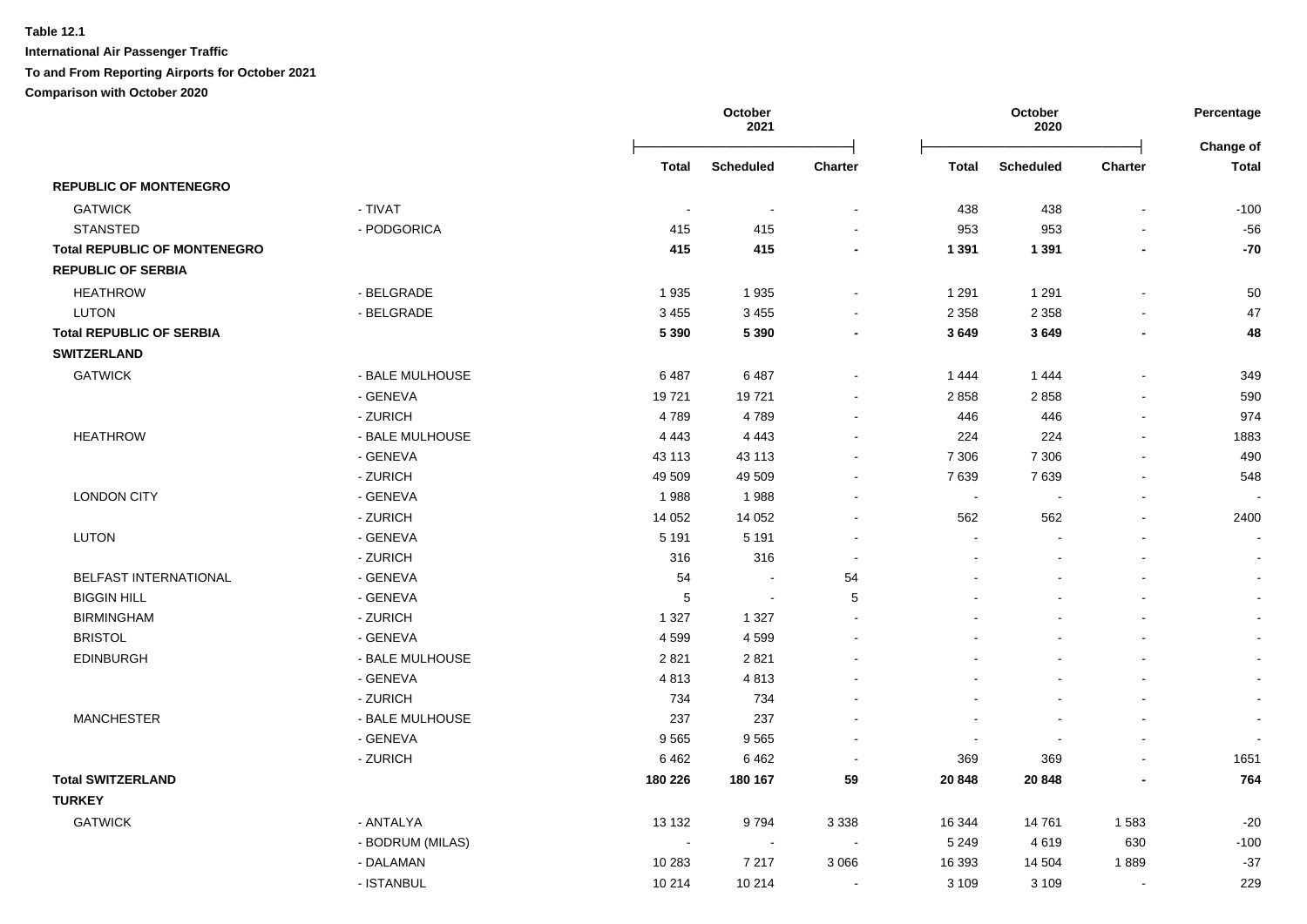**Table 12.1**

**International Air Passenger Traffic**

**To and From Reporting Airports for October 2021**

**Comparison with October 2020**

| | | October 2021 | | | October 2020 | | | Percentage |
|---|---|---|---|---|---|---|---|---|
| | | Total | Scheduled | Charter | Total | Scheduled | Charter | Change of Total |
| **REPUBLIC OF MONTENEGRO** | | | | | | | | |
| GATWICK | - TIVAT | - | - | - | 438 | 438 | - | -100 |
| STANSTED | - PODGORICA | 415 | 415 | - | 953 | 953 | - | -56 |
| **Total REPUBLIC OF MONTENEGRO** | | **415** | **415** | **-** | **1 391** | **1 391** | **-** | **-70** |
| **REPUBLIC OF SERBIA** | | | | | | | | |
| HEATHROW | - BELGRADE | 1 935 | 1 935 | - | 1 291 | 1 291 | - | 50 |
| LUTON | - BELGRADE | 3 455 | 3 455 | - | 2 358 | 2 358 | - | 47 |
| **Total REPUBLIC OF SERBIA** | | **5 390** | **5 390** | **-** | **3 649** | **3 649** | **-** | **48** |
| **SWITZERLAND** | | | | | | | | |
| GATWICK | - BALE MULHOUSE | 6 487 | 6 487 | - | 1 444 | 1 444 | - | 349 |
| | - GENEVA | 19 721 | 19 721 | - | 2 858 | 2 858 | - | 590 |
| | - ZURICH | 4 789 | 4 789 | - | 446 | 446 | - | 974 |
| HEATHROW | - BALE MULHOUSE | 4 443 | 4 443 | - | 224 | 224 | - | 1883 |
| | - GENEVA | 43 113 | 43 113 | - | 7 306 | 7 306 | - | 490 |
| | - ZURICH | 49 509 | 49 509 | - | 7 639 | 7 639 | - | 548 |
| LONDON CITY | - GENEVA | 1 988 | 1 988 | - | - | - | - | - |
| | - ZURICH | 14 052 | 14 052 | - | 562 | 562 | - | 2400 |
| LUTON | - GENEVA | 5 191 | 5 191 | - | - | - | - | - |
| | - ZURICH | 316 | 316 | - | - | - | - | - |
| BELFAST INTERNATIONAL | - GENEVA | 54 | - | 54 | - | - | - | - |
| BIGGIN HILL | - GENEVA | 5 | - | 5 | - | - | - | - |
| BIRMINGHAM | - ZURICH | 1 327 | 1 327 | - | - | - | - | - |
| BRISTOL | - GENEVA | 4 599 | 4 599 | - | - | - | - | - |
| EDINBURGH | - BALE MULHOUSE | 2 821 | 2 821 | - | - | - | - | - |
| | - GENEVA | 4 813 | 4 813 | - | - | - | - | - |
| | - ZURICH | 734 | 734 | - | - | - | - | - |
| MANCHESTER | - BALE MULHOUSE | 237 | 237 | - | - | - | - | - |
| | - GENEVA | 9 565 | 9 565 | - | - | - | - | - |
| | - ZURICH | 6 462 | 6 462 | - | 369 | 369 | - | 1651 |
| **Total SWITZERLAND** | | **180 226** | **180 167** | **59** | **20 848** | **20 848** | **-** | **764** |
| **TURKEY** | | | | | | | | |
| GATWICK | - ANTALYA | 13 132 | 9 794 | 3 338 | 16 344 | 14 761 | 1 583 | -20 |
| | - BODRUM (MILAS) | - | - | - | 5 249 | 4 619 | 630 | -100 |
| | - DALAMAN | 10 283 | 7 217 | 3 066 | 16 393 | 14 504 | 1 889 | -37 |
| | - ISTANBUL | 10 214 | 10 214 | - | 3 109 | 3 109 | - | 229 |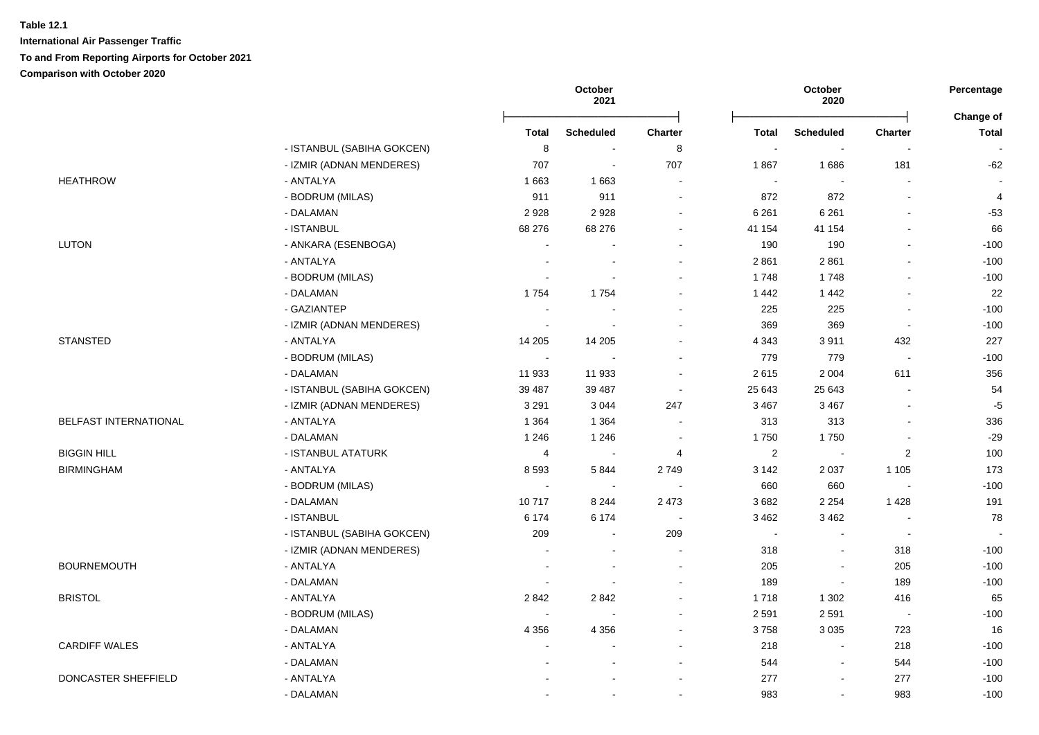**Table 12.1**

**International Air Passenger Traffic**

**To and From Reporting Airports for October 2021**

**Comparison with October 2020**

| | | October 2021 | | | October 2020 | | | Percentage |
|---|---|---|---|---|---|---|---|---|
| | | Total | Scheduled | Charter | Total | Scheduled | Charter | Change of Total |
| | - ISTANBUL (SABIHA GOKCEN) | 8 | - | 8 | - | - | - | - |
| | - IZMIR (ADNAN MENDERES) | 707 | - | 707 | 1 867 | 1 686 | 181 | -62 |
| HEATHROW | - ANTALYA | 1 663 | 1 663 | - | - | - | - | - |
| | - BODRUM (MILAS) | 911 | 911 | - | 872 | 872 | - | 4 |
| | - DALAMAN | 2 928 | 2 928 | - | 6 261 | 6 261 | - | -53 |
| | - ISTANBUL | 68 276 | 68 276 | - | 41 154 | 41 154 | - | 66 |
| LUTON | - ANKARA (ESENBOGA) | - | - | - | 190 | 190 | - | -100 |
| | - ANTALYA | - | - | - | 2 861 | 2 861 | - | -100 |
| | - BODRUM (MILAS) | - | - | - | 1 748 | 1 748 | - | -100 |
| | - DALAMAN | 1 754 | 1 754 | - | 1 442 | 1 442 | - | 22 |
| | - GAZIANTEP | - | - | - | 225 | 225 | - | -100 |
| | - IZMIR (ADNAN MENDERES) | - | - | - | 369 | 369 | - | -100 |
| STANSTED | - ANTALYA | 14 205 | 14 205 | - | 4 343 | 3 911 | 432 | 227 |
| | - BODRUM (MILAS) | - | - | - | 779 | 779 | - | -100 |
| | - DALAMAN | 11 933 | 11 933 | - | 2 615 | 2 004 | 611 | 356 |
| | - ISTANBUL (SABIHA GOKCEN) | 39 487 | 39 487 | - | 25 643 | 25 643 | - | 54 |
| | - IZMIR (ADNAN MENDERES) | 3 291 | 3 044 | 247 | 3 467 | 3 467 | - | -5 |
| BELFAST INTERNATIONAL | - ANTALYA | 1 364 | 1 364 | - | 313 | 313 | - | 336 |
| | - DALAMAN | 1 246 | 1 246 | - | 1 750 | 1 750 | - | -29 |
| BIGGIN HILL | - ISTANBUL ATATURK | 4 | - | 4 | 2 | - | 2 | 100 |
| BIRMINGHAM | - ANTALYA | 8 593 | 5 844 | 2 749 | 3 142 | 2 037 | 1 105 | 173 |
| | - BODRUM (MILAS) | - | - | - | 660 | 660 | - | -100 |
| | - DALAMAN | 10 717 | 8 244 | 2 473 | 3 682 | 2 254 | 1 428 | 191 |
| | - ISTANBUL | 6 174 | 6 174 | - | 3 462 | 3 462 | - | 78 |
| | - ISTANBUL (SABIHA GOKCEN) | 209 | - | 209 | - | - | - | - |
| | - IZMIR (ADNAN MENDERES) | - | - | - | 318 | - | 318 | -100 |
| BOURNEMOUTH | - ANTALYA | - | - | - | 205 | - | 205 | -100 |
| | - DALAMAN | - | - | - | 189 | - | 189 | -100 |
| BRISTOL | - ANTALYA | 2 842 | 2 842 | - | 1 718 | 1 302 | 416 | 65 |
| | - BODRUM (MILAS) | - | - | - | 2 591 | 2 591 | - | -100 |
| | - DALAMAN | 4 356 | 4 356 | - | 3 758 | 3 035 | 723 | 16 |
| CARDIFF WALES | - ANTALYA | - | - | - | 218 | - | 218 | -100 |
| | - DALAMAN | - | - | - | 544 | - | 544 | -100 |
| DONCASTER SHEFFIELD | - ANTALYA | - | - | - | 277 | - | 277 | -100 |
| | - DALAMAN | - | - | - | 983 | - | 983 | -100 |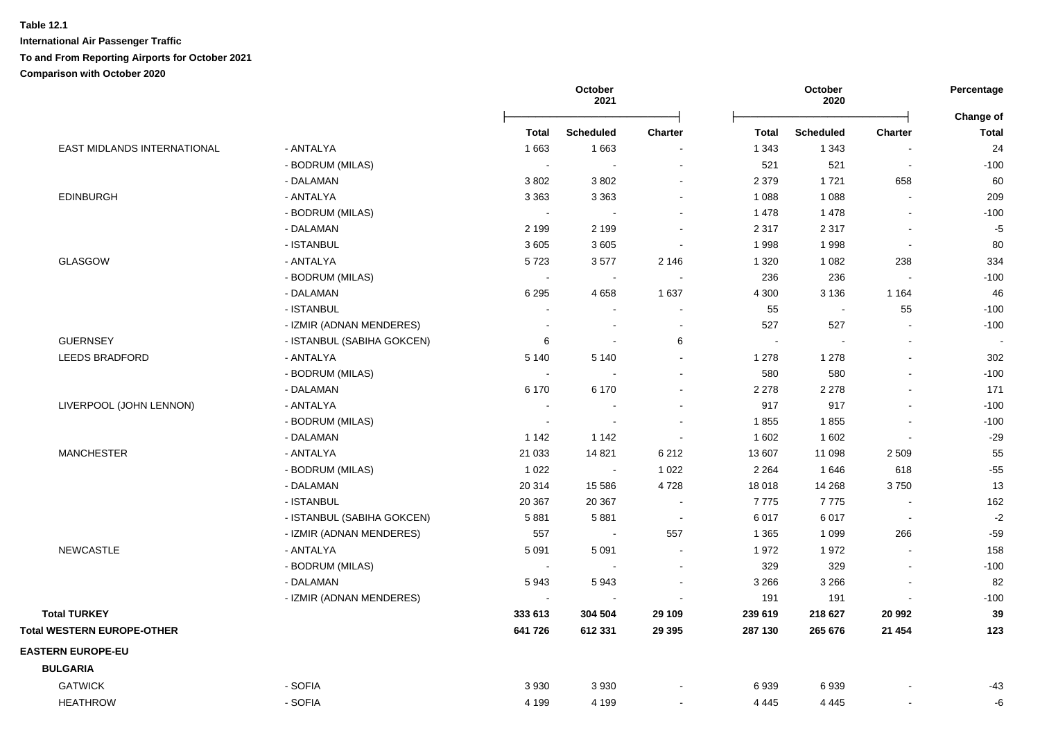**Table 12.1**

**International Air Passenger Traffic**

**To and From Reporting Airports for October 2021**

**Comparison with October 2020**

| | | October 2021 | | | October 2020 | | | Percentage |
|---|---|---|---|---|---|---|---|---|
| | | **Total** | **Scheduled** | **Charter** | **Total** | **Scheduled** | **Charter** | **Change of Total** |
| EAST MIDLANDS INTERNATIONAL | - ANTALYA | 1 663 | 1 663 | - | 1 343 | 1 343 | - | 24 |
| | - BODRUM (MILAS) | - | - | - | 521 | 521 | - | -100 |
| | - DALAMAN | 3 802 | 3 802 | - | 2 379 | 1 721 | 658 | 60 |
| EDINBURGH | - ANTALYA | 3 363 | 3 363 | - | 1 088 | 1 088 | - | 209 |
| | - BODRUM (MILAS) | - | - | - | 1 478 | 1 478 | - | -100 |
| | - DALAMAN | 2 199 | 2 199 | - | 2 317 | 2 317 | - | -5 |
| | - ISTANBUL | 3 605 | 3 605 | - | 1 998 | 1 998 | - | 80 |
| GLASGOW | - ANTALYA | 5 723 | 3 577 | 2 146 | 1 320 | 1 082 | 238 | 334 |
| | - BODRUM (MILAS) | - | - | - | 236 | 236 | - | -100 |
| | - DALAMAN | 6 295 | 4 658 | 1 637 | 4 300 | 3 136 | 1 164 | 46 |
| | - ISTANBUL | - | - | - | 55 | - | 55 | -100 |
| | - IZMIR (ADNAN MENDERES) | - | - | - | 527 | 527 | - | -100 |
| GUERNSEY | - ISTANBUL (SABIHA GOKCEN) | 6 | - | 6 | - | - | - | - |
| LEEDS BRADFORD | - ANTALYA | 5 140 | 5 140 | - | 1 278 | 1 278 | - | 302 |
| | - BODRUM (MILAS) | - | - | - | 580 | 580 | - | -100 |
| | - DALAMAN | 6 170 | 6 170 | - | 2 278 | 2 278 | - | 171 |
| LIVERPOOL (JOHN LENNON) | - ANTALYA | - | - | - | 917 | 917 | - | -100 |
| | - BODRUM (MILAS) | - | - | - | 1 855 | 1 855 | - | -100 |
| | - DALAMAN | 1 142 | 1 142 | - | 1 602 | 1 602 | - | -29 |
| MANCHESTER | - ANTALYA | 21 033 | 14 821 | 6 212 | 13 607 | 11 098 | 2 509 | 55 |
| | - BODRUM (MILAS) | 1 022 | - | 1 022 | 2 264 | 1 646 | 618 | -55 |
| | - DALAMAN | 20 314 | 15 586 | 4 728 | 18 018 | 14 268 | 3 750 | 13 |
| | - ISTANBUL | 20 367 | 20 367 | - | 7 775 | 7 775 | - | 162 |
| | - ISTANBUL (SABIHA GOKCEN) | 5 881 | 5 881 | - | 6 017 | 6 017 | - | -2 |
| | - IZMIR (ADNAN MENDERES) | 557 | - | 557 | 1 365 | 1 099 | 266 | -59 |
| NEWCASTLE | - ANTALYA | 5 091 | 5 091 | - | 1 972 | 1 972 | - | 158 |
| | - BODRUM (MILAS) | - | - | - | 329 | 329 | - | -100 |
| | - DALAMAN | 5 943 | 5 943 | - | 3 266 | 3 266 | - | 82 |
| | - IZMIR (ADNAN MENDERES) | - | - | - | 191 | 191 | - | -100 |
| **Total TURKEY** | | **333 613** | **304 504** | **29 109** | **239 619** | **218 627** | **20 992** | **39** |
| **Total WESTERN EUROPE-OTHER** | | **641 726** | **612 331** | **29 395** | **287 130** | **265 676** | **21 454** | **123** |
| **EASTERN EUROPE-EU** | | | | | | | | |
| **BULGARIA** | | | | | | | | |
| GATWICK | - SOFIA | 3 930 | 3 930 | - | 6 939 | 6 939 | - | -43 |
| HEATHROW | - SOFIA | 4 199 | 4 199 | - | 4 445 | 4 445 | - | -6 |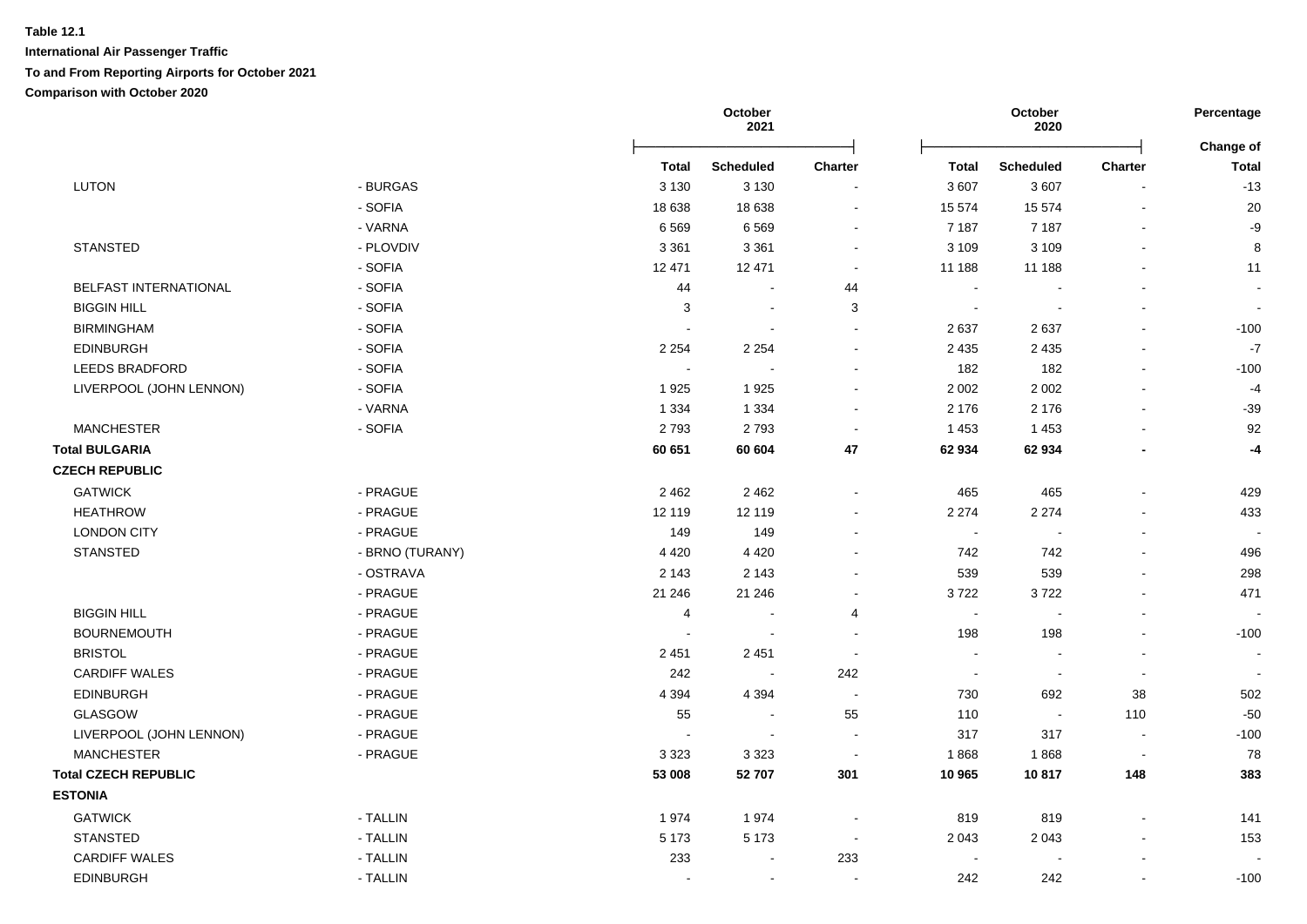**Table 12.1**

**International Air Passenger Traffic**

**To and From Reporting Airports for October 2021**

**Comparison with October 2020**

| | | October 2021 | | | October 2020 | | | Percentage |
|---|---|---|---|---|---|---|---|---|
| | | | | | | | | Change of |
| | | **Total** | **Scheduled** | **Charter** | **Total** | **Scheduled** | **Charter** | **Total** |
| LUTON | - BURGAS | 3 130 | 3 130 | - | 3 607 | 3 607 | - | -13 |
| | - SOFIA | 18 638 | 18 638 | - | 15 574 | 15 574 | - | 20 |
| | - VARNA | 6 569 | 6 569 | - | 7 187 | 7 187 | - | -9 |
| STANSTED | - PLOVDIV | 3 361 | 3 361 | - | 3 109 | 3 109 | - | 8 |
| | - SOFIA | 12 471 | 12 471 | - | 11 188 | 11 188 | - | 11 |
| BELFAST INTERNATIONAL | - SOFIA | 44 | - | 44 | - | - | - | - |
| BIGGIN HILL | - SOFIA | 3 | - | 3 | - | - | - | - |
| BIRMINGHAM | - SOFIA | - | - | - | 2 637 | 2 637 | - | -100 |
| EDINBURGH | - SOFIA | 2 254 | 2 254 | - | 2 435 | 2 435 | - | -7 |
| LEEDS BRADFORD | - SOFIA | - | - | - | 182 | 182 | - | -100 |
| LIVERPOOL (JOHN LENNON) | - SOFIA | 1 925 | 1 925 | - | 2 002 | 2 002 | - | -4 |
| | - VARNA | 1 334 | 1 334 | - | 2 176 | 2 176 | - | -39 |
| MANCHESTER | - SOFIA | 2 793 | 2 793 | - | 1 453 | 1 453 | - | 92 |
| **Total BULGARIA** | | **60 651** | **60 604** | **47** | **62 934** | **62 934** | **-** | **-4** |
| **CZECH REPUBLIC** | | | | | | | | |
| GATWICK | - PRAGUE | 2 462 | 2 462 | - | 465 | 465 | - | 429 |
| HEATHROW | - PRAGUE | 12 119 | 12 119 | - | 2 274 | 2 274 | - | 433 |
| LONDON CITY | - PRAGUE | 149 | 149 | - | - | - | - | - |
| STANSTED | - BRNO (TURANY) | 4 420 | 4 420 | - | 742 | 742 | - | 496 |
| | - OSTRAVA | 2 143 | 2 143 | - | 539 | 539 | - | 298 |
| | - PRAGUE | 21 246 | 21 246 | - | 3 722 | 3 722 | - | 471 |
| BIGGIN HILL | - PRAGUE | 4 | - | 4 | - | - | - | - |
| BOURNEMOUTH | - PRAGUE | - | - | - | 198 | 198 | - | -100 |
| BRISTOL | - PRAGUE | 2 451 | 2 451 | - | - | - | - | - |
| CARDIFF WALES | - PRAGUE | 242 | - | 242 | - | - | - | - |
| EDINBURGH | - PRAGUE | 4 394 | 4 394 | - | 730 | 692 | 38 | 502 |
| GLASGOW | - PRAGUE | 55 | - | 55 | 110 | - | 110 | -50 |
| LIVERPOOL (JOHN LENNON) | - PRAGUE | - | - | - | 317 | 317 | - | -100 |
| MANCHESTER | - PRAGUE | 3 323 | 3 323 | - | 1 868 | 1 868 | - | 78 |
| **Total CZECH REPUBLIC** | | **53 008** | **52 707** | **301** | **10 965** | **10 817** | **148** | **383** |
| **ESTONIA** | | | | | | | | |
| GATWICK | - TALLIN | 1 974 | 1 974 | - | 819 | 819 | - | 141 |
| STANSTED | - TALLIN | 5 173 | 5 173 | - | 2 043 | 2 043 | - | 153 |
| CARDIFF WALES | - TALLIN | 233 | - | 233 | - | - | - | - |
| EDINBURGH | - TALLIN | - | - | - | 242 | 242 | - | -100 |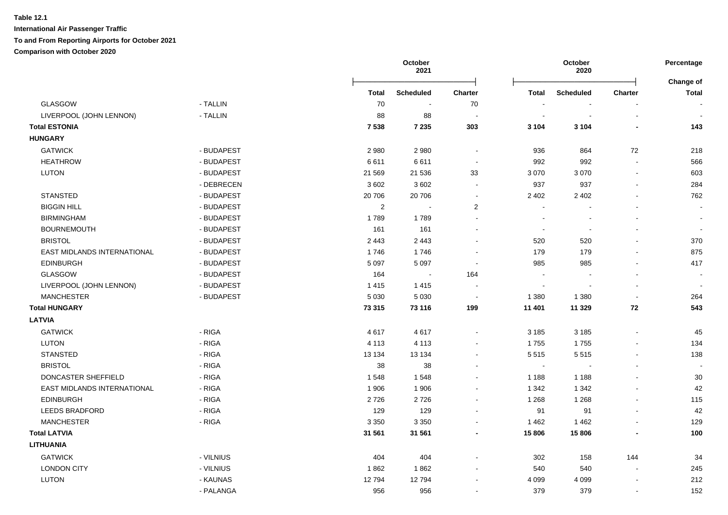**Table 12.1**

**International Air Passenger Traffic**

**To and From Reporting Airports for October 2021**

**Comparison with October 2020**

| | | October 2021 | | | October 2020 | | | Percentage Change of |
|---|---|---|---|---|---|---|---|---|
| | | Total | Scheduled | Charter | Total | Scheduled | Charter | Total |
| GLASGOW | - TALLIN | 70 | - | 70 | - | - | - | - |
| LIVERPOOL (JOHN LENNON) | - TALLIN | 88 | 88 | - | - | - | - | - |
| **Total ESTONIA** | | **7 538** | **7 235** | **303** | **3 104** | **3 104** | **-** | **143** |
| **HUNGARY** | | | | | | | | |
| GATWICK | - BUDAPEST | 2 980 | 2 980 | - | 936 | 864 | 72 | 218 |
| HEATHROW | - BUDAPEST | 6 611 | 6 611 | - | 992 | 992 | - | 566 |
| LUTON | - BUDAPEST | 21 569 | 21 536 | 33 | 3 070 | 3 070 | - | 603 |
| | - DEBRECEN | 3 602 | 3 602 | - | 937 | 937 | - | 284 |
| STANSTED | - BUDAPEST | 20 706 | 20 706 | - | 2 402 | 2 402 | - | 762 |
| BIGGIN HILL | - BUDAPEST | 2 | - | 2 | - | - | - | - |
| BIRMINGHAM | - BUDAPEST | 1 789 | 1 789 | - | - | - | - | - |
| BOURNEMOUTH | - BUDAPEST | 161 | 161 | - | - | - | - | - |
| BRISTOL | - BUDAPEST | 2 443 | 2 443 | - | 520 | 520 | - | 370 |
| EAST MIDLANDS INTERNATIONAL | - BUDAPEST | 1 746 | 1 746 | - | 179 | 179 | - | 875 |
| EDINBURGH | - BUDAPEST | 5 097 | 5 097 | - | 985 | 985 | - | 417 |
| GLASGOW | - BUDAPEST | 164 | - | 164 | - | - | - | - |
| LIVERPOOL (JOHN LENNON) | - BUDAPEST | 1 415 | 1 415 | - | - | - | - | - |
| MANCHESTER | - BUDAPEST | 5 030 | 5 030 | - | 1 380 | 1 380 | - | 264 |
| **Total HUNGARY** | | **73 315** | **73 116** | **199** | **11 401** | **11 329** | **72** | **543** |
| **LATVIA** | | | | | | | | |
| GATWICK | - RIGA | 4 617 | 4 617 | - | 3 185 | 3 185 | - | 45 |
| LUTON | - RIGA | 4 113 | 4 113 | - | 1 755 | 1 755 | - | 134 |
| STANSTED | - RIGA | 13 134 | 13 134 | - | 5 515 | 5 515 | - | 138 |
| BRISTOL | - RIGA | 38 | 38 | - | - | - | - | - |
| DONCASTER SHEFFIELD | - RIGA | 1 548 | 1 548 | - | 1 188 | 1 188 | - | 30 |
| EAST MIDLANDS INTERNATIONAL | - RIGA | 1 906 | 1 906 | - | 1 342 | 1 342 | - | 42 |
| EDINBURGH | - RIGA | 2 726 | 2 726 | - | 1 268 | 1 268 | - | 115 |
| LEEDS BRADFORD | - RIGA | 129 | 129 | - | 91 | 91 | - | 42 |
| MANCHESTER | - RIGA | 3 350 | 3 350 | - | 1 462 | 1 462 | - | 129 |
| **Total LATVIA** | | **31 561** | **31 561** | **-** | **15 806** | **15 806** | **-** | **100** |
| **LITHUANIA** | | | | | | | | |
| GATWICK | - VILNIUS | 404 | 404 | - | 302 | 158 | 144 | 34 |
| LONDON CITY | - VILNIUS | 1 862 | 1 862 | - | 540 | 540 | - | 245 |
| LUTON | - KAUNAS | 12 794 | 12 794 | - | 4 099 | 4 099 | - | 212 |
| | - PALANGA | 956 | 956 | - | 379 | 379 | - | 152 |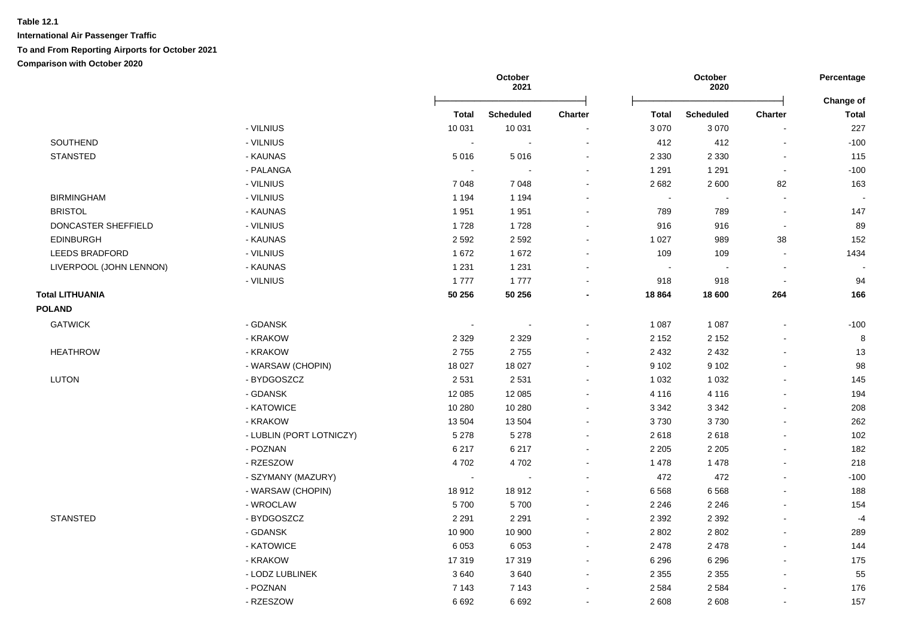**Table 12.1**

**International Air Passenger Traffic**

**To and From Reporting Airports for October 2021**

**Comparison with October 2020**

| | | October 2021 | | | October 2020 | | | Percentage |
|---|---|---|---|---|---|---|---|---|
| | | Total | Scheduled | Charter | Total | Scheduled | Charter | Change of Total |
| | - VILNIUS | 10 031 | 10 031 | - | 3 070 | 3 070 | - | 227 |
| SOUTHEND | - VILNIUS | - | - | - | 412 | 412 | - | -100 |
| STANSTED | - KAUNAS | 5 016 | 5 016 | - | 2 330 | 2 330 | - | 115 |
| | - PALANGA | - | - | - | 1 291 | 1 291 | - | -100 |
| | - VILNIUS | 7 048 | 7 048 | - | 2 682 | 2 600 | 82 | 163 |
| BIRMINGHAM | - VILNIUS | 1 194 | 1 194 | - | - | - | - | - |
| BRISTOL | - KAUNAS | 1 951 | 1 951 | - | 789 | 789 | - | 147 |
| DONCASTER SHEFFIELD | - VILNIUS | 1 728 | 1 728 | - | 916 | 916 | - | 89 |
| EDINBURGH | - KAUNAS | 2 592 | 2 592 | - | 1 027 | 989 | 38 | 152 |
| LEEDS BRADFORD | - VILNIUS | 1 672 | 1 672 | - | 109 | 109 | - | 1434 |
| LIVERPOOL (JOHN LENNON) | - KAUNAS | 1 231 | 1 231 | - | - | - | - | - |
| | - VILNIUS | 1 777 | 1 777 | - | 918 | 918 | - | 94 |
| **Total LITHUANIA** | | **50 256** | **50 256** | **-** | **18 864** | **18 600** | **264** | **166** |
| **POLAND** | | | | | | | | |
| GATWICK | - GDANSK | - | - | - | 1 087 | 1 087 | - | -100 |
| | - KRAKOW | 2 329 | 2 329 | - | 2 152 | 2 152 | - | 8 |
| HEATHROW | - KRAKOW | 2 755 | 2 755 | - | 2 432 | 2 432 | - | 13 |
| | - WARSAW (CHOPIN) | 18 027 | 18 027 | - | 9 102 | 9 102 | - | 98 |
| LUTON | - BYDGOSZCZ | 2 531 | 2 531 | - | 1 032 | 1 032 | - | 145 |
| | - GDANSK | 12 085 | 12 085 | - | 4 116 | 4 116 | - | 194 |
| | - KATOWICE | 10 280 | 10 280 | - | 3 342 | 3 342 | - | 208 |
| | - KRAKOW | 13 504 | 13 504 | - | 3 730 | 3 730 | - | 262 |
| | - LUBLIN (PORT LOTNICZY) | 5 278 | 5 278 | - | 2 618 | 2 618 | - | 102 |
| | - POZNAN | 6 217 | 6 217 | - | 2 205 | 2 205 | - | 182 |
| | - RZESZOW | 4 702 | 4 702 | - | 1 478 | 1 478 | - | 218 |
| | - SZYMANY (MAZURY) | - | - | - | 472 | 472 | - | -100 |
| | - WARSAW (CHOPIN) | 18 912 | 18 912 | - | 6 568 | 6 568 | - | 188 |
| | - WROCLAW | 5 700 | 5 700 | - | 2 246 | 2 246 | - | 154 |
| STANSTED | - BYDGOSZCZ | 2 291 | 2 291 | - | 2 392 | 2 392 | - | -4 |
| | - GDANSK | 10 900 | 10 900 | - | 2 802 | 2 802 | - | 289 |
| | - KATOWICE | 6 053 | 6 053 | - | 2 478 | 2 478 | - | 144 |
| | - KRAKOW | 17 319 | 17 319 | - | 6 296 | 6 296 | - | 175 |
| | - LODZ LUBLINEK | 3 640 | 3 640 | - | 2 355 | 2 355 | - | 55 |
| | - POZNAN | 7 143 | 7 143 | - | 2 584 | 2 584 | - | 176 |
| | - RZESZOW | 6 692 | 6 692 | - | 2 608 | 2 608 | - | 157 |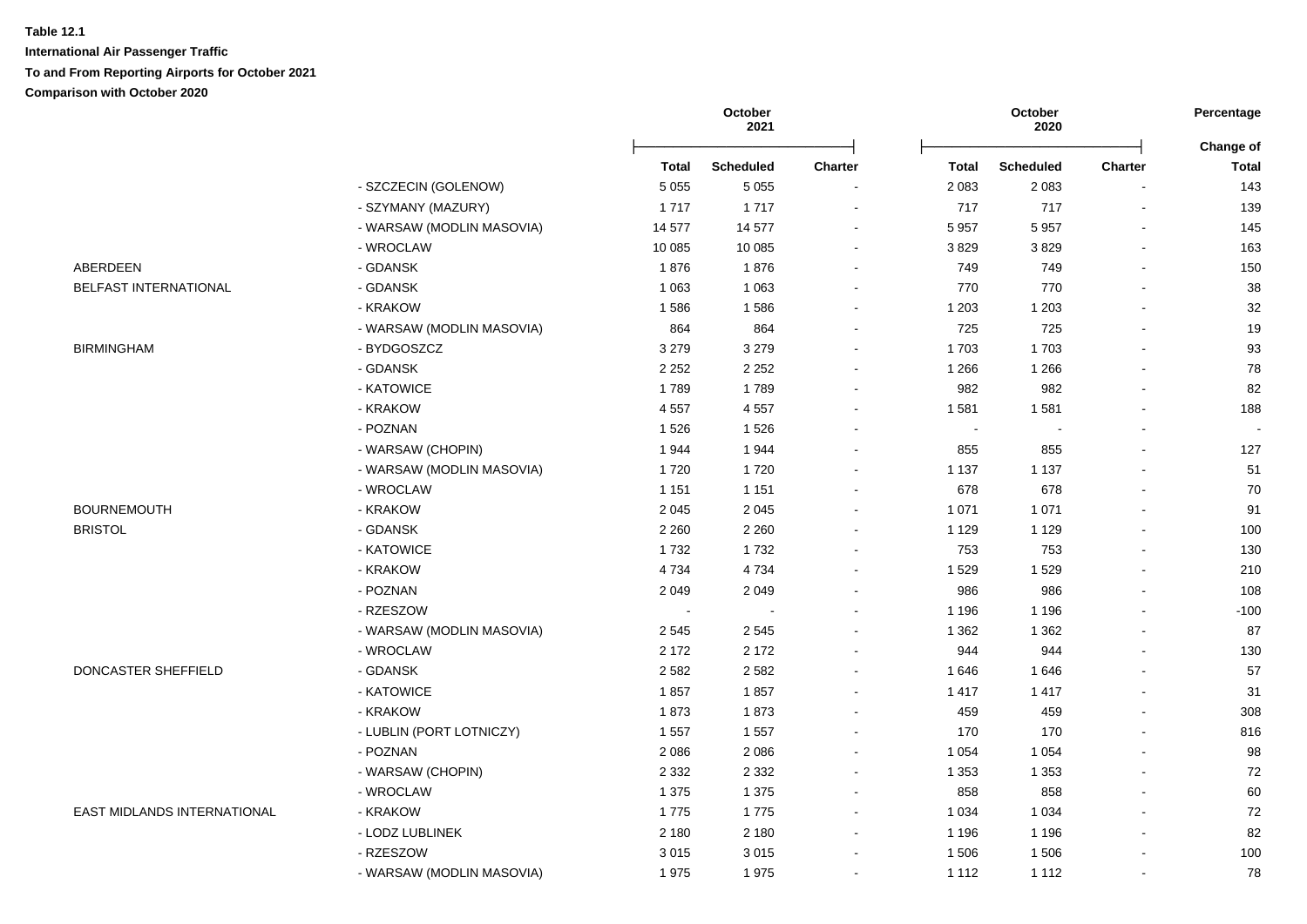**Table 12.1**

**International Air Passenger Traffic**

**To and From Reporting Airports for October 2021**

**Comparison with October 2020**

| | | October 2021 | | | October 2020 | | | Percentage Change of |
|---|---|---|---|---|---|---|---|---|
| | | Total | Scheduled | Charter | Total | Scheduled | Charter | Total |
| | - SZCZECIN (GOLENOW) | 5 055 | 5 055 | - | 2 083 | 2 083 | - | 143 |
| | - SZYMANY (MAZURY) | 1 717 | 1 717 | - | 717 | 717 | - | 139 |
| | - WARSAW (MODLIN MASOVIA) | 14 577 | 14 577 | - | 5 957 | 5 957 | - | 145 |
| | - WROCLAW | 10 085 | 10 085 | - | 3 829 | 3 829 | - | 163 |
| ABERDEEN | - GDANSK | 1 876 | 1 876 | - | 749 | 749 | - | 150 |
| BELFAST INTERNATIONAL | - GDANSK | 1 063 | 1 063 | - | 770 | 770 | - | 38 |
| | - KRAKOW | 1 586 | 1 586 | - | 1 203 | 1 203 | - | 32 |
| | - WARSAW (MODLIN MASOVIA) | 864 | 864 | - | 725 | 725 | - | 19 |
| BIRMINGHAM | - BYDGOSZCZ | 3 279 | 3 279 | - | 1 703 | 1 703 | - | 93 |
| | - GDANSK | 2 252 | 2 252 | - | 1 266 | 1 266 | - | 78 |
| | - KATOWICE | 1 789 | 1 789 | - | 982 | 982 | - | 82 |
| | - KRAKOW | 4 557 | 4 557 | - | 1 581 | 1 581 | - | 188 |
| | - POZNAN | 1 526 | 1 526 | - | - | - | - | - |
| | - WARSAW (CHOPIN) | 1 944 | 1 944 | - | 855 | 855 | - | 127 |
| | - WARSAW (MODLIN MASOVIA) | 1 720 | 1 720 | - | 1 137 | 1 137 | - | 51 |
| | - WROCLAW | 1 151 | 1 151 | - | 678 | 678 | - | 70 |
| BOURNEMOUTH | - KRAKOW | 2 045 | 2 045 | - | 1 071 | 1 071 | - | 91 |
| BRISTOL | - GDANSK | 2 260 | 2 260 | - | 1 129 | 1 129 | - | 100 |
| | - KATOWICE | 1 732 | 1 732 | - | 753 | 753 | - | 130 |
| | - KRAKOW | 4 734 | 4 734 | - | 1 529 | 1 529 | - | 210 |
| | - POZNAN | 2 049 | 2 049 | - | 986 | 986 | - | 108 |
| | - RZESZOW | - | - | - | 1 196 | 1 196 | - | -100 |
| | - WARSAW (MODLIN MASOVIA) | 2 545 | 2 545 | - | 1 362 | 1 362 | - | 87 |
| | - WROCLAW | 2 172 | 2 172 | - | 944 | 944 | - | 130 |
| DONCASTER SHEFFIELD | - GDANSK | 2 582 | 2 582 | - | 1 646 | 1 646 | - | 57 |
| | - KATOWICE | 1 857 | 1 857 | - | 1 417 | 1 417 | - | 31 |
| | - KRAKOW | 1 873 | 1 873 | - | 459 | 459 | - | 308 |
| | - LUBLIN (PORT LOTNICZY) | 1 557 | 1 557 | - | 170 | 170 | - | 816 |
| | - POZNAN | 2 086 | 2 086 | - | 1 054 | 1 054 | - | 98 |
| | - WARSAW (CHOPIN) | 2 332 | 2 332 | - | 1 353 | 1 353 | - | 72 |
| | - WROCLAW | 1 375 | 1 375 | - | 858 | 858 | - | 60 |
| EAST MIDLANDS INTERNATIONAL | - KRAKOW | 1 775 | 1 775 | - | 1 034 | 1 034 | - | 72 |
| | - LODZ LUBLINEK | 2 180 | 2 180 | - | 1 196 | 1 196 | - | 82 |
| | - RZESZOW | 3 015 | 3 015 | - | 1 506 | 1 506 | - | 100 |
| | - WARSAW (MODLIN MASOVIA) | 1 975 | 1 975 | - | 1 112 | 1 112 | - | 78 |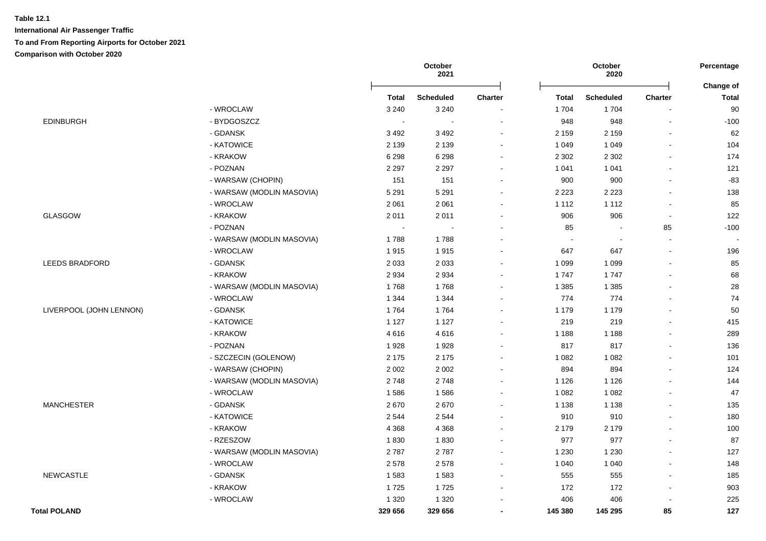**Table 12.1**

**International Air Passenger Traffic**

**To and From Reporting Airports for October 2021**

**Comparison with October 2020**

| | | October 2021 | | | October 2020 | | | Percentage |
|---|---|---|---|---|---|---|---|---|
| | | **Total** | **Scheduled** | **Charter** | **Total** | **Scheduled** | **Charter** | **Change of Total** |
| | - WROCLAW | 3 240 | 3 240 | - | 1 704 | 1 704 | - | 90 |
| EDINBURGH | - BYDGOSZCZ | - | - | - | 948 | 948 | - | -100 |
| | - GDANSK | 3 492 | 3 492 | - | 2 159 | 2 159 | - | 62 |
| | - KATOWICE | 2 139 | 2 139 | - | 1 049 | 1 049 | - | 104 |
| | - KRAKOW | 6 298 | 6 298 | - | 2 302 | 2 302 | - | 174 |
| | - POZNAN | 2 297 | 2 297 | - | 1 041 | 1 041 | - | 121 |
| | - WARSAW (CHOPIN) | 151 | 151 | - | 900 | 900 | - | -83 |
| | - WARSAW (MODLIN MASOVIA) | 5 291 | 5 291 | - | 2 223 | 2 223 | - | 138 |
| | - WROCLAW | 2 061 | 2 061 | - | 1 112 | 1 112 | - | 85 |
| GLASGOW | - KRAKOW | 2 011 | 2 011 | - | 906 | 906 | - | 122 |
| | - POZNAN | - | - | - | 85 | - | 85 | -100 |
| | - WARSAW (MODLIN MASOVIA) | 1 788 | 1 788 | - | - | - | - | - |
| | - WROCLAW | 1 915 | 1 915 | - | 647 | 647 | - | 196 |
| LEEDS BRADFORD | - GDANSK | 2 033 | 2 033 | - | 1 099 | 1 099 | - | 85 |
| | - KRAKOW | 2 934 | 2 934 | - | 1 747 | 1 747 | - | 68 |
| | - WARSAW (MODLIN MASOVIA) | 1 768 | 1 768 | - | 1 385 | 1 385 | - | 28 |
| | - WROCLAW | 1 344 | 1 344 | - | 774 | 774 | - | 74 |
| LIVERPOOL (JOHN LENNON) | - GDANSK | 1 764 | 1 764 | - | 1 179 | 1 179 | - | 50 |
| | - KATOWICE | 1 127 | 1 127 | - | 219 | 219 | - | 415 |
| | - KRAKOW | 4 616 | 4 616 | - | 1 188 | 1 188 | - | 289 |
| | - POZNAN | 1 928 | 1 928 | - | 817 | 817 | - | 136 |
| | - SZCZECIN (GOLENOW) | 2 175 | 2 175 | - | 1 082 | 1 082 | - | 101 |
| | - WARSAW (CHOPIN) | 2 002 | 2 002 | - | 894 | 894 | - | 124 |
| | - WARSAW (MODLIN MASOVIA) | 2 748 | 2 748 | - | 1 126 | 1 126 | - | 144 |
| | - WROCLAW | 1 586 | 1 586 | - | 1 082 | 1 082 | - | 47 |
| MANCHESTER | - GDANSK | 2 670 | 2 670 | - | 1 138 | 1 138 | - | 135 |
| | - KATOWICE | 2 544 | 2 544 | - | 910 | 910 | - | 180 |
| | - KRAKOW | 4 368 | 4 368 | - | 2 179 | 2 179 | - | 100 |
| | - RZESZOW | 1 830 | 1 830 | - | 977 | 977 | - | 87 |
| | - WARSAW (MODLIN MASOVIA) | 2 787 | 2 787 | - | 1 230 | 1 230 | - | 127 |
| | - WROCLAW | 2 578 | 2 578 | - | 1 040 | 1 040 | - | 148 |
| NEWCASTLE | - GDANSK | 1 583 | 1 583 | - | 555 | 555 | - | 185 |
| | - KRAKOW | 1 725 | 1 725 | - | 172 | 172 | - | 903 |
| | - WROCLAW | 1 320 | 1 320 | - | 406 | 406 | - | 225 |
| **Total POLAND** | | **329 656** | **329 656** | **-** | **145 380** | **145 295** | **85** | **127** |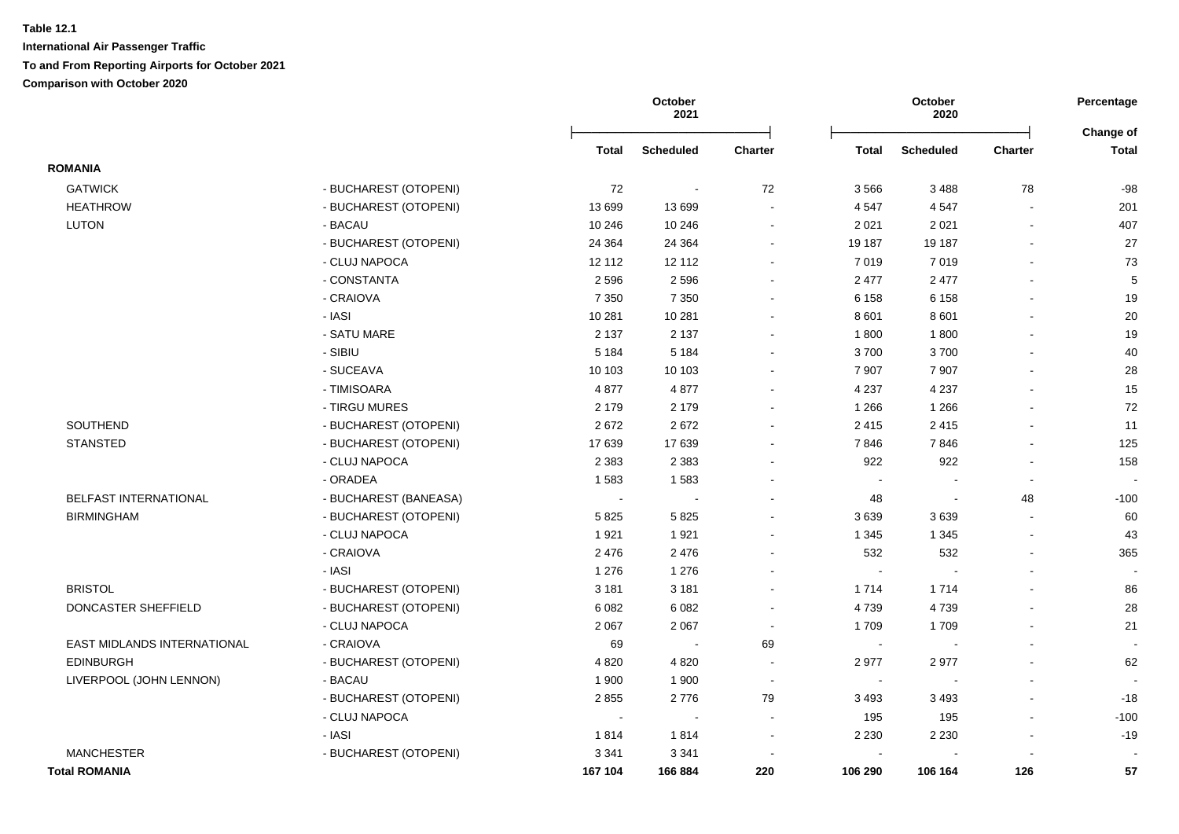**Table 12.1**

**International Air Passenger Traffic**

**To and From Reporting Airports for October 2021**

**Comparison with October 2020**

| | | October 2021 | | | October 2020 | | | Percentage |
|---|---|---|---|---|---|---|---|---|
| | | **Total** | **Scheduled** | **Charter** | **Total** | **Scheduled** | **Charter** | **Change of Total** |
| **ROMANIA** | | | | | | | | |
| GATWICK | - BUCHAREST (OTOPENI) | 72 | - | 72 | 3 566 | 3 488 | 78 | -98 |
| HEATHROW | - BUCHAREST (OTOPENI) | 13 699 | 13 699 | - | 4 547 | 4 547 | - | 201 |
| LUTON | - BACAU | 10 246 | 10 246 | - | 2 021 | 2 021 | - | 407 |
| | - BUCHAREST (OTOPENI) | 24 364 | 24 364 | - | 19 187 | 19 187 | - | 27 |
| | - CLUJ NAPOCA | 12 112 | 12 112 | - | 7 019 | 7 019 | - | 73 |
| | - CONSTANTA | 2 596 | 2 596 | - | 2 477 | 2 477 | - | 5 |
| | - CRAIOVA | 7 350 | 7 350 | - | 6 158 | 6 158 | - | 19 |
| | - IASI | 10 281 | 10 281 | - | 8 601 | 8 601 | - | 20 |
| | - SATU MARE | 2 137 | 2 137 | - | 1 800 | 1 800 | - | 19 |
| | - SIBIU | 5 184 | 5 184 | - | 3 700 | 3 700 | - | 40 |
| | - SUCEAVA | 10 103 | 10 103 | - | 7 907 | 7 907 | - | 28 |
| | - TIMISOARA | 4 877 | 4 877 | - | 4 237 | 4 237 | - | 15 |
| | - TIRGU MURES | 2 179 | 2 179 | - | 1 266 | 1 266 | - | 72 |
| SOUTHEND | - BUCHAREST (OTOPENI) | 2 672 | 2 672 | - | 2 415 | 2 415 | - | 11 |
| STANSTED | - BUCHAREST (OTOPENI) | 17 639 | 17 639 | - | 7 846 | 7 846 | - | 125 |
| | - CLUJ NAPOCA | 2 383 | 2 383 | - | 922 | 922 | - | 158 |
| | - ORADEA | 1 583 | 1 583 | - | - | - | - | - |
| BELFAST INTERNATIONAL | - BUCHAREST (BANEASA) | - | - | - | 48 | - | 48 | -100 |
| BIRMINGHAM | - BUCHAREST (OTOPENI) | 5 825 | 5 825 | - | 3 639 | 3 639 | - | 60 |
| | - CLUJ NAPOCA | 1 921 | 1 921 | - | 1 345 | 1 345 | - | 43 |
| | - CRAIOVA | 2 476 | 2 476 | - | 532 | 532 | - | 365 |
| | - IASI | 1 276 | 1 276 | - | - | - | - | - |
| BRISTOL | - BUCHAREST (OTOPENI) | 3 181 | 3 181 | - | 1 714 | 1 714 | - | 86 |
| DONCASTER SHEFFIELD | - BUCHAREST (OTOPENI) | 6 082 | 6 082 | - | 4 739 | 4 739 | - | 28 |
| | - CLUJ NAPOCA | 2 067 | 2 067 | - | 1 709 | 1 709 | - | 21 |
| EAST MIDLANDS INTERNATIONAL | - CRAIOVA | 69 | - | 69 | - | - | - | - |
| EDINBURGH | - BUCHAREST (OTOPENI) | 4 820 | 4 820 | - | 2 977 | 2 977 | - | 62 |
| LIVERPOOL (JOHN LENNON) | - BACAU | 1 900 | 1 900 | - | - | - | - | - |
| | - BUCHAREST (OTOPENI) | 2 855 | 2 776 | 79 | 3 493 | 3 493 | - | -18 |
| | - CLUJ NAPOCA | - | - | - | 195 | 195 | - | -100 |
| | - IASI | 1 814 | 1 814 | - | 2 230 | 2 230 | - | -19 |
| MANCHESTER | - BUCHAREST (OTOPENI) | 3 341 | 3 341 | - | - | - | - | - |
| **Total ROMANIA** | | **167 104** | **166 884** | **220** | **106 290** | **106 164** | **126** | **57** |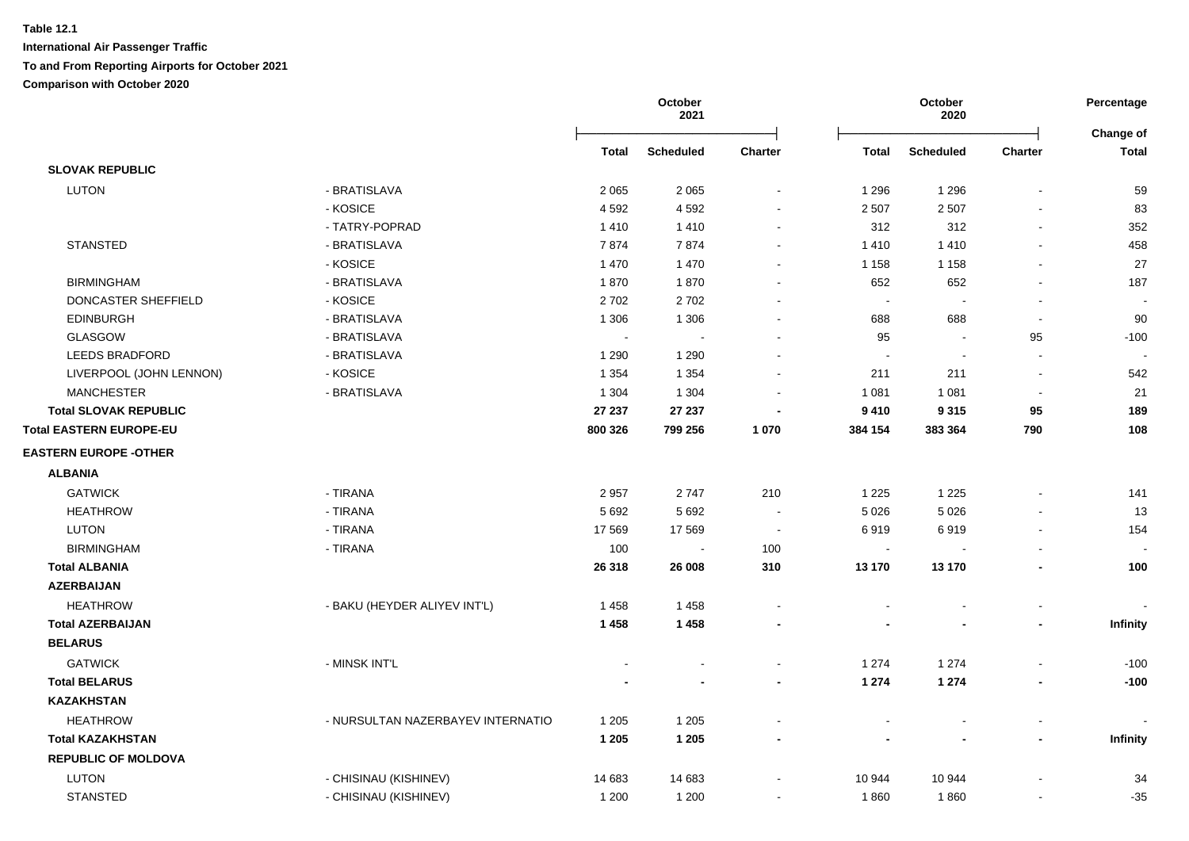**Table 12.1**

**International Air Passenger Traffic**

**To and From Reporting Airports for October 2021**

**Comparison with October 2020**

| | | October 2021 | | | October 2020 | | | Percentage |
|---|---|---|---|---|---|---|---|---|
| | | Total | Scheduled | Charter | Total | Scheduled | Charter | Change of Total |
| **SLOVAK REPUBLIC** | | | | | | | | |
| LUTON | - BRATISLAVA | 2 065 | 2 065 | - | 1 296 | 1 296 | - | 59 |
| | - KOSICE | 4 592 | 4 592 | - | 2 507 | 2 507 | - | 83 |
| | - TATRY-POPRAD | 1 410 | 1 410 | - | 312 | 312 | - | 352 |
| STANSTED | - BRATISLAVA | 7 874 | 7 874 | - | 1 410 | 1 410 | - | 458 |
| | - KOSICE | 1 470 | 1 470 | - | 1 158 | 1 158 | - | 27 |
| BIRMINGHAM | - BRATISLAVA | 1 870 | 1 870 | - | 652 | 652 | - | 187 |
| DONCASTER SHEFFIELD | - KOSICE | 2 702 | 2 702 | - | - | - | - | - |
| EDINBURGH | - BRATISLAVA | 1 306 | 1 306 | - | 688 | 688 | - | 90 |
| GLASGOW | - BRATISLAVA | - | - | - | 95 | - | 95 | -100 |
| LEEDS BRADFORD | - BRATISLAVA | 1 290 | 1 290 | - | - | - | - | - |
| LIVERPOOL (JOHN LENNON) | - KOSICE | 1 354 | 1 354 | - | 211 | 211 | - | 542 |
| MANCHESTER | - BRATISLAVA | 1 304 | 1 304 | - | 1 081 | 1 081 | - | 21 |
| **Total SLOVAK REPUBLIC** | | **27 237** | **27 237** | **-** | **9 410** | **9 315** | **95** | **189** |
| **Total EASTERN EUROPE-EU** | | **800 326** | **799 256** | **1 070** | **384 154** | **383 364** | **790** | **108** |
| **EASTERN EUROPE -OTHER** | | | | | | | | |
| **ALBANIA** | | | | | | | | |
| GATWICK | - TIRANA | 2 957 | 2 747 | 210 | 1 225 | 1 225 | - | 141 |
| HEATHROW | - TIRANA | 5 692 | 5 692 | - | 5 026 | 5 026 | - | 13 |
| LUTON | - TIRANA | 17 569 | 17 569 | - | 6 919 | 6 919 | - | 154 |
| BIRMINGHAM | - TIRANA | 100 | - | 100 | - | - | - | - |
| **Total ALBANIA** | | **26 318** | **26 008** | **310** | **13 170** | **13 170** | **-** | **100** |
| **AZERBAIJAN** | | | | | | | | |
| HEATHROW | - BAKU (HEYDER ALIYEV INT'L) | 1 458 | 1 458 | - | - | - | - | - |
| **Total AZERBAIJAN** | | **1 458** | **1 458** | **-** | **-** | **-** | **-** | **Infinity** |
| **BELARUS** | | | | | | | | |
| GATWICK | - MINSK INT'L | - | - | - | 1 274 | 1 274 | - | -100 |
| **Total BELARUS** | | **-** | **-** | **-** | **1 274** | **1 274** | **-** | **-100** |
| **KAZAKHSTAN** | | | | | | | | |
| HEATHROW | - NURSULTAN NAZERBAYEV INTERNATIO | 1 205 | 1 205 | - | - | - | - | - |
| **Total KAZAKHSTAN** | | **1 205** | **1 205** | **-** | **-** | **-** | **-** | **Infinity** |
| **REPUBLIC OF MOLDOVA** | | | | | | | | |
| LUTON | - CHISINAU (KISHINEV) | 14 683 | 14 683 | - | 10 944 | 10 944 | - | 34 |
| STANSTED | - CHISINAU (KISHINEV) | 1 200 | 1 200 | - | 1 860 | 1 860 | - | -35 |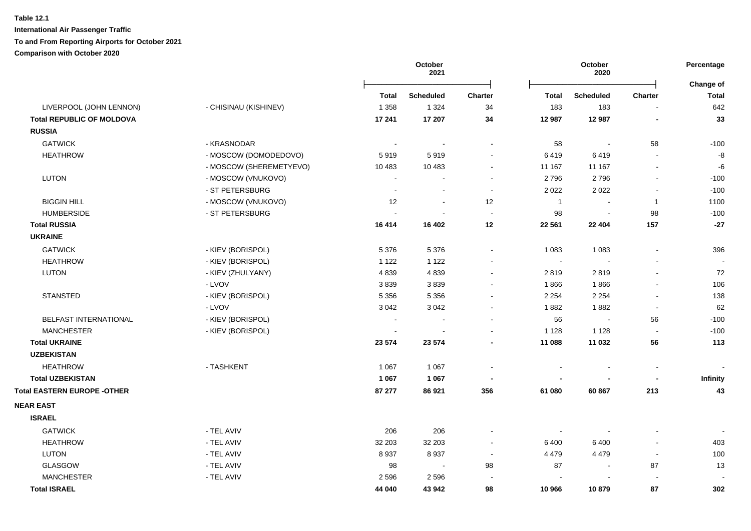**Table 12.1**

**International Air Passenger Traffic**

**To and From Reporting Airports for October 2021**

**Comparison with October 2020**

| | | October 2021 | | | October 2020 | | | Percentage |
|---|---|---|---|---|---|---|---|---|
| | | | | | | | | Change of |
| | | **Total** | **Scheduled** | **Charter** | **Total** | **Scheduled** | **Charter** | **Total** |
| LIVERPOOL (JOHN LENNON) | - CHISINAU (KISHINEV) | 1 358 | 1 324 | 34 | 183 | 183 | - | 642 |
| **Total REPUBLIC OF MOLDOVA** | | **17 241** | **17 207** | **34** | **12 987** | **12 987** | **-** | **33** |
| **RUSSIA** | | | | | | | | |
| GATWICK | - KRASNODAR | - | - | - | 58 | - | 58 | -100 |
| HEATHROW | - MOSCOW (DOMODEDOVO) | 5 919 | 5 919 | - | 6 419 | 6 419 | - | -8 |
| | - MOSCOW (SHEREMETYEVO) | 10 483 | 10 483 | - | 11 167 | 11 167 | - | -6 |
| LUTON | - MOSCOW (VNUKOVO) | - | - | - | 2 796 | 2 796 | - | -100 |
| | - ST PETERSBURG | - | - | - | 2 022 | 2 022 | - | -100 |
| BIGGIN HILL | - MOSCOW (VNUKOVO) | 12 | - | 12 | 1 | - | 1 | 1100 |
| HUMBERSIDE | - ST PETERSBURG | - | - | - | 98 | - | 98 | -100 |
| **Total RUSSIA** | | **16 414** | **16 402** | **12** | **22 561** | **22 404** | **157** | **-27** |
| **UKRAINE** | | | | | | | | |
| GATWICK | - KIEV (BORISPOL) | 5 376 | 5 376 | - | 1 083 | 1 083 | - | 396 |
| HEATHROW | - KIEV (BORISPOL) | 1 122 | 1 122 | - | - | - | - | - |
| LUTON | - KIEV (ZHULYANY) | 4 839 | 4 839 | - | 2 819 | 2 819 | - | 72 |
| | - LVOV | 3 839 | 3 839 | - | 1 866 | 1 866 | - | 106 |
| STANSTED | - KIEV (BORISPOL) | 5 356 | 5 356 | - | 2 254 | 2 254 | - | 138 |
| | - LVOV | 3 042 | 3 042 | - | 1 882 | 1 882 | - | 62 |
| BELFAST INTERNATIONAL | - KIEV (BORISPOL) | - | - | - | 56 | - | 56 | -100 |
| MANCHESTER | - KIEV (BORISPOL) | - | - | - | 1 128 | 1 128 | - | -100 |
| **Total UKRAINE** | | **23 574** | **23 574** | **-** | **11 088** | **11 032** | **56** | **113** |
| **UZBEKISTAN** | | | | | | | | |
| HEATHROW | - TASHKENT | 1 067 | 1 067 | - | - | - | - | - |
| **Total UZBEKISTAN** | | **1 067** | **1 067** | **-** | **-** | **-** | **-** | **Infinity** |
| **Total EASTERN EUROPE -OTHER** | | **87 277** | **86 921** | **356** | **61 080** | **60 867** | **213** | **43** |
| **NEAR EAST** | | | | | | | | |
| **ISRAEL** | | | | | | | | |
| GATWICK | - TEL AVIV | 206 | 206 | - | - | - | - | - |
| HEATHROW | - TEL AVIV | 32 203 | 32 203 | - | 6 400 | 6 400 | - | 403 |
| LUTON | - TEL AVIV | 8 937 | 8 937 | - | 4 479 | 4 479 | - | 100 |
| GLASGOW | - TEL AVIV | 98 | - | 98 | 87 | - | 87 | 13 |
| MANCHESTER | - TEL AVIV | 2 596 | 2 596 | - | - | - | - | - |
| **Total ISRAEL** | | **44 040** | **43 942** | **98** | **10 966** | **10 879** | **87** | **302** |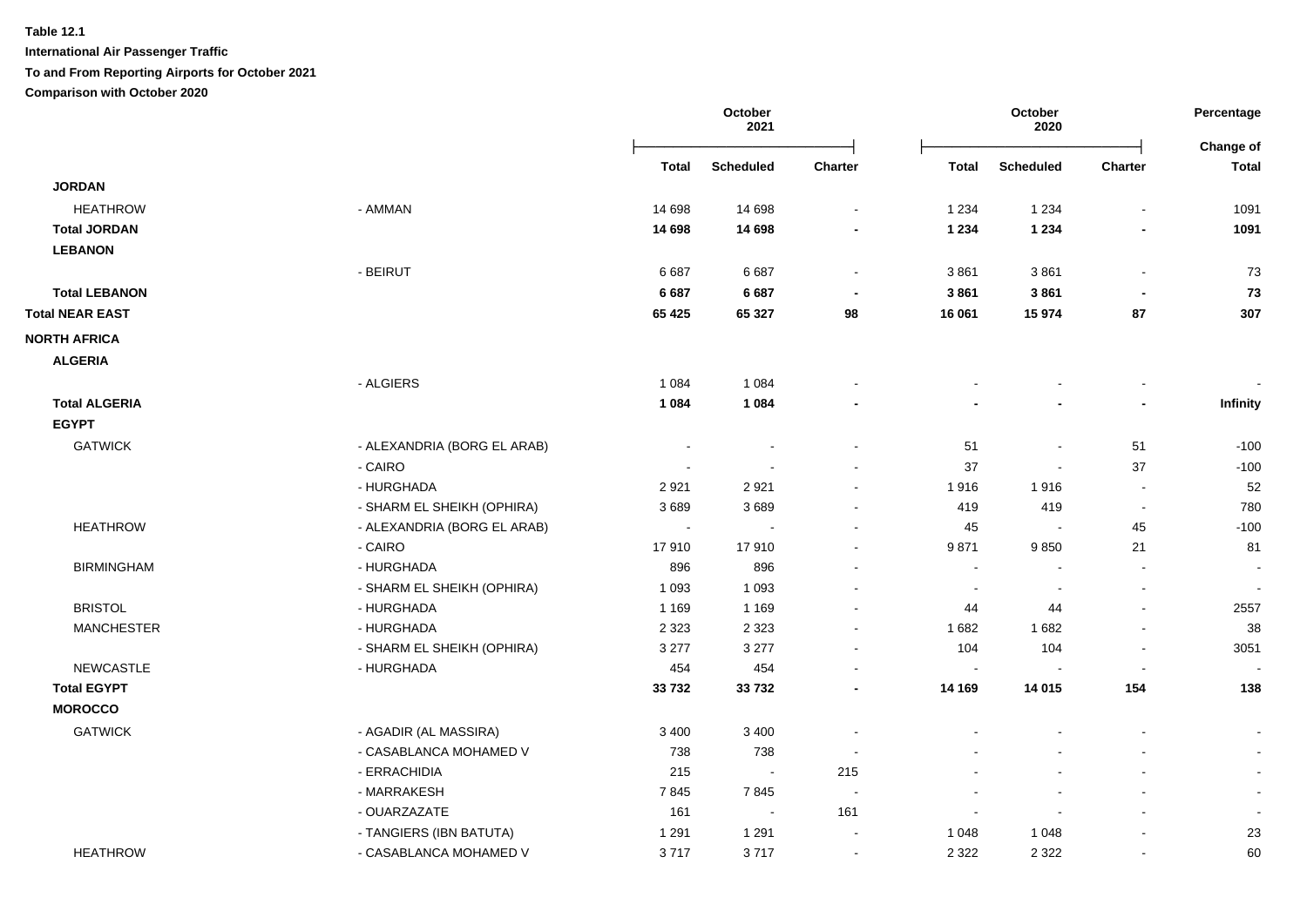**Table 12.1**

**International Air Passenger Traffic**

**To and From Reporting Airports for October 2021**

**Comparison with October 2020**

| | | October 2021 | | | October 2020 | | | Percentage Change of |
|---|---|---|---|---|---|---|---|---|
| | | **Total** | **Scheduled** | **Charter** | **Total** | **Scheduled** | **Charter** | **Total** |
| **JORDAN** | | | | | | | | |
| HEATHROW | - AMMAN | 14 698 | 14 698 | - | 1 234 | 1 234 | - | 1091 |
| **Total JORDAN** | | **14 698** | **14 698** | **-** | **1 234** | **1 234** | **-** | **1091** |
| **LEBANON** | | | | | | | | |
| | - BEIRUT | 6 687 | 6 687 | - | 3 861 | 3 861 | - | 73 |
| **Total LEBANON** | | **6 687** | **6 687** | **-** | **3 861** | **3 861** | **-** | **73** |
| **Total NEAR EAST** | | **65 425** | **65 327** | **98** | **16 061** | **15 974** | **87** | **307** |
| **NORTH AFRICA** | | | | | | | | |
| **ALGERIA** | | | | | | | | |
| | - ALGIERS | 1 084 | 1 084 | - | - | - | - | - |
| **Total ALGERIA** | | **1 084** | **1 084** | **-** | **-** | **-** | **-** | **Infinity** |
| **EGYPT** | | | | | | | | |
| GATWICK | - ALEXANDRIA (BORG EL ARAB) | - | - | - | 51 | - | 51 | -100 |
| | - CAIRO | - | - | - | 37 | - | 37 | -100 |
| | - HURGHADA | 2 921 | 2 921 | - | 1 916 | 1 916 | - | 52 |
| | - SHARM EL SHEIKH (OPHIRA) | 3 689 | 3 689 | - | 419 | 419 | - | 780 |
| HEATHROW | - ALEXANDRIA (BORG EL ARAB) | - | - | - | 45 | - | 45 | -100 |
| | - CAIRO | 17 910 | 17 910 | - | 9 871 | 9 850 | 21 | 81 |
| BIRMINGHAM | - HURGHADA | 896 | 896 | - | - | - | - | - |
| | - SHARM EL SHEIKH (OPHIRA) | 1 093 | 1 093 | - | - | - | - | - |
| BRISTOL | - HURGHADA | 1 169 | 1 169 | - | 44 | 44 | - | 2557 |
| MANCHESTER | - HURGHADA | 2 323 | 2 323 | - | 1 682 | 1 682 | - | 38 |
| | - SHARM EL SHEIKH (OPHIRA) | 3 277 | 3 277 | - | 104 | 104 | - | 3051 |
| NEWCASTLE | - HURGHADA | 454 | 454 | - | - | - | - | - |
| **Total EGYPT** | | **33 732** | **33 732** | **-** | **14 169** | **14 015** | **154** | **138** |
| **MOROCCO** | | | | | | | | |
| GATWICK | - AGADIR (AL MASSIRA) | 3 400 | 3 400 | - | - | - | - | - |
| | - CASABLANCA MOHAMED V | 738 | 738 | - | - | - | - | - |
| | - ERRACHIDIA | 215 | - | 215 | - | - | - | - |
| | - MARRAKESH | 7 845 | 7 845 | - | - | - | - | - |
| | - OUARZAZATE | 161 | - | 161 | - | - | - | - |
| | - TANGIERS (IBN BATUTA) | 1 291 | 1 291 | - | 1 048 | 1 048 | - | 23 |
| HEATHROW | - CASABLANCA MOHAMED V | 3 717 | 3 717 | - | 2 322 | 2 322 | - | 60 |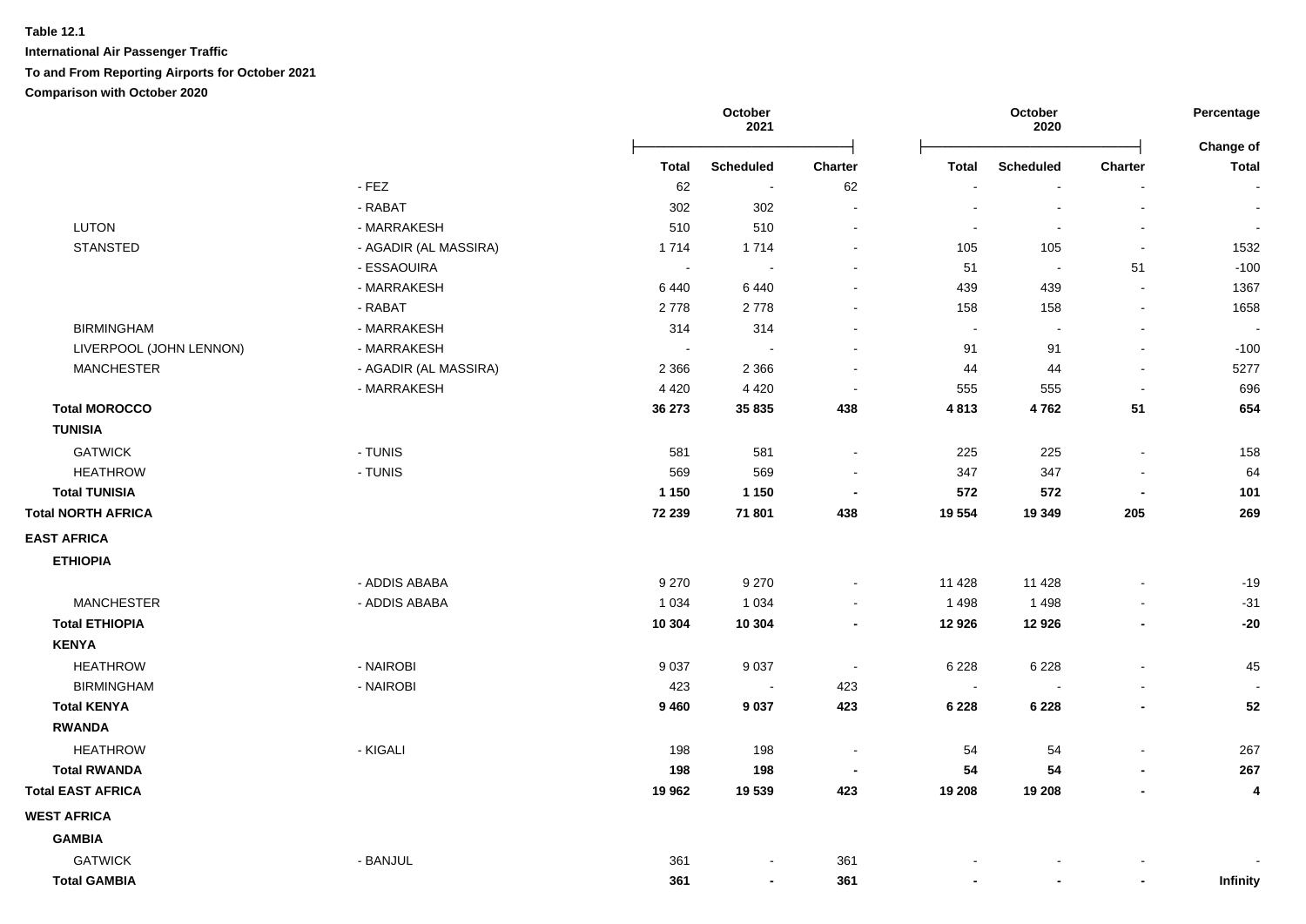**Table 12.1**

**International Air Passenger Traffic**

**To and From Reporting Airports for October 2021**

**Comparison with October 2020**

| | | October 2021 | | | October 2020 | | | Percentage |
|---|---|---|---|---|---|---|---|---|
| | | **Total** | **Scheduled** | **Charter** | **Total** | **Scheduled** | **Charter** | **Change of Total** |
| | - FEZ | 62 | - | 62 | - | - | - | - |
| | - RABAT | 302 | 302 | - | - | - | - | - |
| LUTON | - MARRAKESH | 510 | 510 | - | - | - | - | - |
| STANSTED | - AGADIR (AL MASSIRA) | 1 714 | 1 714 | - | 105 | 105 | - | 1532 |
| | - ESSAOUIRA | - | - | - | 51 | - | 51 | -100 |
| | - MARRAKESH | 6 440 | 6 440 | - | 439 | 439 | - | 1367 |
| | - RABAT | 2 778 | 2 778 | - | 158 | 158 | - | 1658 |
| BIRMINGHAM | - MARRAKESH | 314 | 314 | - | - | - | - | - |
| LIVERPOOL (JOHN LENNON) | - MARRAKESH | - | - | - | 91 | 91 | - | -100 |
| MANCHESTER | - AGADIR (AL MASSIRA) | 2 366 | 2 366 | - | 44 | 44 | - | 5277 |
| | - MARRAKESH | 4 420 | 4 420 | - | 555 | 555 | - | 696 |
| **Total MOROCCO** | | **36 273** | **35 835** | **438** | **4 813** | **4 762** | **51** | **654** |
| **TUNISIA** | | | | | | | | |
| GATWICK | - TUNIS | 581 | 581 | - | 225 | 225 | - | 158 |
| HEATHROW | - TUNIS | 569 | 569 | - | 347 | 347 | - | 64 |
| **Total TUNISIA** | | **1 150** | **1 150** | **-** | **572** | **572** | **-** | **101** |
| **Total NORTH AFRICA** | | **72 239** | **71 801** | **438** | **19 554** | **19 349** | **205** | **269** |
| **EAST AFRICA** | | | | | | | | |
| **ETHIOPIA** | | | | | | | | |
| | - ADDIS ABABA | 9 270 | 9 270 | - | 11 428 | 11 428 | - | -19 |
| MANCHESTER | - ADDIS ABABA | 1 034 | 1 034 | - | 1 498 | 1 498 | - | -31 |
| **Total ETHIOPIA** | | **10 304** | **10 304** | **-** | **12 926** | **12 926** | **-** | **-20** |
| **KENYA** | | | | | | | | |
| HEATHROW | - NAIROBI | 9 037 | 9 037 | - | 6 228 | 6 228 | - | 45 |
| BIRMINGHAM | - NAIROBI | 423 | - | 423 | - | - | - | - |
| **Total KENYA** | | **9 460** | **9 037** | **423** | **6 228** | **6 228** | **-** | **52** |
| **RWANDA** | | | | | | | | |
| HEATHROW | - KIGALI | 198 | 198 | - | 54 | 54 | - | 267 |
| **Total RWANDA** | | **198** | **198** | **-** | **54** | **54** | **-** | **267** |
| **Total EAST AFRICA** | | **19 962** | **19 539** | **423** | **19 208** | **19 208** | **-** | **4** |
| **WEST AFRICA** | | | | | | | | |
| **GAMBIA** | | | | | | | | |
| GATWICK | - BANJUL | 361 | - | 361 | - | - | - | - |
| **Total GAMBIA** | | **361** | **-** | **361** | **-** | **-** | **-** | **Infinity** |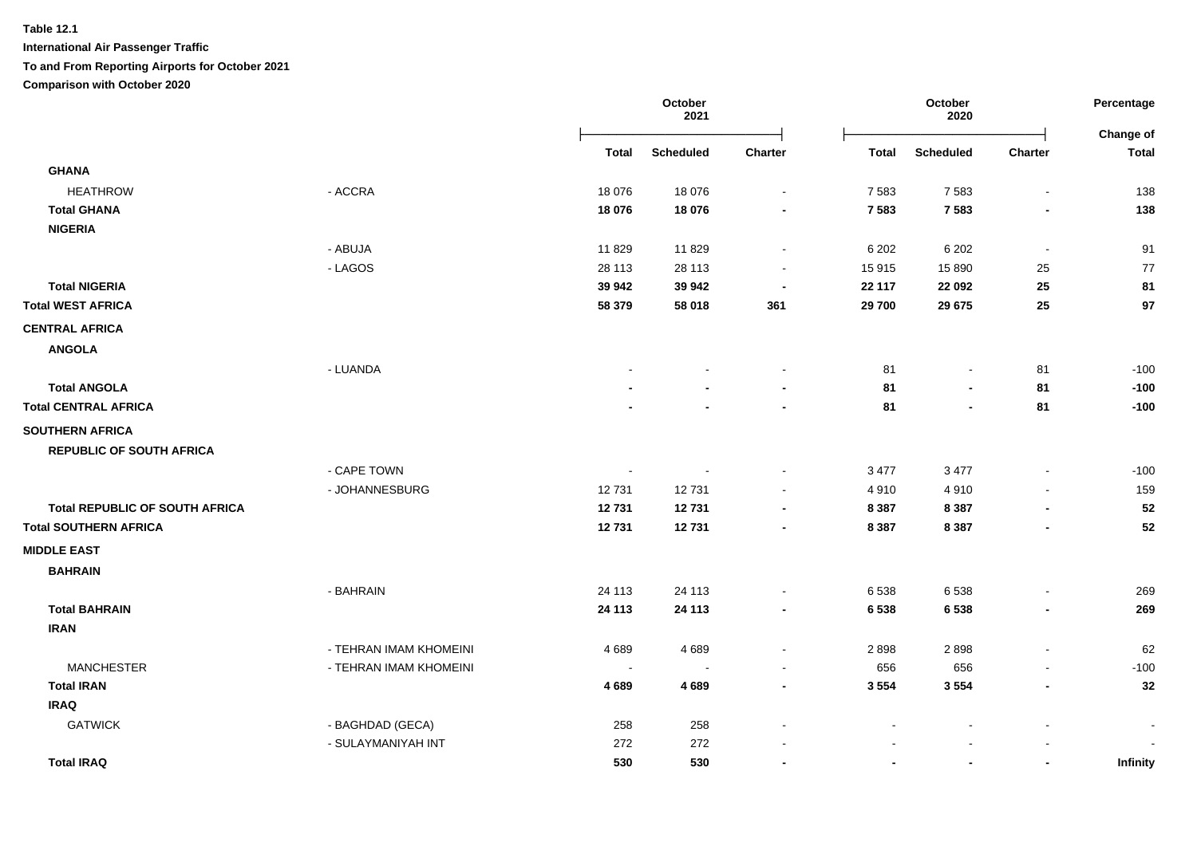**Table 12.1**

**International Air Passenger Traffic**

**To and From Reporting Airports for October 2021**

**Comparison with October 2020**

| | | October 2021 | | | October 2020 | | | Percentage |
|---|---|---|---|---|---|---|---|---|
| | | **Total** | **Scheduled** | **Charter** | **Total** | **Scheduled** | **Charter** | **Change of Total** |
| **GHANA** | | | | | | | | |
| HEATHROW | - ACCRA | 18 076 | 18 076 | - | 7 583 | 7 583 | - | 138 |
| **Total GHANA** | | **18 076** | **18 076** | **-** | **7 583** | **7 583** | **-** | **138** |
| **NIGERIA** | | | | | | | | |
| | - ABUJA | 11 829 | 11 829 | - | 6 202 | 6 202 | - | 91 |
| | - LAGOS | 28 113 | 28 113 | - | 15 915 | 15 890 | 25 | 77 |
| **Total NIGERIA** | | **39 942** | **39 942** | **-** | **22 117** | **22 092** | **25** | **81** |
| **Total WEST AFRICA** | | **58 379** | **58 018** | **361** | **29 700** | **29 675** | **25** | **97** |
| **CENTRAL AFRICA** | | | | | | | | |
| **ANGOLA** | | | | | | | | |
| | - LUANDA | - | - | - | 81 | - | 81 | -100 |
| **Total ANGOLA** | | **-** | **-** | **-** | **81** | **-** | **81** | **-100** |
| **Total CENTRAL AFRICA** | | **-** | **-** | **-** | **81** | **-** | **81** | **-100** |
| **SOUTHERN AFRICA** | | | | | | | | |
| **REPUBLIC OF SOUTH AFRICA** | | | | | | | | |
| | - CAPE TOWN | - | - | - | 3 477 | 3 477 | - | -100 |
| | - JOHANNESBURG | 12 731 | 12 731 | - | 4 910 | 4 910 | - | 159 |
| **Total REPUBLIC OF SOUTH AFRICA** | | **12 731** | **12 731** | **-** | **8 387** | **8 387** | **-** | **52** |
| **Total SOUTHERN AFRICA** | | **12 731** | **12 731** | **-** | **8 387** | **8 387** | **-** | **52** |
| **MIDDLE EAST** | | | | | | | | |
| **BAHRAIN** | | | | | | | | |
| | - BAHRAIN | 24 113 | 24 113 | - | 6 538 | 6 538 | - | 269 |
| **Total BAHRAIN** | | **24 113** | **24 113** | **-** | **6 538** | **6 538** | **-** | **269** |
| **IRAN** | | | | | | | | |
| | - TEHRAN IMAM KHOMEINI | 4 689 | 4 689 | - | 2 898 | 2 898 | - | 62 |
| MANCHESTER | - TEHRAN IMAM KHOMEINI | - | - | - | 656 | 656 | - | -100 |
| **Total IRAN** | | **4 689** | **4 689** | **-** | **3 554** | **3 554** | **-** | **32** |
| **IRAQ** | | | | | | | | |
| GATWICK | - BAGHDAD (GECA) | 258 | 258 | - | - | - | - | - |
| | - SULAYMANIYAH INT | 272 | 272 | - | - | - | - | - |
| **Total IRAQ** | | **530** | **530** | **-** | **-** | **-** | **-** | **Infinity** |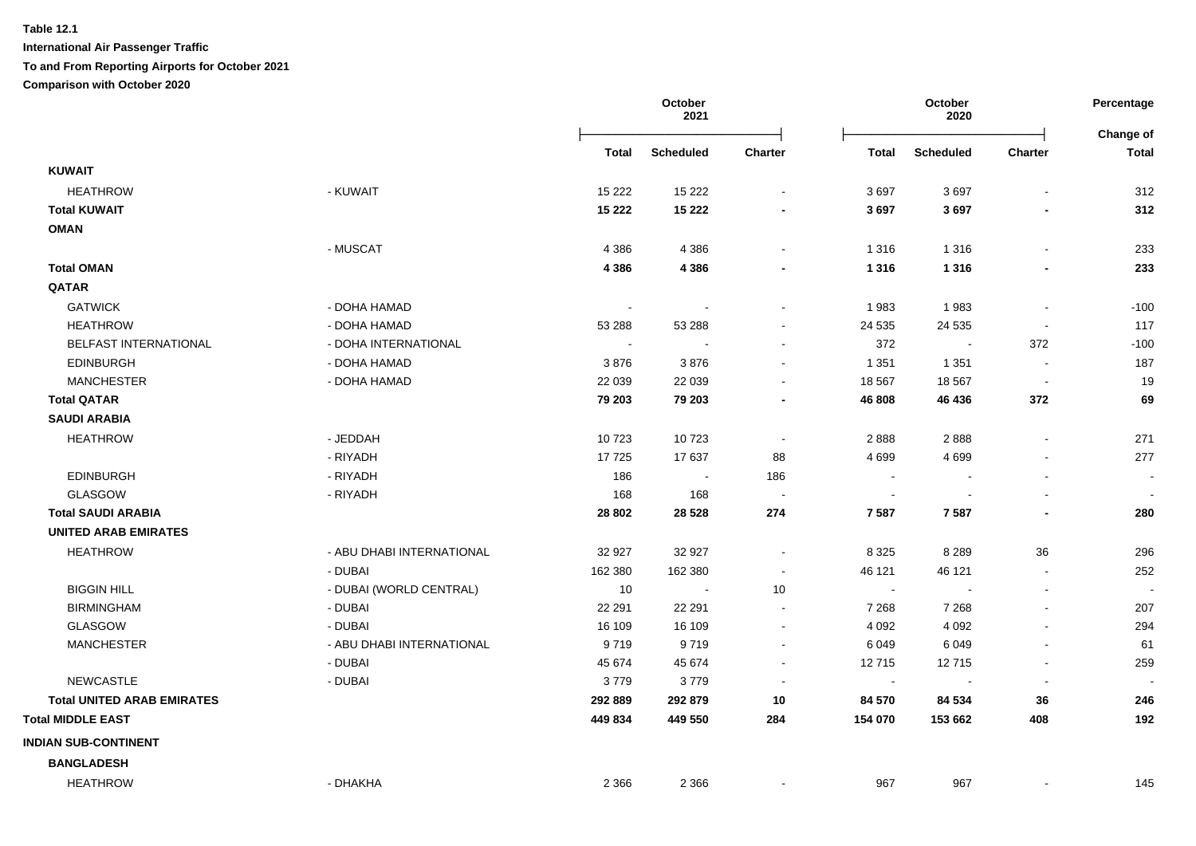**Table 12.1**

**International Air Passenger Traffic**

**To and From Reporting Airports for October 2021**

**Comparison with October 2020**

| | | October 2021 | | | October 2020 | | | Percentage |
|---|---|---|---|---|---|---|---|---|
| | | **Total** | **Scheduled** | **Charter** | **Total** | **Scheduled** | **Charter** | **Change of Total** |
| **KUWAIT** | | | | | | | | |
| HEATHROW | - KUWAIT | 15 222 | 15 222 | - | 3 697 | 3 697 | - | 312 |
| **Total KUWAIT** | | **15 222** | **15 222** | **-** | **3 697** | **3 697** | **-** | **312** |
| **OMAN** | | | | | | | | |
| | - MUSCAT | 4 386 | 4 386 | - | 1 316 | 1 316 | - | 233 |
| **Total OMAN** | | **4 386** | **4 386** | **-** | **1 316** | **1 316** | **-** | **233** |
| **QATAR** | | | | | | | | |
| GATWICK | - DOHA HAMAD | - | - | - | 1 983 | 1 983 | - | -100 |
| HEATHROW | - DOHA HAMAD | 53 288 | 53 288 | - | 24 535 | 24 535 | - | 117 |
| BELFAST INTERNATIONAL | - DOHA INTERNATIONAL | - | - | - | 372 | - | 372 | -100 |
| EDINBURGH | - DOHA HAMAD | 3 876 | 3 876 | - | 1 351 | 1 351 | - | 187 |
| MANCHESTER | - DOHA HAMAD | 22 039 | 22 039 | - | 18 567 | 18 567 | - | 19 |
| **Total QATAR** | | **79 203** | **79 203** | **-** | **46 808** | **46 436** | **372** | **69** |
| **SAUDI ARABIA** | | | | | | | | |
| HEATHROW | - JEDDAH | 10 723 | 10 723 | - | 2 888 | 2 888 | - | 271 |
| | - RIYADH | 17 725 | 17 637 | 88 | 4 699 | 4 699 | - | 277 |
| EDINBURGH | - RIYADH | 186 | - | 186 | - | - | - | - |
| GLASGOW | - RIYADH | 168 | 168 | - | - | - | - | - |
| **Total SAUDI ARABIA** | | **28 802** | **28 528** | **274** | **7 587** | **7 587** | **-** | **280** |
| **UNITED ARAB EMIRATES** | | | | | | | | |
| HEATHROW | - ABU DHABI INTERNATIONAL | 32 927 | 32 927 | - | 8 325 | 8 289 | 36 | 296 |
| | - DUBAI | 162 380 | 162 380 | - | 46 121 | 46 121 | - | 252 |
| BIGGIN HILL | - DUBAI (WORLD CENTRAL) | 10 | - | 10 | - | - | - | - |
| BIRMINGHAM | - DUBAI | 22 291 | 22 291 | - | 7 268 | 7 268 | - | 207 |
| GLASGOW | - DUBAI | 16 109 | 16 109 | - | 4 092 | 4 092 | - | 294 |
| MANCHESTER | - ABU DHABI INTERNATIONAL | 9 719 | 9 719 | - | 6 049 | 6 049 | - | 61 |
| | - DUBAI | 45 674 | 45 674 | - | 12 715 | 12 715 | - | 259 |
| NEWCASTLE | - DUBAI | 3 779 | 3 779 | - | - | - | - | - |
| **Total UNITED ARAB EMIRATES** | | **292 889** | **292 879** | **10** | **84 570** | **84 534** | **36** | **246** |
| **Total MIDDLE EAST** | | **449 834** | **449 550** | **284** | **154 070** | **153 662** | **408** | **192** |
| **INDIAN SUB-CONTINENT** | | | | | | | | |
| **BANGLADESH** | | | | | | | | |
| HEATHROW | - DHAKHA | 2 366 | 2 366 | - | 967 | 967 | - | 145 |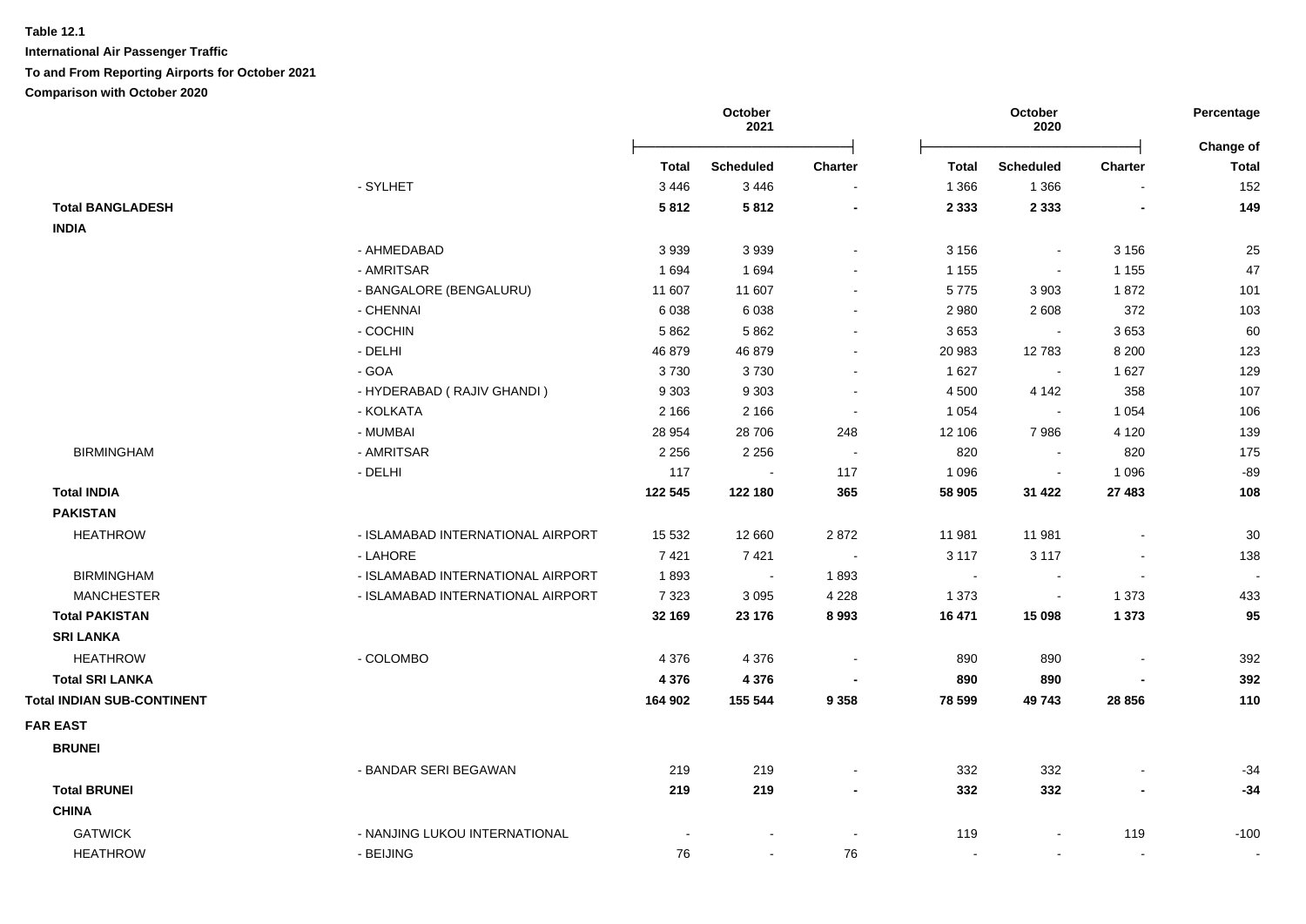**Table 12.1**

**International Air Passenger Traffic**

**To and From Reporting Airports for October 2021**

**Comparison with October 2020**

| | | October 2021 | | | October 2020 | | | Percentage |
|---|---|---|---|---|---|---|---|---|
| | | **Total** | **Scheduled** | **Charter** | **Total** | **Scheduled** | **Charter** | **Change of Total** |
| | - SYLHET | 3 446 | 3 446 | - | 1 366 | 1 366 | - | 152 |
| **Total BANGLADESH** | | **5 812** | **5 812** | **-** | **2 333** | **2 333** | **-** | **149** |
| **INDIA** | | | | | | | | |
| | - AHMEDABAD | 3 939 | 3 939 | - | 3 156 | - | 3 156 | 25 |
| | - AMRITSAR | 1 694 | 1 694 | - | 1 155 | - | 1 155 | 47 |
| | - BANGALORE (BENGALURU) | 11 607 | 11 607 | - | 5 775 | 3 903 | 1 872 | 101 |
| | - CHENNAI | 6 038 | 6 038 | - | 2 980 | 2 608 | 372 | 103 |
| | - COCHIN | 5 862 | 5 862 | - | 3 653 | - | 3 653 | 60 |
| | - DELHI | 46 879 | 46 879 | - | 20 983 | 12 783 | 8 200 | 123 |
| | - GOA | 3 730 | 3 730 | - | 1 627 | - | 1 627 | 129 |
| | - HYDERABAD ( RAJIV GHANDI ) | 9 303 | 9 303 | - | 4 500 | 4 142 | 358 | 107 |
| | - KOLKATA | 2 166 | 2 166 | - | 1 054 | - | 1 054 | 106 |
| | - MUMBAI | 28 954 | 28 706 | 248 | 12 106 | 7 986 | 4 120 | 139 |
| BIRMINGHAM | - AMRITSAR | 2 256 | 2 256 | - | 820 | - | 820 | 175 |
| | - DELHI | 117 | - | 117 | 1 096 | - | 1 096 | -89 |
| **Total INDIA** | | **122 545** | **122 180** | **365** | **58 905** | **31 422** | **27 483** | **108** |
| **PAKISTAN** | | | | | | | | |
| HEATHROW | - ISLAMABAD INTERNATIONAL AIRPORT | 15 532 | 12 660 | 2 872 | 11 981 | 11 981 | - | 30 |
| | - LAHORE | 7 421 | 7 421 | - | 3 117 | 3 117 | - | 138 |
| BIRMINGHAM | - ISLAMABAD INTERNATIONAL AIRPORT | 1 893 | - | 1 893 | - | - | - | - |
| MANCHESTER | - ISLAMABAD INTERNATIONAL AIRPORT | 7 323 | 3 095 | 4 228 | 1 373 | - | 1 373 | 433 |
| **Total PAKISTAN** | | **32 169** | **23 176** | **8 993** | **16 471** | **15 098** | **1 373** | **95** |
| **SRI LANKA** | | | | | | | | |
| HEATHROW | - COLOMBO | 4 376 | 4 376 | - | 890 | 890 | - | 392 |
| **Total SRI LANKA** | | **4 376** | **4 376** | **-** | **890** | **890** | **-** | **392** |
| **Total INDIAN SUB-CONTINENT** | | **164 902** | **155 544** | **9 358** | **78 599** | **49 743** | **28 856** | **110** |
| **FAR EAST** | | | | | | | | |
| **BRUNEI** | | | | | | | | |
| | - BANDAR SERI BEGAWAN | 219 | 219 | - | 332 | 332 | - | -34 |
| **Total BRUNEI** | | **219** | **219** | **-** | **332** | **332** | **-** | **-34** |
| **CHINA** | | | | | | | | |
| GATWICK | - NANJING LUKOU INTERNATIONAL | - | - | - | 119 | - | 119 | -100 |
| HEATHROW | - BEIJING | 76 | - | 76 | - | - | - | - |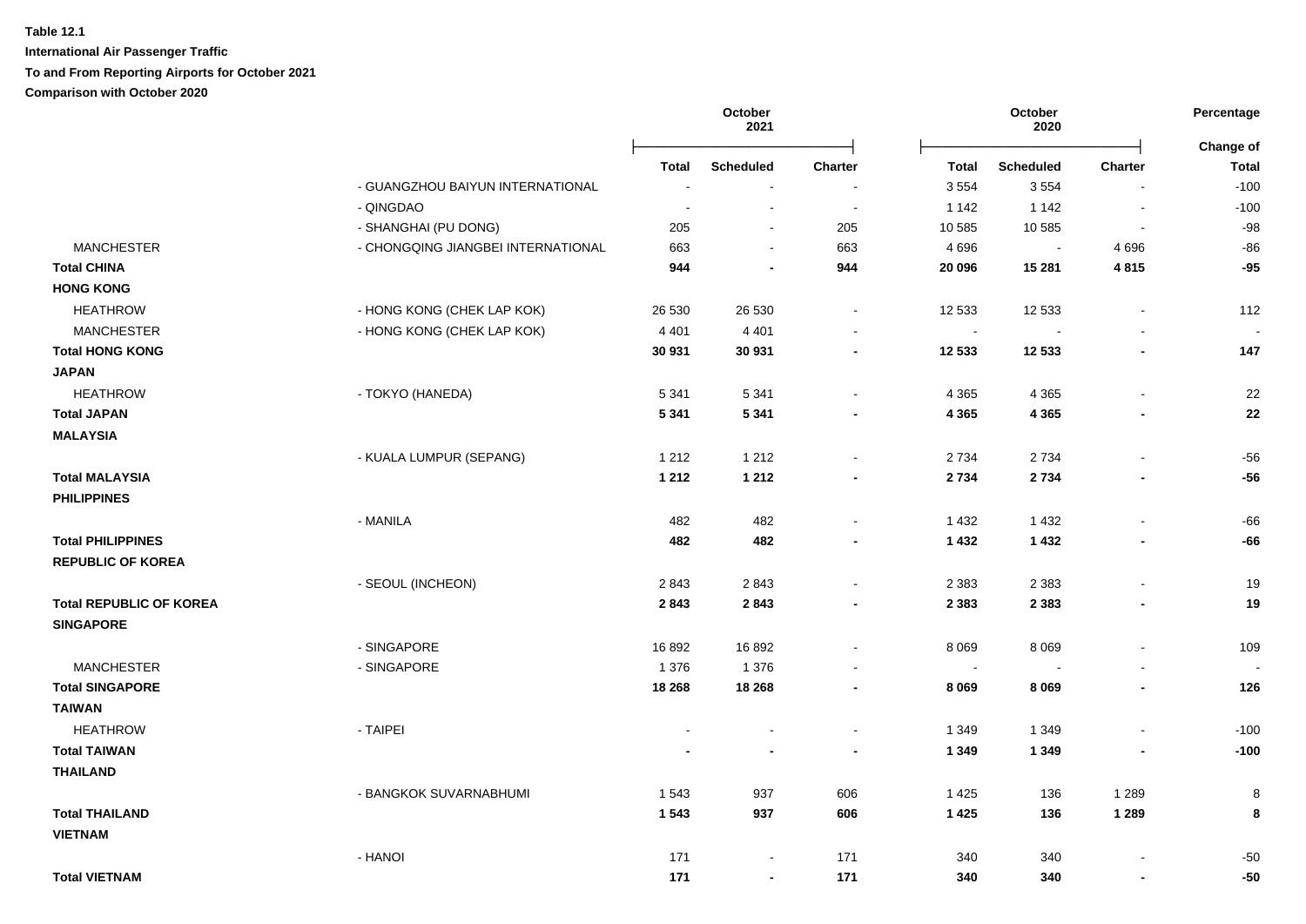**Table 12.1**

**International Air Passenger Traffic**

**To and From Reporting Airports for October 2021**

**Comparison with October 2020**

| | | October 2021 | | | October 2020 | | | Percentage |
|---|---|---|---|---|---|---|---|---|
| | | **Total** | **Scheduled** | **Charter** | **Total** | **Scheduled** | **Charter** | **Change of Total** |
| | - GUANGZHOU BAIYUN INTERNATIONAL | - | - | - | 3 554 | 3 554 | - | -100 |
| | - QINGDAO | - | - | - | 1 142 | 1 142 | - | -100 |
| | - SHANGHAI (PU DONG) | 205 | - | 205 | 10 585 | 10 585 | - | -98 |
| MANCHESTER | - CHONGQING JIANGBEI INTERNATIONAL | 663 | - | 663 | 4 696 | - | 4 696 | -86 |
| **Total CHINA** | | **944** | **-** | **944** | **20 096** | **15 281** | **4 815** | **-95** |
| **HONG KONG** | | | | | | | | |
| HEATHROW | - HONG KONG (CHEK LAP KOK) | 26 530 | 26 530 | - | 12 533 | 12 533 | - | 112 |
| MANCHESTER | - HONG KONG (CHEK LAP KOK) | 4 401 | 4 401 | - | - | - | - | - |
| **Total HONG KONG** | | **30 931** | **30 931** | **-** | **12 533** | **12 533** | **-** | **147** |
| **JAPAN** | | | | | | | | |
| HEATHROW | - TOKYO (HANEDA) | 5 341 | 5 341 | - | 4 365 | 4 365 | - | 22 |
| **Total JAPAN** | | **5 341** | **5 341** | **-** | **4 365** | **4 365** | **-** | **22** |
| **MALAYSIA** | | | | | | | | |
| | - KUALA LUMPUR (SEPANG) | 1 212 | 1 212 | - | 2 734 | 2 734 | - | -56 |
| **Total MALAYSIA** | | **1 212** | **1 212** | **-** | **2 734** | **2 734** | **-** | **-56** |
| **PHILIPPINES** | | | | | | | | |
| | - MANILA | 482 | 482 | - | 1 432 | 1 432 | - | -66 |
| **Total PHILIPPINES** | | **482** | **482** | **-** | **1 432** | **1 432** | **-** | **-66** |
| **REPUBLIC OF KOREA** | | | | | | | | |
| | - SEOUL (INCHEON) | 2 843 | 2 843 | - | 2 383 | 2 383 | - | 19 |
| **Total REPUBLIC OF KOREA** | | **2 843** | **2 843** | **-** | **2 383** | **2 383** | **-** | **19** |
| **SINGAPORE** | | | | | | | | |
| | - SINGAPORE | 16 892 | 16 892 | - | 8 069 | 8 069 | - | 109 |
| MANCHESTER | - SINGAPORE | 1 376 | 1 376 | - | - | - | - | - |
| **Total SINGAPORE** | | **18 268** | **18 268** | **-** | **8 069** | **8 069** | **-** | **126** |
| **TAIWAN** | | | | | | | | |
| HEATHROW | - TAIPEI | - | - | - | 1 349 | 1 349 | - | -100 |
| **Total TAIWAN** | | **-** | **-** | **-** | **1 349** | **1 349** | **-** | **-100** |
| **THAILAND** | | | | | | | | |
| | - BANGKOK SUVARNABHUMI | 1 543 | 937 | 606 | 1 425 | 136 | 1 289 | 8 |
| **Total THAILAND** | | **1 543** | **937** | **606** | **1 425** | **136** | **1 289** | **8** |
| **VIETNAM** | | | | | | | | |
| | - HANOI | 171 | - | 171 | 340 | 340 | - | -50 |
| **Total VIETNAM** | | **171** | **-** | **171** | **340** | **340** | **-** | **-50** |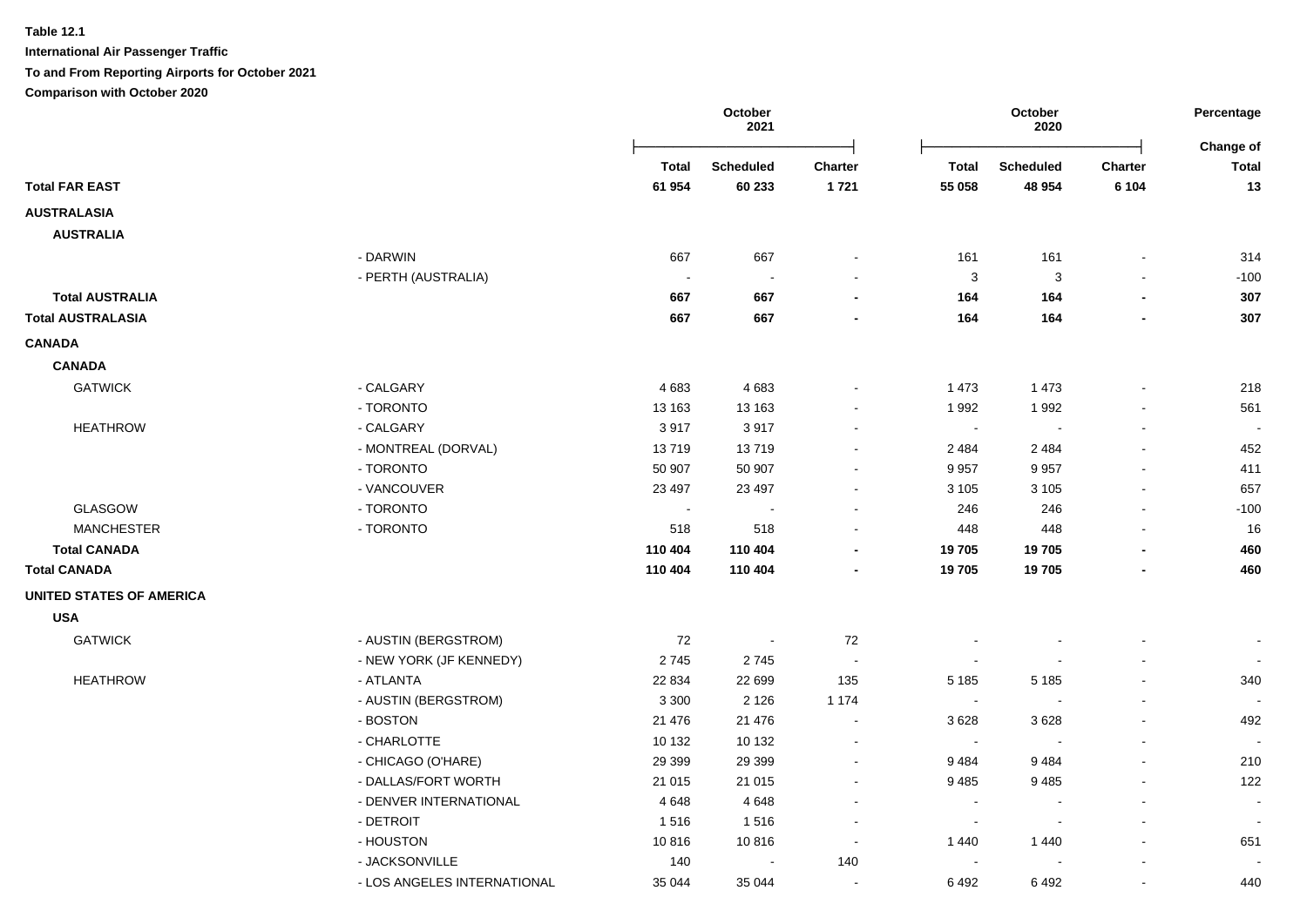**Table 12.1**

**International Air Passenger Traffic**

**To and From Reporting Airports for October 2021**

**Comparison with October 2020**

| | | October 2021 | | | October 2020 | | | Percentage |
|---|---|---|---|---|---|---|---|---|
| | | **Total** | **Scheduled** | **Charter** | **Total** | **Scheduled** | **Charter** | **Change of Total** |
| **Total FAR EAST** | | **61 954** | **60 233** | **1 721** | **55 058** | **48 954** | **6 104** | **13** |
| **AUSTRALASIA** | | | | | | | | |
| **AUSTRALIA** | | | | | | | | |
| | - DARWIN | 667 | 667 | - | 161 | 161 | - | 314 |
| | - PERTH (AUSTRALIA) | - | - | - | 3 | 3 | - | -100 |
| **Total AUSTRALIA** | | **667** | **667** | **-** | **164** | **164** | **-** | **307** |
| **Total AUSTRALASIA** | | **667** | **667** | **-** | **164** | **164** | **-** | **307** |
| **CANADA** | | | | | | | | |
| **CANADA** | | | | | | | | |
| GATWICK | - CALGARY | 4 683 | 4 683 | - | 1 473 | 1 473 | - | 218 |
| | - TORONTO | 13 163 | 13 163 | - | 1 992 | 1 992 | - | 561 |
| HEATHROW | - CALGARY | 3 917 | 3 917 | - | - | - | - | - |
| | - MONTREAL (DORVAL) | 13 719 | 13 719 | - | 2 484 | 2 484 | - | 452 |
| | - TORONTO | 50 907 | 50 907 | - | 9 957 | 9 957 | - | 411 |
| | - VANCOUVER | 23 497 | 23 497 | - | 3 105 | 3 105 | - | 657 |
| GLASGOW | - TORONTO | - | - | - | 246 | 246 | - | -100 |
| MANCHESTER | - TORONTO | 518 | 518 | - | 448 | 448 | - | 16 |
| **Total CANADA** | | **110 404** | **110 404** | **-** | **19 705** | **19 705** | **-** | **460** |
| **Total CANADA** | | **110 404** | **110 404** | **-** | **19 705** | **19 705** | **-** | **460** |
| **UNITED STATES OF AMERICA** | | | | | | | | |
| **USA** | | | | | | | | |
| GATWICK | - AUSTIN (BERGSTROM) | 72 | - | 72 | - | - | - | - |
| | - NEW YORK (JF KENNEDY) | 2 745 | 2 745 | - | - | - | - | - |
| HEATHROW | - ATLANTA | 22 834 | 22 699 | 135 | 5 185 | 5 185 | - | 340 |
| | - AUSTIN (BERGSTROM) | 3 300 | 2 126 | 1 174 | - | - | - | - |
| | - BOSTON | 21 476 | 21 476 | - | 3 628 | 3 628 | - | 492 |
| | - CHARLOTTE | 10 132 | 10 132 | - | - | - | - | - |
| | - CHICAGO (O'HARE) | 29 399 | 29 399 | - | 9 484 | 9 484 | - | 210 |
| | - DALLAS/FORT WORTH | 21 015 | 21 015 | - | 9 485 | 9 485 | - | 122 |
| | - DENVER INTERNATIONAL | 4 648 | 4 648 | - | - | - | - | - |
| | - DETROIT | 1 516 | 1 516 | - | - | - | - | - |
| | - HOUSTON | 10 816 | 10 816 | - | 1 440 | 1 440 | - | 651 |
| | - JACKSONVILLE | 140 | - | 140 | - | - | - | - |
| | - LOS ANGELES INTERNATIONAL | 35 044 | 35 044 | - | 6 492 | 6 492 | - | 440 |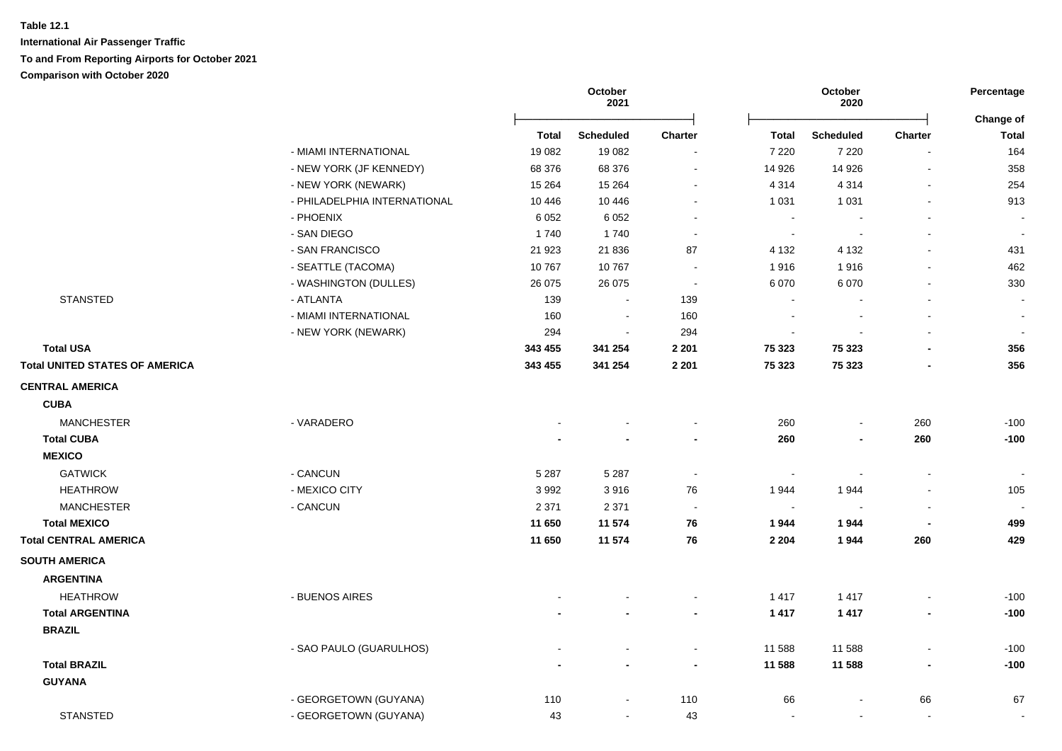**Table 12.1**

**International Air Passenger Traffic**

**To and From Reporting Airports for October 2021**

**Comparison with October 2020**

| | | October 2021 | | | October 2020 | | | Percentage |
|---|---|---|---|---|---|---|---|---|
| | | **Total** | **Scheduled** | **Charter** | **Total** | **Scheduled** | **Charter** | **Change of Total** |
| | - MIAMI INTERNATIONAL | 19 082 | 19 082 | - | 7 220 | 7 220 | - | 164 |
| | - NEW YORK (JF KENNEDY) | 68 376 | 68 376 | - | 14 926 | 14 926 | - | 358 |
| | - NEW YORK (NEWARK) | 15 264 | 15 264 | - | 4 314 | 4 314 | - | 254 |
| | - PHILADELPHIA INTERNATIONAL | 10 446 | 10 446 | - | 1 031 | 1 031 | - | 913 |
| | - PHOENIX | 6 052 | 6 052 | - | - | - | - | - |
| | - SAN DIEGO | 1 740 | 1 740 | - | - | - | - | - |
| | - SAN FRANCISCO | 21 923 | 21 836 | 87 | 4 132 | 4 132 | - | 431 |
| | - SEATTLE (TACOMA) | 10 767 | 10 767 | - | 1 916 | 1 916 | - | 462 |
| | - WASHINGTON (DULLES) | 26 075 | 26 075 | - | 6 070 | 6 070 | - | 330 |
| STANSTED | - ATLANTA | 139 | - | 139 | - | - | - | - |
| | - MIAMI INTERNATIONAL | 160 | - | 160 | - | - | - | - |
| | - NEW YORK (NEWARK) | 294 | - | 294 | - | - | - | - |
| **Total USA** | | **343 455** | **341 254** | **2 201** | **75 323** | **75 323** | **-** | **356** |
| **Total UNITED STATES OF AMERICA** | | **343 455** | **341 254** | **2 201** | **75 323** | **75 323** | **-** | **356** |
| **CENTRAL AMERICA** | | | | | | | | |
| **CUBA** | | | | | | | | |
| MANCHESTER | - VARADERO | - | - | - | 260 | - | 260 | -100 |
| **Total CUBA** | | **-** | **-** | **-** | **260** | **-** | **260** | **-100** |
| **MEXICO** | | | | | | | | |
| GATWICK | - CANCUN | 5 287 | 5 287 | - | - | - | - | - |
| HEATHROW | - MEXICO CITY | 3 992 | 3 916 | 76 | 1 944 | 1 944 | - | 105 |
| MANCHESTER | - CANCUN | 2 371 | 2 371 | - | - | - | - | - |
| **Total MEXICO** | | **11 650** | **11 574** | **76** | **1 944** | **1 944** | **-** | **499** |
| **Total CENTRAL AMERICA** | | **11 650** | **11 574** | **76** | **2 204** | **1 944** | **260** | **429** |
| **SOUTH AMERICA** | | | | | | | | |
| **ARGENTINA** | | | | | | | | |
| HEATHROW | - BUENOS AIRES | - | - | - | 1 417 | 1 417 | - | -100 |
| **Total ARGENTINA** | | **-** | **-** | **-** | **1 417** | **1 417** | **-** | **-100** |
| **BRAZIL** | | | | | | | | |
| | - SAO PAULO (GUARULHOS) | - | - | - | 11 588 | 11 588 | - | -100 |
| **Total BRAZIL** | | **-** | **-** | **-** | **11 588** | **11 588** | **-** | **-100** |
| **GUYANA** | | | | | | | | |
| | - GEORGETOWN (GUYANA) | 110 | - | 110 | 66 | - | 66 | 67 |
| STANSTED | - GEORGETOWN (GUYANA) | 43 | - | 43 | - | - | - | - |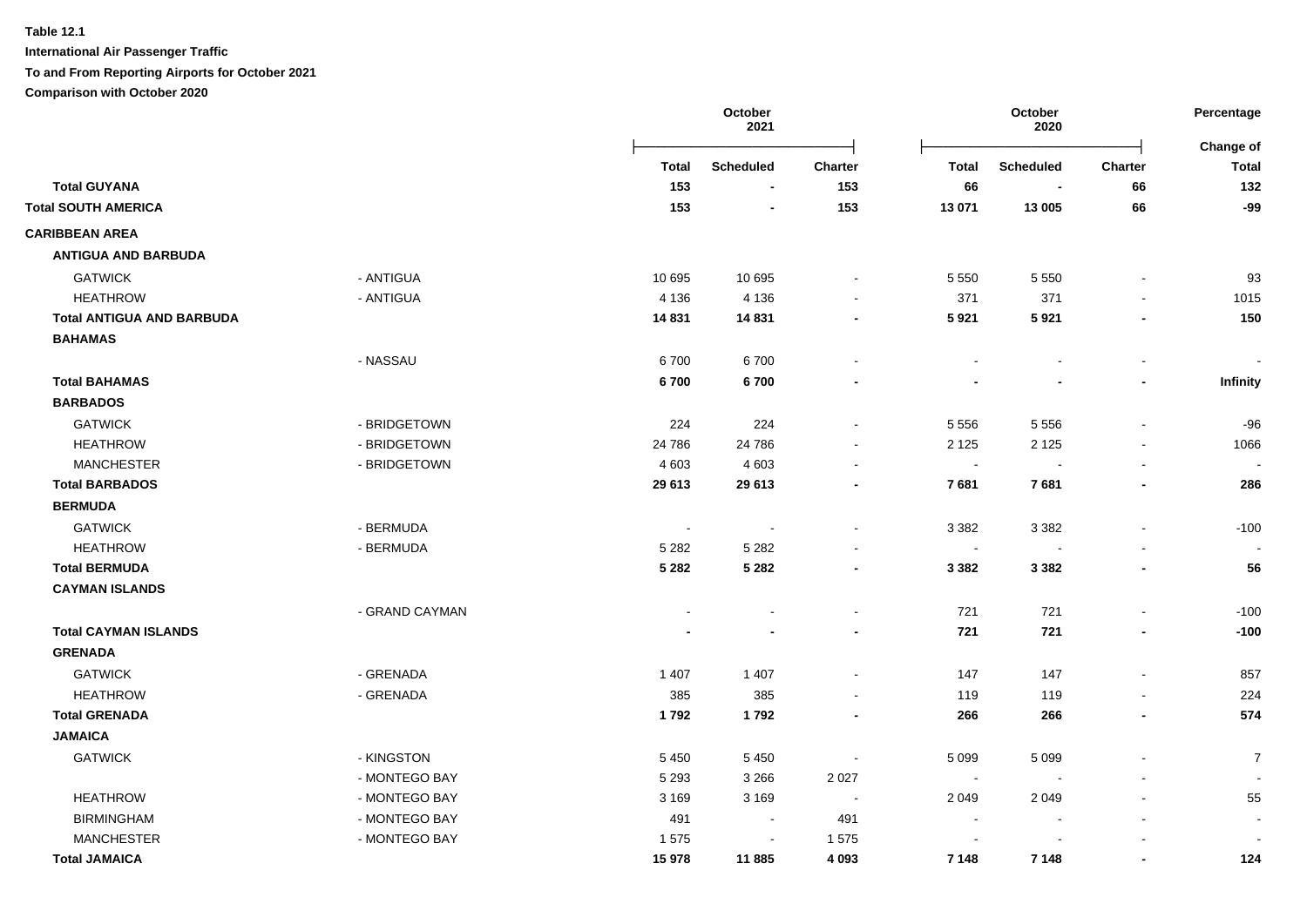**Table 12.1**

**International Air Passenger Traffic**

**To and From Reporting Airports for October 2021**

**Comparison with October 2020**

| | | October 2021 | | | October 2020 | | | Percentage |
|---|---|---|---|---|---|---|---|---|
| | | **Total** | **Scheduled** | **Charter** | **Total** | **Scheduled** | **Charter** | **Change of Total** |
| **Total GUYANA** | | **153** | **-** | **153** | **66** | **-** | **66** | **132** |
| **Total SOUTH AMERICA** | | **153** | **-** | **153** | **13 071** | **13 005** | **66** | **-99** |
| **CARIBBEAN AREA** | | | | | | | | |
| **ANTIGUA AND BARBUDA** | | | | | | | | |
| GATWICK | - ANTIGUA | 10 695 | 10 695 | - | 5 550 | 5 550 | - | 93 |
| HEATHROW | - ANTIGUA | 4 136 | 4 136 | - | 371 | 371 | - | 1015 |
| **Total ANTIGUA AND BARBUDA** | | **14 831** | **14 831** | **-** | **5 921** | **5 921** | **-** | **150** |
| **BAHAMAS** | | | | | | | | |
| | - NASSAU | 6 700 | 6 700 | - | - | - | - | - |
| **Total BAHAMAS** | | **6 700** | **6 700** | **-** | **-** | **-** | **-** | **Infinity** |
| **BARBADOS** | | | | | | | | |
| GATWICK | - BRIDGETOWN | 224 | 224 | - | 5 556 | 5 556 | - | -96 |
| HEATHROW | - BRIDGETOWN | 24 786 | 24 786 | - | 2 125 | 2 125 | - | 1066 |
| MANCHESTER | - BRIDGETOWN | 4 603 | 4 603 | - | - | - | - | - |
| **Total BARBADOS** | | **29 613** | **29 613** | **-** | **7 681** | **7 681** | **-** | **286** |
| **BERMUDA** | | | | | | | | |
| GATWICK | - BERMUDA | - | - | - | 3 382 | 3 382 | - | -100 |
| HEATHROW | - BERMUDA | 5 282 | 5 282 | - | - | - | - | - |
| **Total BERMUDA** | | **5 282** | **5 282** | **-** | **3 382** | **3 382** | **-** | **56** |
| **CAYMAN ISLANDS** | | | | | | | | |
| | - GRAND CAYMAN | - | - | - | 721 | 721 | - | -100 |
| **Total CAYMAN ISLANDS** | | **-** | **-** | **-** | **721** | **721** | **-** | **-100** |
| **GRENADA** | | | | | | | | |
| GATWICK | - GRENADA | 1 407 | 1 407 | - | 147 | 147 | - | 857 |
| HEATHROW | - GRENADA | 385 | 385 | - | 119 | 119 | - | 224 |
| **Total GRENADA** | | **1 792** | **1 792** | **-** | **266** | **266** | **-** | **574** |
| **JAMAICA** | | | | | | | | |
| GATWICK | - KINGSTON | 5 450 | 5 450 | - | 5 099 | 5 099 | - | 7 |
| | - MONTEGO BAY | 5 293 | 3 266 | 2 027 | - | - | - | - |
| HEATHROW | - MONTEGO BAY | 3 169 | 3 169 | - | 2 049 | 2 049 | - | 55 |
| BIRMINGHAM | - MONTEGO BAY | 491 | - | 491 | - | - | - | - |
| MANCHESTER | - MONTEGO BAY | 1 575 | - | 1 575 | - | - | - | - |
| **Total JAMAICA** | | **15 978** | **11 885** | **4 093** | **7 148** | **7 148** | **-** | **124** |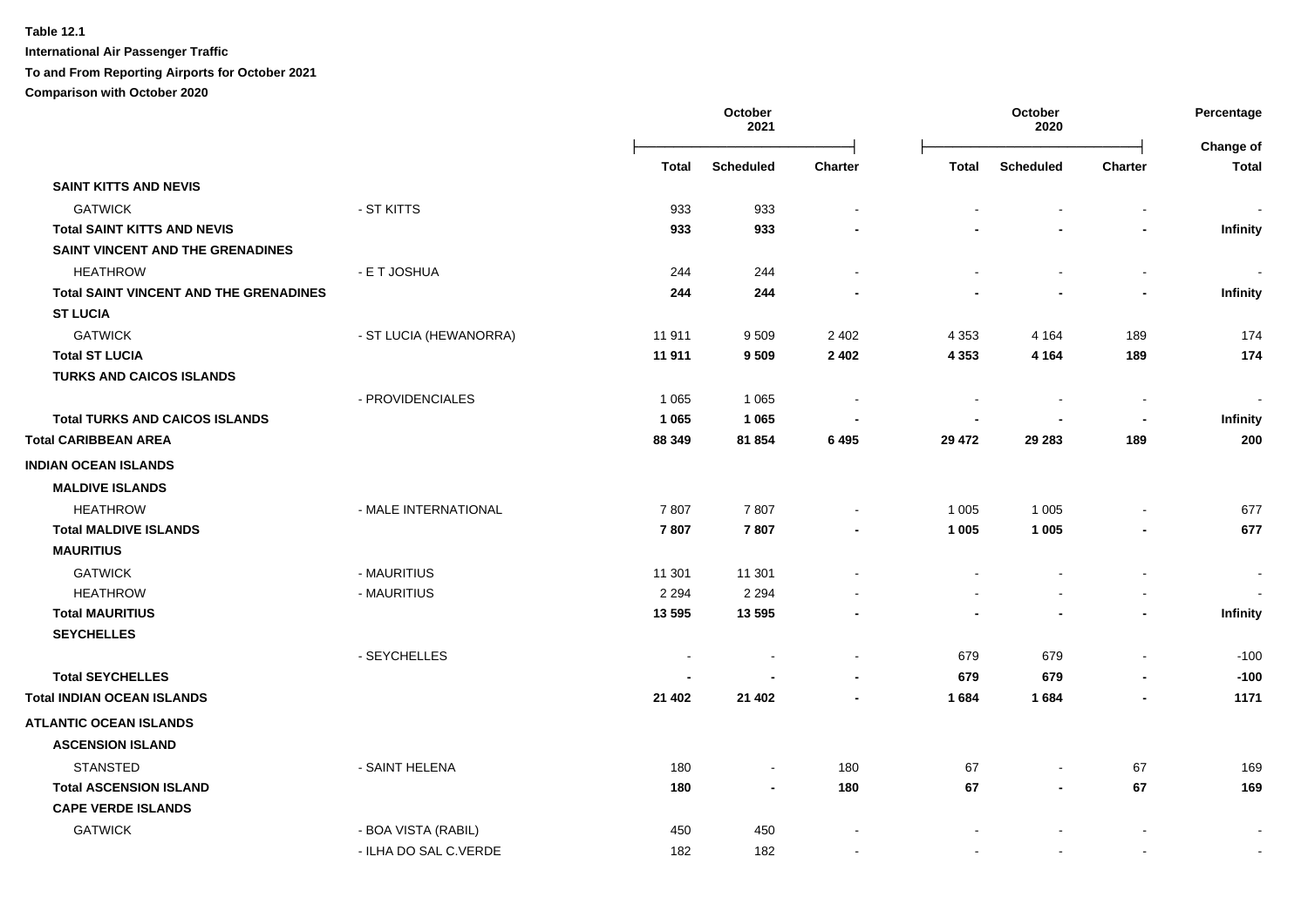**Table 12.1**

**International Air Passenger Traffic**

**To and From Reporting Airports for October 2021**

**Comparison with October 2020**

| | | October 2021 | | | October 2020 | | | Percentage |
|---|---|---|---|---|---|---|---|---|
| | | Total | Scheduled | Charter | Total | Scheduled | Charter | Change of Total |
| **SAINT KITTS AND NEVIS** | | | | | | | | |
| GATWICK | - ST KITTS | 933 | 933 | - | - | - | - | - |
| **Total SAINT KITTS AND NEVIS** | | **933** | **933** | **-** | **-** | **-** | **-** | **Infinity** |
| **SAINT VINCENT AND THE GRENADINES** | | | | | | | | |
| HEATHROW | - E T JOSHUA | 244 | 244 | - | - | - | - | - |
| **Total SAINT VINCENT AND THE GRENADINES** | | **244** | **244** | **-** | **-** | **-** | **-** | **Infinity** |
| **ST LUCIA** | | | | | | | | |
| GATWICK | - ST LUCIA (HEWANORRA) | 11 911 | 9 509 | 2 402 | 4 353 | 4 164 | 189 | 174 |
| **Total ST LUCIA** | | **11 911** | **9 509** | **2 402** | **4 353** | **4 164** | **189** | **174** |
| **TURKS AND CAICOS ISLANDS** | | | | | | | | |
| | - PROVIDENCIALES | 1 065 | 1 065 | - | - | - | - | - |
| **Total TURKS AND CAICOS ISLANDS** | | **1 065** | **1 065** | **-** | **-** | **-** | **-** | **Infinity** |
| **Total CARIBBEAN AREA** | | **88 349** | **81 854** | **6 495** | **29 472** | **29 283** | **189** | **200** |
| **INDIAN OCEAN ISLANDS** | | | | | | | | |
| **MALDIVE ISLANDS** | | | | | | | | |
| HEATHROW | - MALE INTERNATIONAL | 7 807 | 7 807 | - | 1 005 | 1 005 | - | 677 |
| **Total MALDIVE ISLANDS** | | **7 807** | **7 807** | **-** | **1 005** | **1 005** | **-** | **677** |
| **MAURITIUS** | | | | | | | | |
| GATWICK | - MAURITIUS | 11 301 | 11 301 | - | - | - | - | - |
| HEATHROW | - MAURITIUS | 2 294 | 2 294 | - | - | - | - | - |
| **Total MAURITIUS** | | **13 595** | **13 595** | **-** | **-** | **-** | **-** | **Infinity** |
| **SEYCHELLES** | | | | | | | | |
| | - SEYCHELLES | - | - | - | 679 | 679 | - | -100 |
| **Total SEYCHELLES** | | **-** | **-** | **-** | **679** | **679** | **-** | **-100** |
| **Total INDIAN OCEAN ISLANDS** | | **21 402** | **21 402** | **-** | **1 684** | **1 684** | **-** | **1171** |
| **ATLANTIC OCEAN ISLANDS** | | | | | | | | |
| **ASCENSION ISLAND** | | | | | | | | |
| STANSTED | - SAINT HELENA | 180 | - | 180 | 67 | - | 67 | 169 |
| **Total ASCENSION ISLAND** | | **180** | **-** | **180** | **67** | **-** | **67** | **169** |
| **CAPE VERDE ISLANDS** | | | | | | | | |
| GATWICK | - BOA VISTA (RABIL) | 450 | 450 | - | - | - | - | - |
| | - ILHA DO SAL C.VERDE | 182 | 182 | - | - | - | - | - |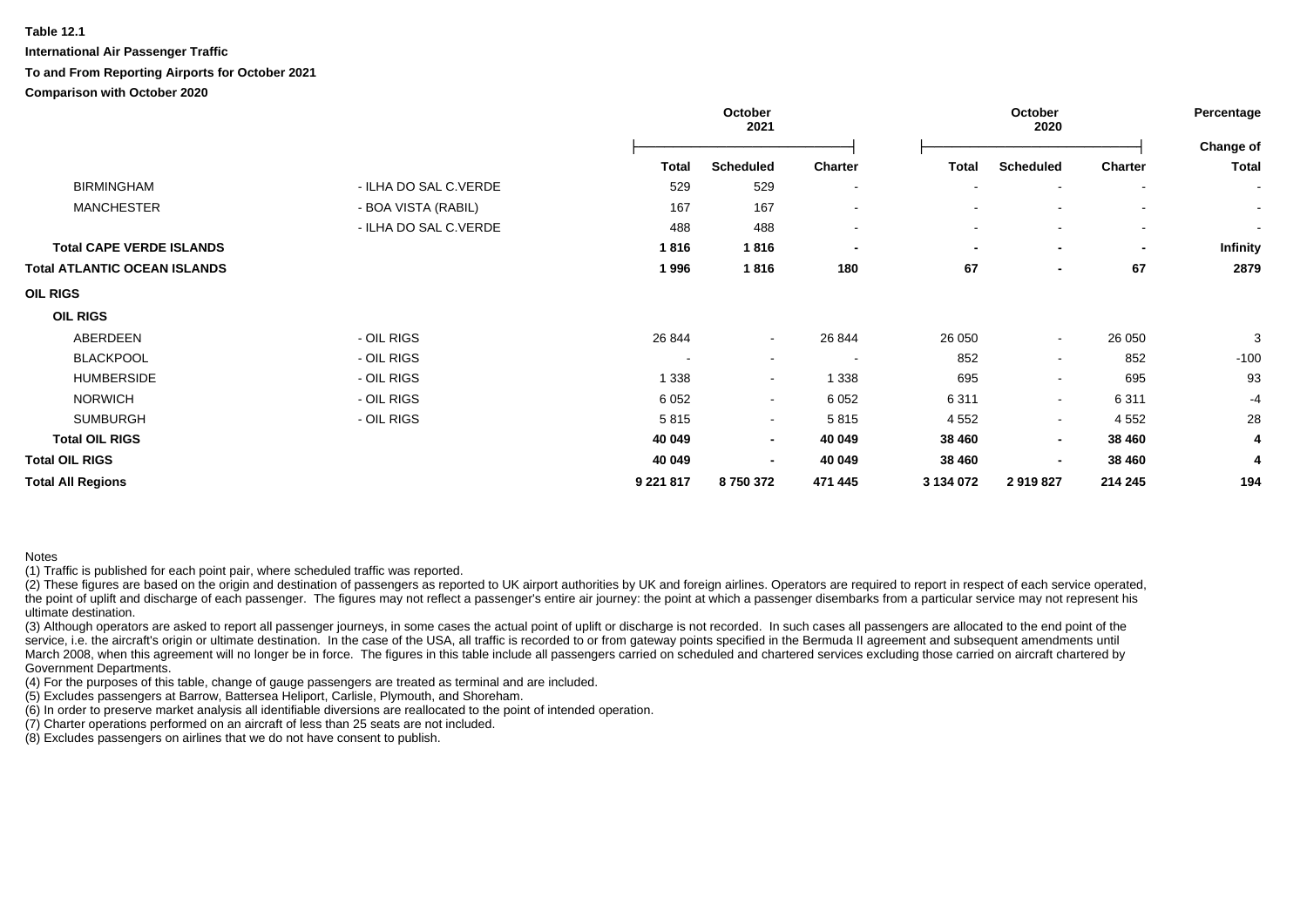**Table 12.1**

**International Air Passenger Traffic**

**To and From Reporting Airports for October 2021**

**Comparison with October 2020**

| | | October 2021 | | | October 2020 | | | Percentage |
|---|---|---|---|---|---|---|---|---|
| | | | | | | | | Change of |
| | | Total | Scheduled | Charter | Total | Scheduled | Charter | Total |
| BIRMINGHAM | - ILHA DO SAL C.VERDE | 529 | 529 | - | - | - | - | - |
| MANCHESTER | - BOA VISTA (RABIL) | 167 | 167 | - | - | - | - | - |
| | - ILHA DO SAL C.VERDE | 488 | 488 | - | - | - | - | - |
| **Total CAPE VERDE ISLANDS** | | **1 816** | **1 816** | **-** | **-** | **-** | **-** | **Infinity** |
| **Total ATLANTIC OCEAN ISLANDS** | | **1 996** | **1 816** | **180** | **67** | **-** | **67** | **2879** |
| **OIL RIGS** | | | | | | | | |
| **OIL RIGS** | | | | | | | | |
| ABERDEEN | - OIL RIGS | 26 844 | - | 26 844 | 26 050 | - | 26 050 | 3 |
| BLACKPOOL | - OIL RIGS | - | - | - | 852 | - | 852 | -100 |
| HUMBERSIDE | - OIL RIGS | 1 338 | - | 1 338 | 695 | - | 695 | 93 |
| NORWICH | - OIL RIGS | 6 052 | - | 6 052 | 6 311 | - | 6 311 | -4 |
| SUMBURGH | - OIL RIGS | 5 815 | - | 5 815 | 4 552 | - | 4 552 | 28 |
| **Total OIL RIGS** | | **40 049** | **-** | **40 049** | **38 460** | **-** | **38 460** | **4** |
| **Total OIL RIGS** | | **40 049** | **-** | **40 049** | **38 460** | **-** | **38 460** | **4** |
| **Total All Regions** | | **9 221 817** | **8 750 372** | **471 445** | **3 134 072** | **2 919 827** | **214 245** | **194** |

Notes

(1) Traffic is published for each point pair, where scheduled traffic was reported.

(2) These figures are based on the origin and destination of passengers as reported to UK airport authorities by UK and foreign airlines. Operators are required to report in respect of each service operated, the point of uplift and discharge of each passenger. The figures may not reflect a passenger's entire air journey: the point at which a passenger disembarks from a particular service may not represent his ultimate destination.

(3) Although operators are asked to report all passenger journeys, in some cases the actual point of uplift or discharge is not recorded. In such cases all passengers are allocated to the end point of the service, i.e. the aircraft's origin or ultimate destination. In the case of the USA, all traffic is recorded to or from gateway points specified in the Bermuda II agreement and subsequent amendments until March 2008, when this agreement will no longer be in force. The figures in this table include all passengers carried on scheduled and chartered services excluding those carried on aircraft chartered by Government Departments.

(4) For the purposes of this table, change of gauge passengers are treated as terminal and are included.

(5) Excludes passengers at Barrow, Battersea Heliport, Carlisle, Plymouth, and Shoreham.

(6) In order to preserve market analysis all identifiable diversions are reallocated to the point of intended operation.

(7) Charter operations performed on an aircraft of less than 25 seats are not included.

(8) Excludes passengers on airlines that we do not have consent to publish.